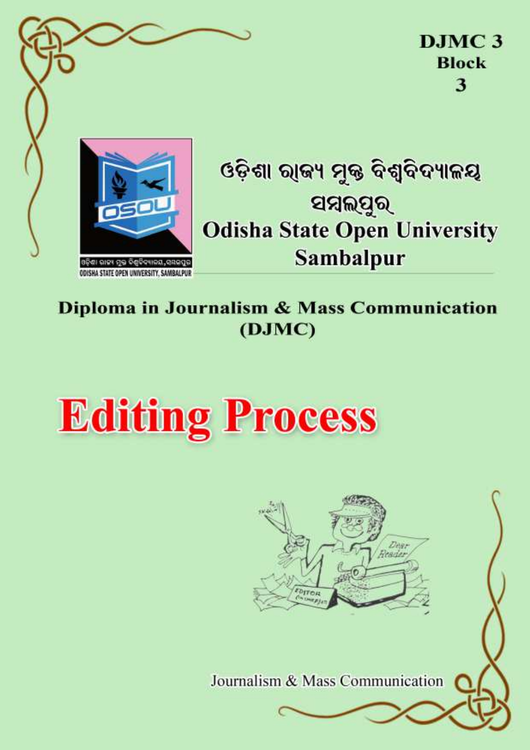**DJMC 3**
**Block**
**3**

ଓଡ଼ିଶା ରାଜ୍ୟ ମୁକ୍ତ ବିଶ୍ୱବିଦ୍ୟାଳୟ
ସମ୍ବଲପୁର

**Odisha State Open University**
**Sambalpur**

**Diploma in Journalism & Mass Communication**
**(DJMC)**

# Editing Process

Journalism & Mass Communication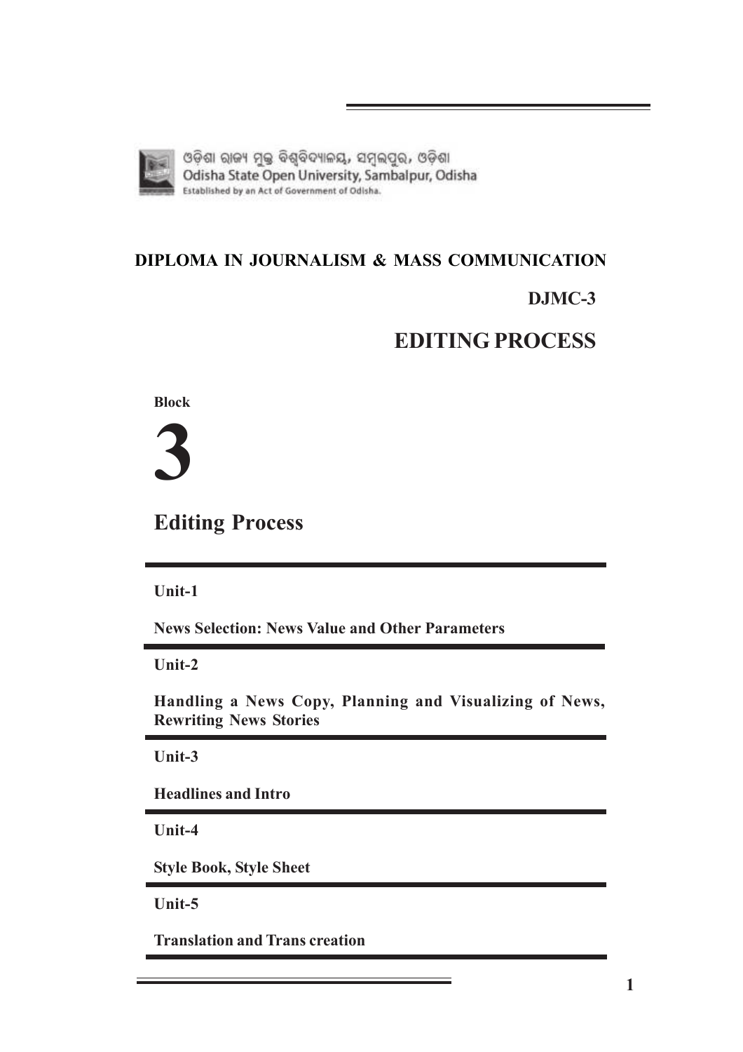ଓଡ଼ିଶା ରାଜ୍ୟ ମୁକ୍ତ ବିଶ୍ୱବିଦ୍ୟାଳୟ, ସମ୍ବଲପୁର, ଓଡ଼ିଶା
Odisha State Open University, Sambalpur, Odisha
Established by an Act of Government of Odisha.

**DIPLOMA IN JOURNALISM & MASS COMMUNICATION**

**DJMC-3**

# EDITING PROCESS

**Block**

# 3

## Editing Process

**Unit-1**

**News Selection: News Value and Other Parameters**

**Unit-2**

**Handling a News Copy, Planning and Visualizing of News, Rewriting News Stories**

**Unit-3**

**Headlines and Intro**

**Unit-4**

**Style Book, Style Sheet**

**Unit-5**

**Translation and Trans creation**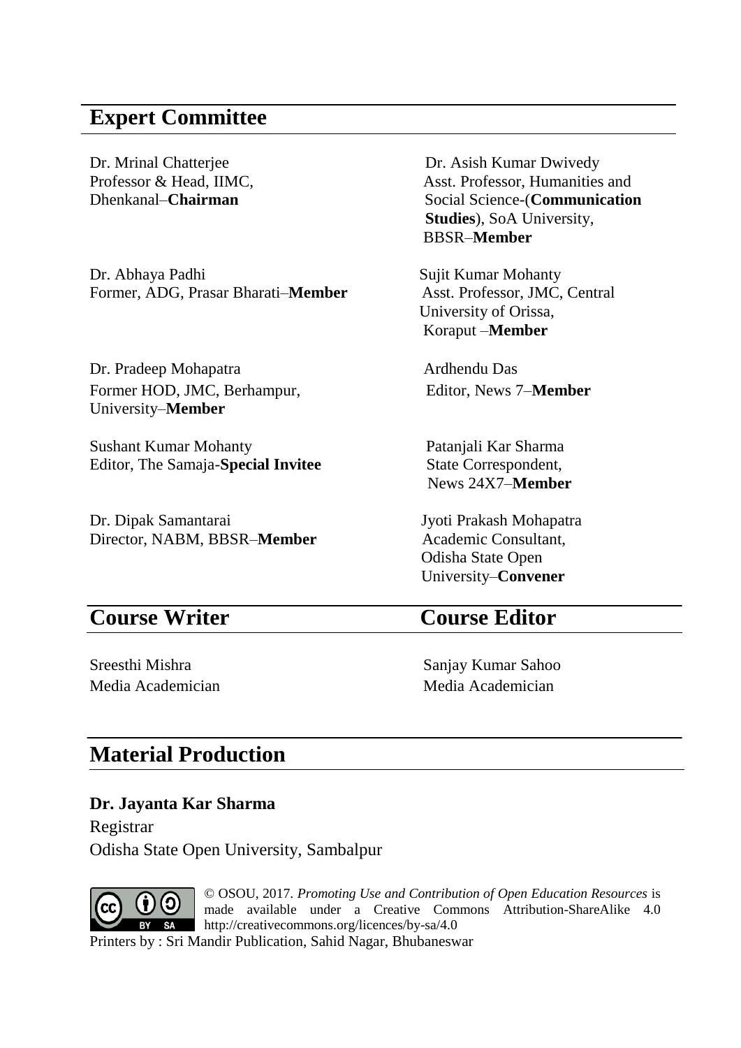## Expert Committee

Dr. Mrinal Chatterjee
Professor & Head, IIMC,
Dhenkanal–**Chairman**

Dr. Asish Kumar Dwivedy
Asst. Professor, Humanities and Social Science-(**Communication Studies**), SoA University, BBSR–**Member**

Dr. Abhaya Padhi
Former, ADG, Prasar Bharati–**Member**

Sujit Kumar Mohanty
Asst. Professor, JMC, Central University of Orissa, Koraput –**Member**

Dr. Pradeep Mohapatra
Former HOD, JMC, Berhampur, University–**Member**

Ardhendu Das
Editor, News 7–**Member**

Sushant Kumar Mohanty
Editor, The Samaja-**Special Invitee**

Patanjali Kar Sharma
State Correspondent, News 24X7–**Member**

Dr. Dipak Samantarai
Director, NABM, BBSR–**Member**

Jyoti Prakash Mohapatra
Academic Consultant, Odisha State Open University–**Convener**

## Course Writer

Sreesthi Mishra
Media Academician

## Course Editor

Sanjay Kumar Sahoo
Media Academician

## Material Production

**Dr. Jayanta Kar Sharma**
Registrar
Odisha State Open University, Sambalpur

© OSOU, 2017. *Promoting Use and Contribution of Open Education Resources* is made available under a Creative Commons Attribution-ShareAlike 4.0 http://creativecommons.org/licences/by-sa/4.0

Printers by : Sri Mandir Publication, Sahid Nagar, Bhubaneswar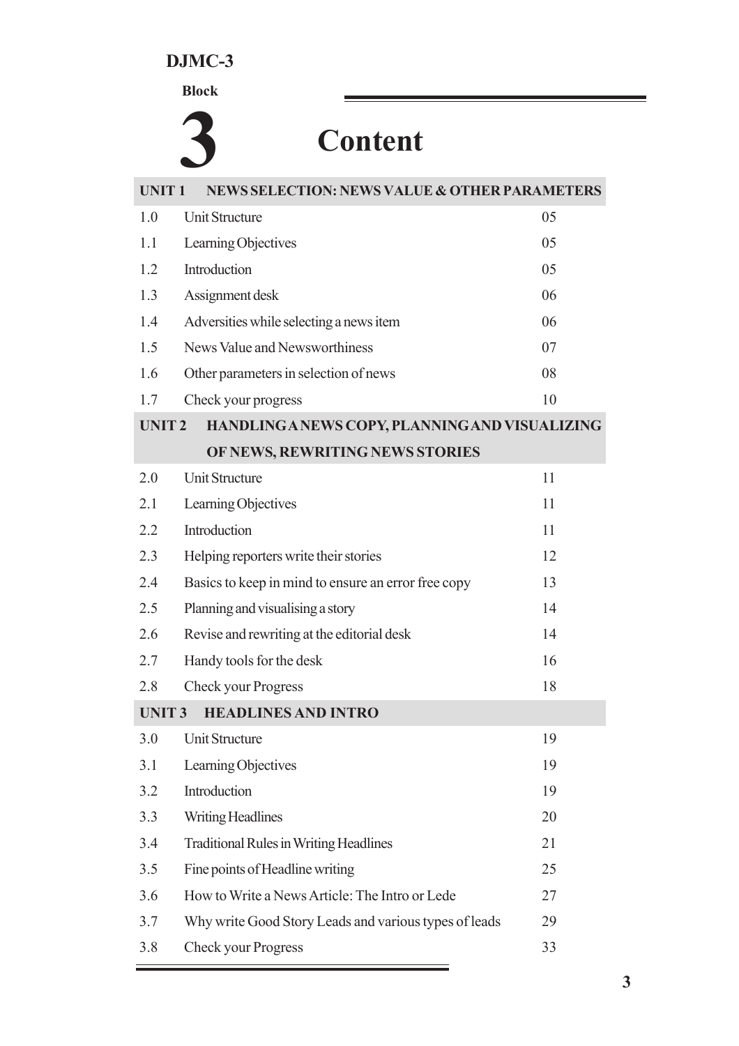**DJMC-3**

**Block**

# 3 Content

| | | |
|---|---|---|
| **UNIT 1** | **NEWS SELECTION: NEWS VALUE & OTHER PARAMETERS** | |
| 1.0 | Unit Structure | 05 |
| 1.1 | Learning Objectives | 05 |
| 1.2 | Introduction | 05 |
| 1.3 | Assignment desk | 06 |
| 1.4 | Adversities while selecting a news item | 06 |
| 1.5 | News Value and Newsworthiness | 07 |
| 1.6 | Other parameters in selection of news | 08 |
| 1.7 | Check your progress | 10 |
| **UNIT 2** | **HANDLING A NEWS COPY, PLANNING AND VISUALIZING OF NEWS, REWRITING NEWS STORIES** | |
| 2.0 | Unit Structure | 11 |
| 2.1 | Learning Objectives | 11 |
| 2.2 | Introduction | 11 |
| 2.3 | Helping reporters write their stories | 12 |
| 2.4 | Basics to keep in mind to ensure an error free copy | 13 |
| 2.5 | Planning and visualising a story | 14 |
| 2.6 | Revise and rewriting at the editorial desk | 14 |
| 2.7 | Handy tools for the desk | 16 |
| 2.8 | Check your Progress | 18 |
| **UNIT 3** | **HEADLINES AND INTRO** | |
| 3.0 | Unit Structure | 19 |
| 3.1 | Learning Objectives | 19 |
| 3.2 | Introduction | 19 |
| 3.3 | Writing Headlines | 20 |
| 3.4 | Traditional Rules in Writing Headlines | 21 |
| 3.5 | Fine points of Headline writing | 25 |
| 3.6 | How to Write a News Article: The Intro or Lede | 27 |
| 3.7 | Why write Good Story Leads and various types of leads | 29 |
| 3.8 | Check your Progress | 33 |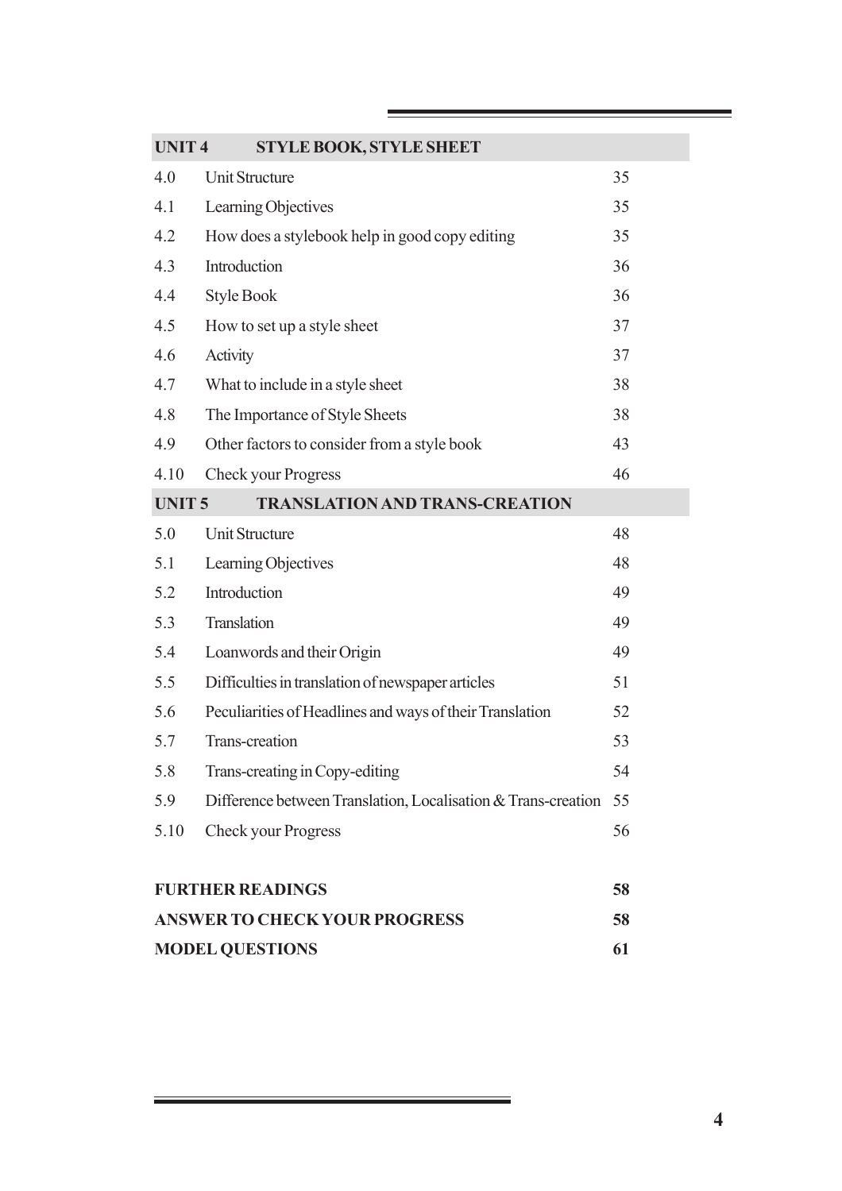| UNIT 4 | STYLE BOOK, STYLE SHEET | |
|---|---|---|
| 4.0 | Unit Structure | 35 |
| 4.1 | Learning Objectives | 35 |
| 4.2 | How does a stylebook help in good copy editing | 35 |
| 4.3 | Introduction | 36 |
| 4.4 | Style Book | 36 |
| 4.5 | How to set up a style sheet | 37 |
| 4.6 | Activity | 37 |
| 4.7 | What to include in a style sheet | 38 |
| 4.8 | The Importance of Style Sheets | 38 |
| 4.9 | Other factors to consider from a style book | 43 |
| 4.10 | Check your Progress | 46 |
| **UNIT 5** | **TRANSLATION AND TRANS-CREATION** | |
| 5.0 | Unit Structure | 48 |
| 5.1 | Learning Objectives | 48 |
| 5.2 | Introduction | 49 |
| 5.3 | Translation | 49 |
| 5.4 | Loanwords and their Origin | 49 |
| 5.5 | Difficulties in translation of newspaper articles | 51 |
| 5.6 | Peculiarities of Headlines and ways of their Translation | 52 |
| 5.7 | Trans-creation | 53 |
| 5.8 | Trans-creating in Copy-editing | 54 |
| 5.9 | Difference between Translation, Localisation & Trans-creation | 55 |
| 5.10 | Check your Progress | 56 |

**FURTHER READINGS** 58

**ANSWER TO CHECK YOUR PROGRESS** 58

**MODEL QUESTIONS** 61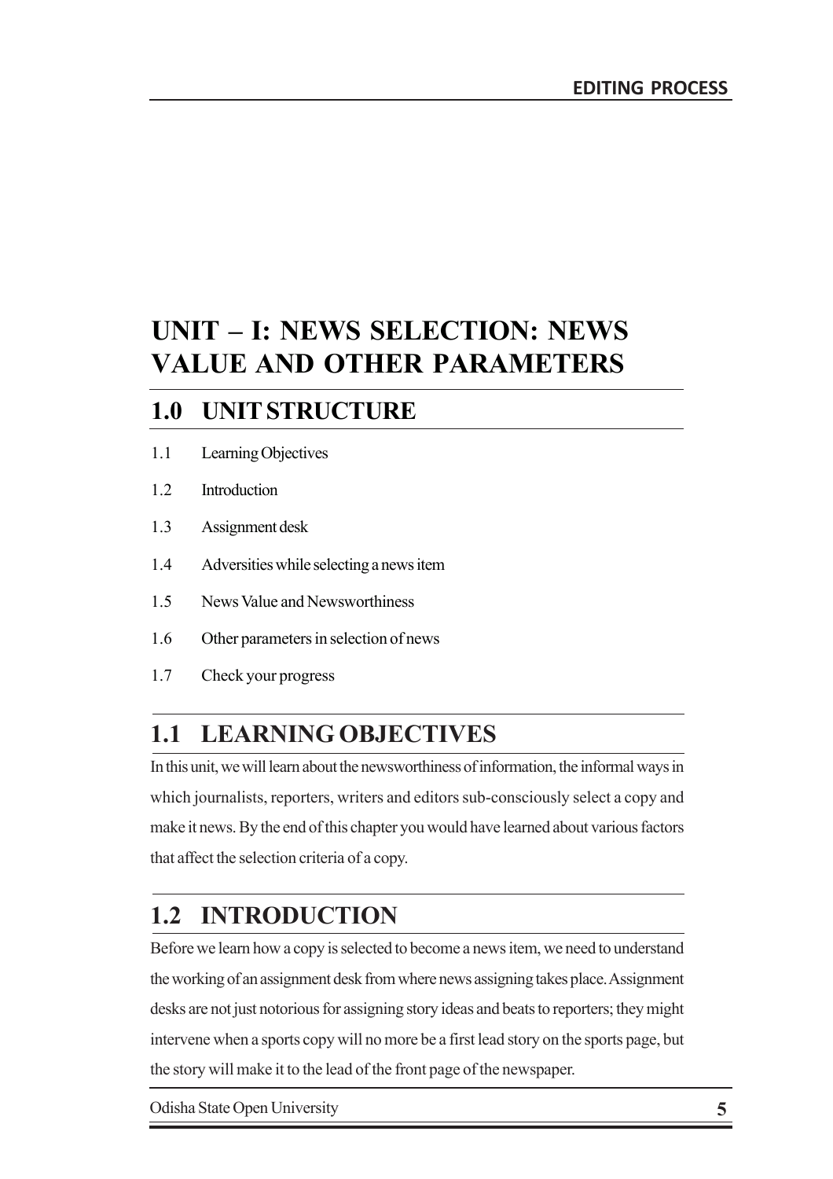# UNIT – I: NEWS SELECTION: NEWS VALUE AND OTHER PARAMETERS

## 1.0 UNIT STRUCTURE

1.1 Learning Objectives

1.2 Introduction

1.3 Assignment desk

1.4 Adversities while selecting a news item

1.5 News Value and Newsworthiness

1.6 Other parameters in selection of news

1.7 Check your progress

## 1.1 LEARNING OBJECTIVES

In this unit, we will learn about the newsworthiness of information, the informal ways in which journalists, reporters, writers and editors sub-consciously select a copy and make it news. By the end of this chapter you would have learned about various factors that affect the selection criteria of a copy.

## 1.2 INTRODUCTION

Before we learn how a copy is selected to become a news item, we need to understand the working of an assignment desk from where news assigning takes place. Assignment desks are not just notorious for assigning story ideas and beats to reporters; they might intervene when a sports copy will no more be a first lead story on the sports page, but the story will make it to the lead of the front page of the newspaper.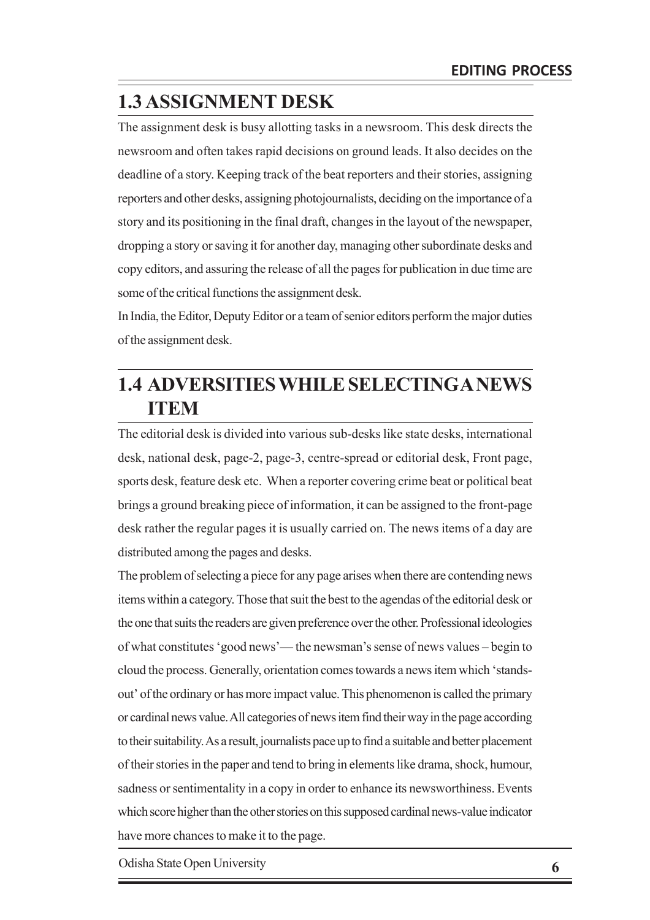## 1.3 ASSIGNMENT DESK

The assignment desk is busy allotting tasks in a newsroom. This desk directs the newsroom and often takes rapid decisions on ground leads. It also decides on the deadline of a story. Keeping track of the beat reporters and their stories, assigning reporters and other desks, assigning photojournalists, deciding on the importance of a story and its positioning in the final draft, changes in the layout of the newspaper, dropping a story or saving it for another day, managing other subordinate desks and copy editors, and assuring the release of all the pages for publication in due time are some of the critical functions the assignment desk.

In India, the Editor, Deputy Editor or a team of senior editors perform the major duties of the assignment desk.

## 1.4 ADVERSITIES WHILE SELECTING A NEWS ITEM

The editorial desk is divided into various sub-desks like state desks, international desk, national desk, page-2, page-3, centre-spread or editorial desk, Front page, sports desk, feature desk etc. When a reporter covering crime beat or political beat brings a ground breaking piece of information, it can be assigned to the front-page desk rather the regular pages it is usually carried on. The news items of a day are distributed among the pages and desks.

The problem of selecting a piece for any page arises when there are contending news items within a category. Those that suit the best to the agendas of the editorial desk or the one that suits the readers are given preference over the other. Professional ideologies of what constitutes 'good news'— the newsman's sense of news values – begin to cloud the process. Generally, orientation comes towards a news item which 'stands-out' of the ordinary or has more impact value. This phenomenon is called the primary or cardinal news value. All categories of news item find their way in the page according to their suitability. As a result, journalists pace up to find a suitable and better placement of their stories in the paper and tend to bring in elements like drama, shock, humour, sadness or sentimentality in a copy in order to enhance its newsworthiness. Events which score higher than the other stories on this supposed cardinal news-value indicator have more chances to make it to the page.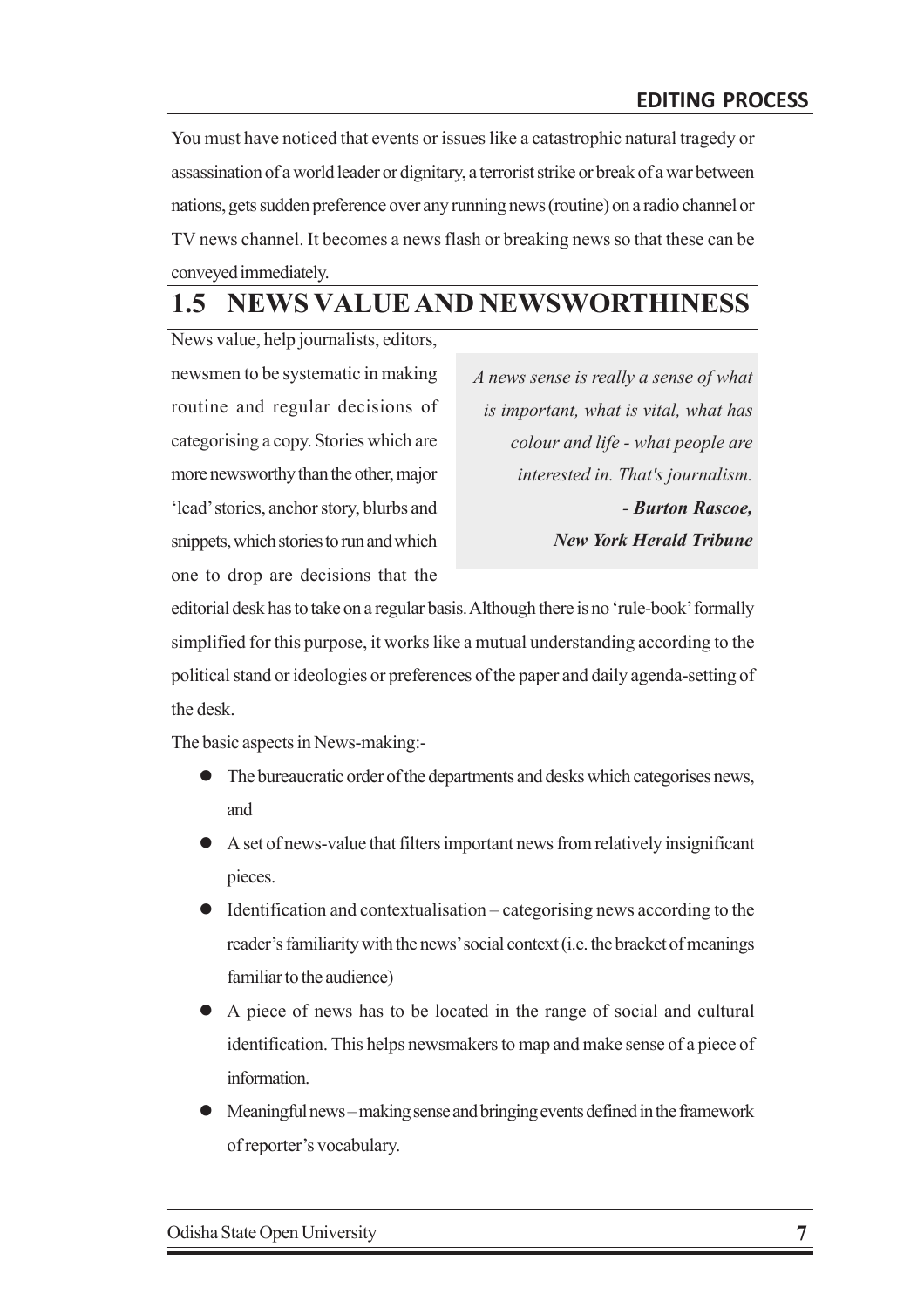You must have noticed that events or issues like a catastrophic natural tragedy or assassination of a world leader or dignitary, a terrorist strike or break of a war between nations, gets sudden preference over any running news (routine) on a radio channel or TV news channel. It becomes a news flash or breaking news so that these can be conveyed immediately.

## 1.5 NEWS VALUE AND NEWSWORTHINESS

> *A news sense is really a sense of what is important, what is vital, what has colour and life - what people are interested in. That's journalism.*
>
> *- **Burton Rascoe, New York Herald Tribune***

News value, help journalists, editors, newsmen to be systematic in making routine and regular decisions of categorising a copy. Stories which are more newsworthy than the other, major 'lead' stories, anchor story, blurbs and snippets, which stories to run and which one to drop are decisions that the editorial desk has to take on a regular basis. Although there is no 'rule-book' formally simplified for this purpose, it works like a mutual understanding according to the political stand or ideologies or preferences of the paper and daily agenda-setting of the desk.

The basic aspects in News-making:-

- The bureaucratic order of the departments and desks which categorises news, and
- A set of news-value that filters important news from relatively insignificant pieces.
- Identification and contextualisation – categorising news according to the reader's familiarity with the news' social context (i.e. the bracket of meanings familiar to the audience)
- A piece of news has to be located in the range of social and cultural identification. This helps newsmakers to map and make sense of a piece of information.
- Meaningful news – making sense and bringing events defined in the framework of reporter's vocabulary.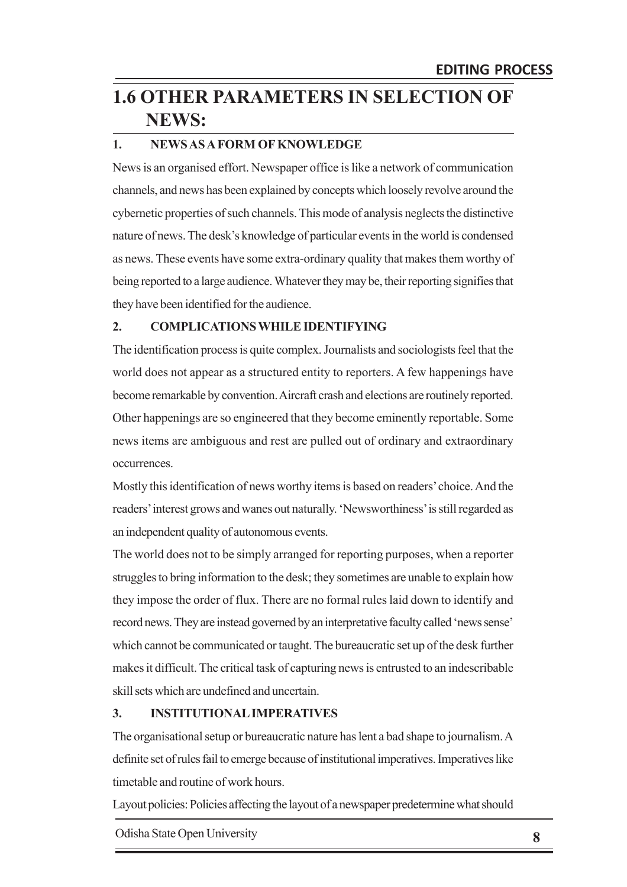## 1.6 OTHER PARAMETERS IN SELECTION OF NEWS:

### 1. NEWS AS A FORM OF KNOWLEDGE

News is an organised effort. Newspaper office is like a network of communication channels, and news has been explained by concepts which loosely revolve around the cybernetic properties of such channels. This mode of analysis neglects the distinctive nature of news. The desk's knowledge of particular events in the world is condensed as news. These events have some extra-ordinary quality that makes them worthy of being reported to a large audience. Whatever they may be, their reporting signifies that they have been identified for the audience.

### 2. COMPLICATIONS WHILE IDENTIFYING

The identification process is quite complex. Journalists and sociologists feel that the world does not appear as a structured entity to reporters. A few happenings have become remarkable by convention. Aircraft crash and elections are routinely reported. Other happenings are so engineered that they become eminently reportable. Some news items are ambiguous and rest are pulled out of ordinary and extraordinary occurrences.

Mostly this identification of news worthy items is based on readers' choice. And the readers' interest grows and wanes out naturally. 'Newsworthiness' is still regarded as an independent quality of autonomous events.

The world does not to be simply arranged for reporting purposes, when a reporter struggles to bring information to the desk; they sometimes are unable to explain how they impose the order of flux. There are no formal rules laid down to identify and record news. They are instead governed by an interpretative faculty called 'news sense' which cannot be communicated or taught. The bureaucratic set up of the desk further makes it difficult. The critical task of capturing news is entrusted to an indescribable skill sets which are undefined and uncertain.

### 3. INSTITUTIONAL IMPERATIVES

The organisational setup or bureaucratic nature has lent a bad shape to journalism. A definite set of rules fail to emerge because of institutional imperatives. Imperatives like timetable and routine of work hours.

Layout policies: Policies affecting the layout of a newspaper predetermine what should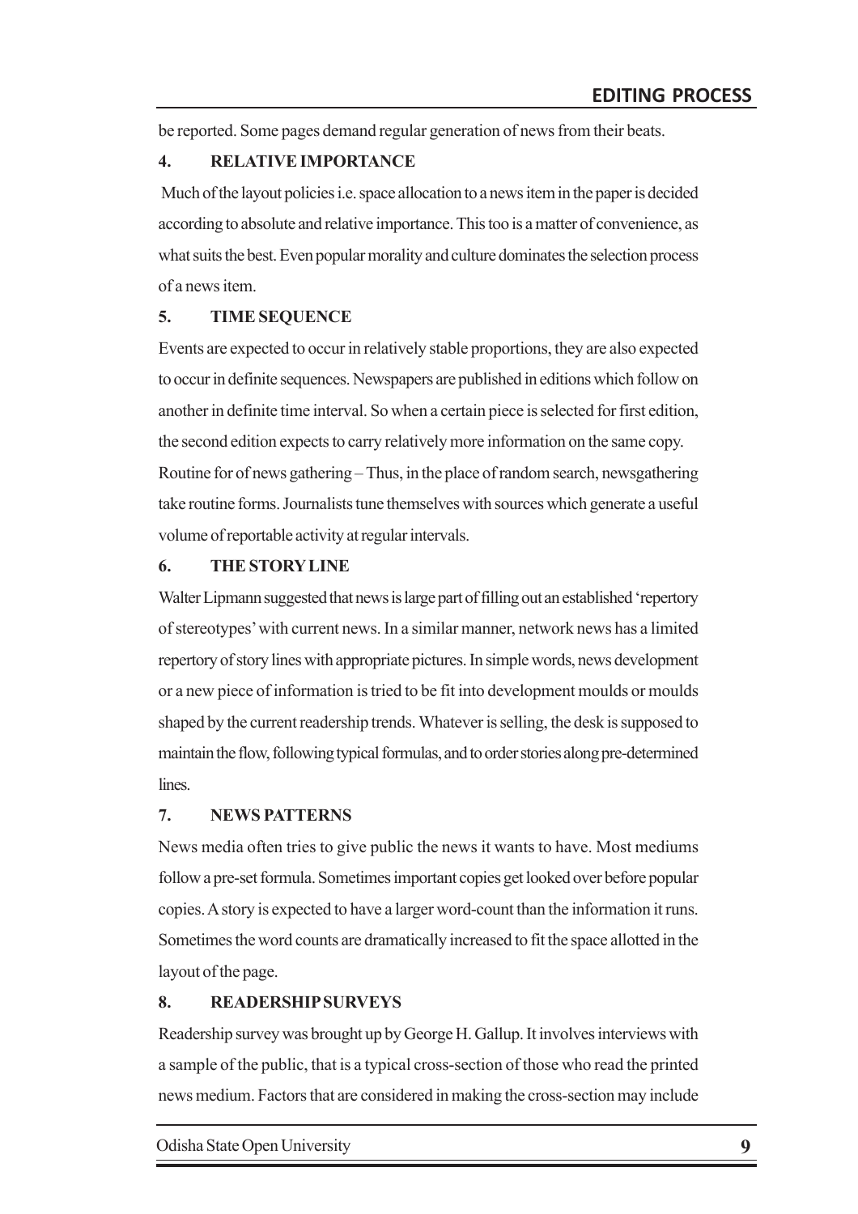be reported. Some pages demand regular generation of news from their beats.

**4. RELATIVE IMPORTANCE**

Much of the layout policies i.e. space allocation to a news item in the paper is decided according to absolute and relative importance. This too is a matter of convenience, as what suits the best. Even popular morality and culture dominates the selection process of a news item.

**5. TIME SEQUENCE**

Events are expected to occur in relatively stable proportions, they are also expected to occur in definite sequences. Newspapers are published in editions which follow on another in definite time interval. So when a certain piece is selected for first edition, the second edition expects to carry relatively more information on the same copy.

Routine for of news gathering – Thus, in the place of random search, newsgathering take routine forms. Journalists tune themselves with sources which generate a useful volume of reportable activity at regular intervals.

**6. THE STORY LINE**

Walter Lipmann suggested that news is large part of filling out an established 'repertory of stereotypes' with current news. In a similar manner, network news has a limited repertory of story lines with appropriate pictures. In simple words, news development or a new piece of information is tried to be fit into development moulds or moulds shaped by the current readership trends. Whatever is selling, the desk is supposed to maintain the flow, following typical formulas, and to order stories along pre-determined lines.

**7. NEWS PATTERNS**

News media often tries to give public the news it wants to have. Most mediums follow a pre-set formula. Sometimes important copies get looked over before popular copies. A story is expected to have a larger word-count than the information it runs. Sometimes the word counts are dramatically increased to fit the space allotted in the layout of the page.

**8. READERSHIP SURVEYS**

Readership survey was brought up by George H. Gallup. It involves interviews with a sample of the public, that is a typical cross-section of those who read the printed news medium. Factors that are considered in making the cross-section may include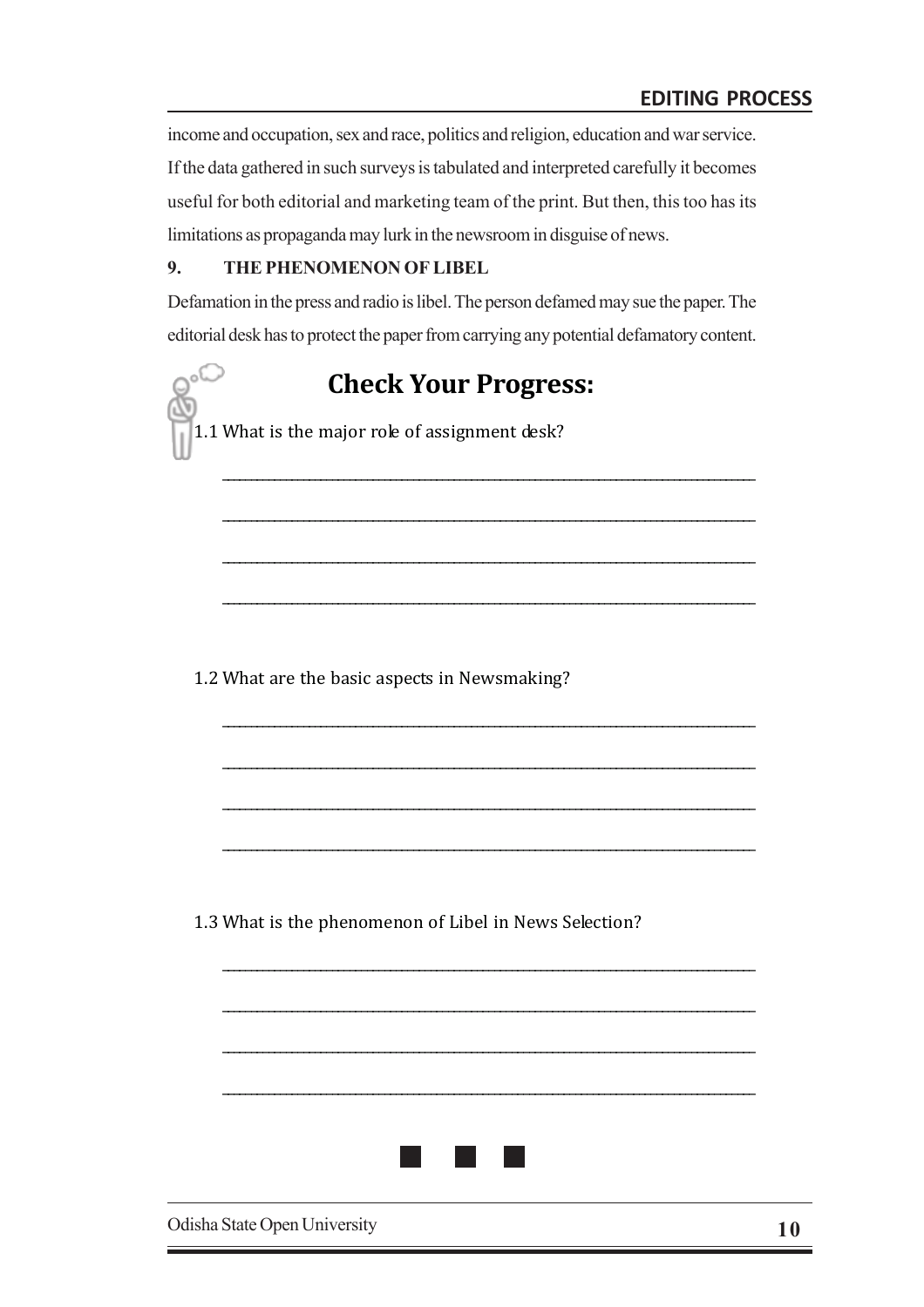income and occupation, sex and race, politics and religion, education and war service. If the data gathered in such surveys is tabulated and interpreted carefully it becomes useful for both editorial and marketing team of the print. But then, this too has its limitations as propaganda may lurk in the newsroom in disguise of news.

## 9. THE PHENOMENON OF LIBEL

Defamation in the press and radio is libel. The person defamed may sue the paper. The editorial desk has to protect the paper from carrying any potential defamatory content.

## Check Your Progress:

1.1 What is the major role of assignment desk?

______________________________________________________________________

______________________________________________________________________

______________________________________________________________________

______________________________________________________________________

1.2 What are the basic aspects in Newsmaking?

______________________________________________________________________

______________________________________________________________________

______________________________________________________________________

______________________________________________________________________

1.3 What is the phenomenon of Libel in News Selection?

______________________________________________________________________

______________________________________________________________________

______________________________________________________________________

______________________________________________________________________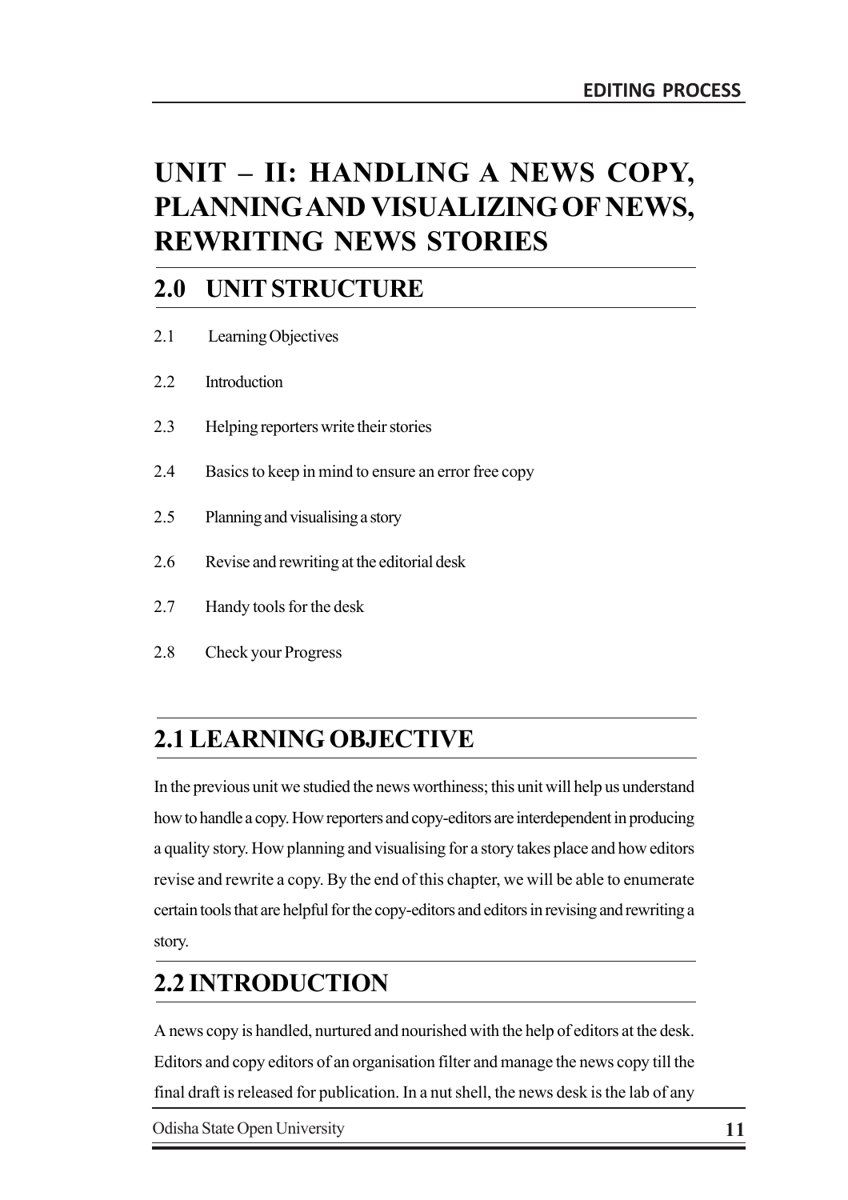# UNIT – II: HANDLING A NEWS COPY, PLANNING AND VISUALIZING OF NEWS, REWRITING NEWS STORIES

## 2.0 UNIT STRUCTURE

2.1 Learning Objectives

2.2 Introduction

2.3 Helping reporters write their stories

2.4 Basics to keep in mind to ensure an error free copy

2.5 Planning and visualising a story

2.6 Revise and rewriting at the editorial desk

2.7 Handy tools for the desk

2.8 Check your Progress

## 2.1 LEARNING OBJECTIVE

In the previous unit we studied the news worthiness; this unit will help us understand how to handle a copy. How reporters and copy-editors are interdependent in producing a quality story. How planning and visualising for a story takes place and how editors revise and rewrite a copy. By the end of this chapter, we will be able to enumerate certain tools that are helpful for the copy-editors and editors in revising and rewriting a story.

## 2.2 INTRODUCTION

A news copy is handled, nurtured and nourished with the help of editors at the desk. Editors and copy editors of an organisation filter and manage the news copy till the final draft is released for publication. In a nut shell, the news desk is the lab of any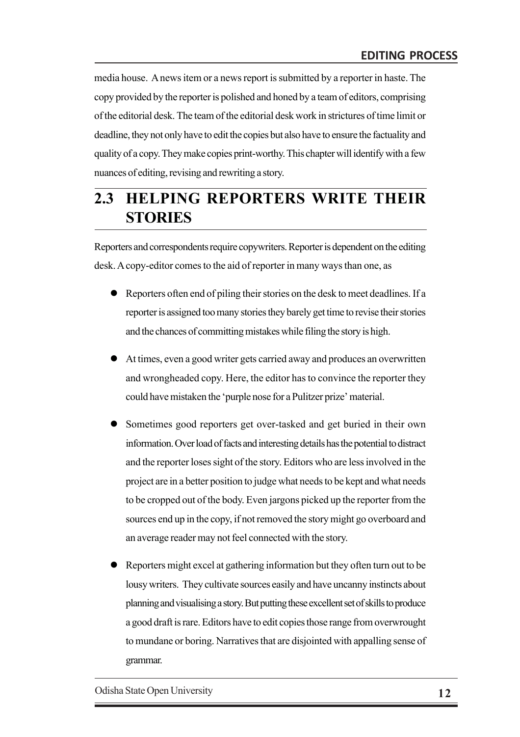media house. A news item or a news report is submitted by a reporter in haste. The copy provided by the reporter is polished and honed by a team of editors, comprising of the editorial desk. The team of the editorial desk work in strictures of time limit or deadline, they not only have to edit the copies but also have to ensure the factuality and quality of a copy. They make copies print-worthy. This chapter will identify with a few nuances of editing, revising and rewriting a story.

## 2.3 HELPING REPORTERS WRITE THEIR STORIES

Reporters and correspondents require copywriters. Reporter is dependent on the editing desk. A copy-editor comes to the aid of reporter in many ways than one, as

- Reporters often end of piling their stories on the desk to meet deadlines. If a reporter is assigned too many stories they barely get time to revise their stories and the chances of committing mistakes while filing the story is high.
- At times, even a good writer gets carried away and produces an overwritten and wrongheaded copy. Here, the editor has to convince the reporter they could have mistaken the 'purple nose for a Pulitzer prize' material.
- Sometimes good reporters get over-tasked and get buried in their own information. Over load of facts and interesting details has the potential to distract and the reporter loses sight of the story. Editors who are less involved in the project are in a better position to judge what needs to be kept and what needs to be cropped out of the body. Even jargons picked up the reporter from the sources end up in the copy, if not removed the story might go overboard and an average reader may not feel connected with the story.
- Reporters might excel at gathering information but they often turn out to be lousy writers. They cultivate sources easily and have uncanny instincts about planning and visualising a story. But putting these excellent set of skills to produce a good draft is rare. Editors have to edit copies those range from overwrought to mundane or boring. Narratives that are disjointed with appalling sense of grammar.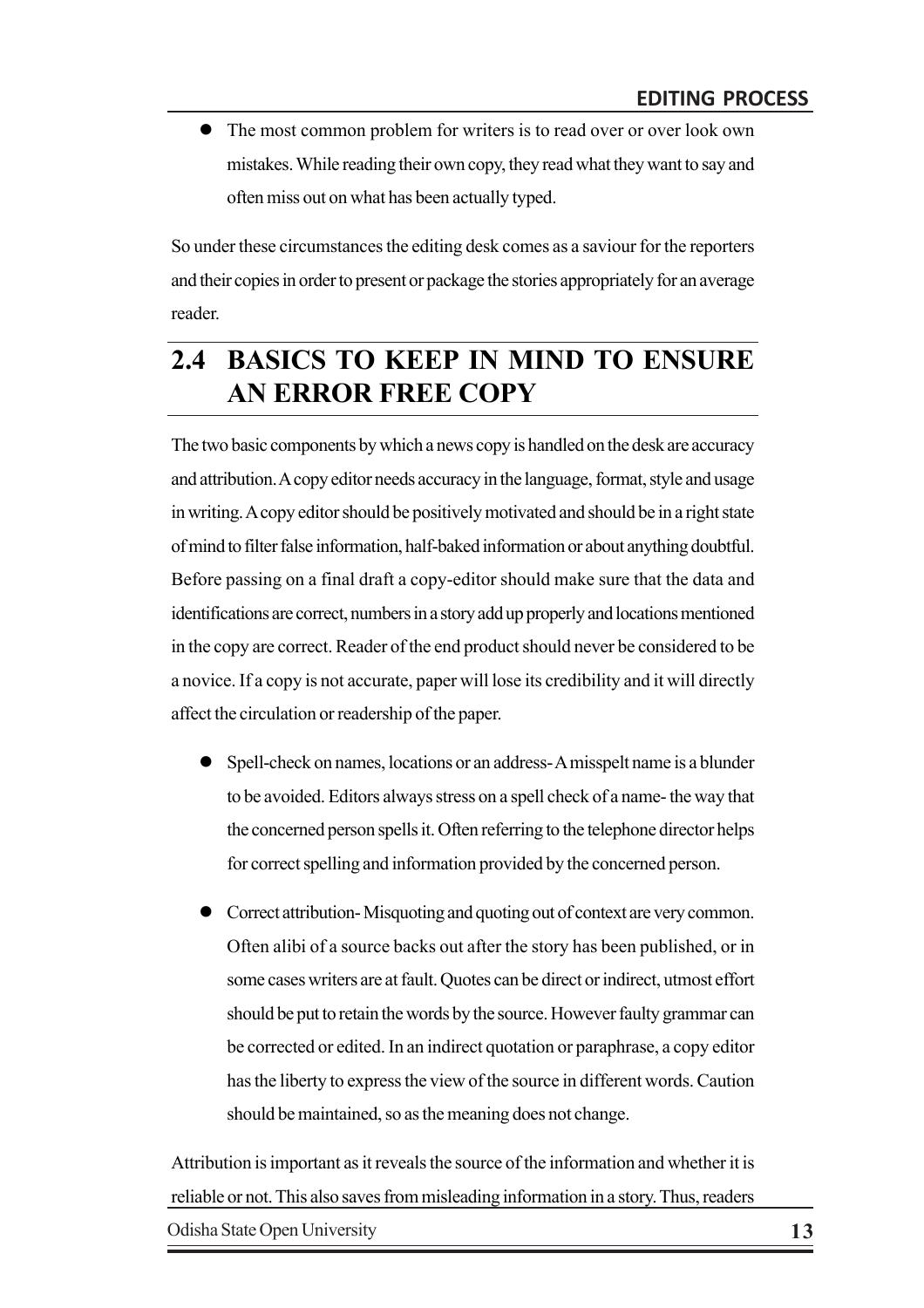- The most common problem for writers is to read over or over look own mistakes. While reading their own copy, they read what they want to say and often miss out on what has been actually typed.

So under these circumstances the editing desk comes as a saviour for the reporters and their copies in order to present or package the stories appropriately for an average reader.

## 2.4 BASICS TO KEEP IN MIND TO ENSURE AN ERROR FREE COPY

The two basic components by which a news copy is handled on the desk are accuracy and attribution. A copy editor needs accuracy in the language, format, style and usage in writing. A copy editor should be positively motivated and should be in a right state of mind to filter false information, half-baked information or about anything doubtful. Before passing on a final draft a copy-editor should make sure that the data and identifications are correct, numbers in a story add up properly and locations mentioned in the copy are correct. Reader of the end product should never be considered to be a novice. If a copy is not accurate, paper will lose its credibility and it will directly affect the circulation or readership of the paper.

- Spell-check on names, locations or an address- A misspelt name is a blunder to be avoided. Editors always stress on a spell check of a name- the way that the concerned person spells it. Often referring to the telephone director helps for correct spelling and information provided by the concerned person.

- Correct attribution- Misquoting and quoting out of context are very common. Often alibi of a source backs out after the story has been published, or in some cases writers are at fault. Quotes can be direct or indirect, utmost effort should be put to retain the words by the source. However faulty grammar can be corrected or edited. In an indirect quotation or paraphrase, a copy editor has the liberty to express the view of the source in different words. Caution should be maintained, so as the meaning does not change.

Attribution is important as it reveals the source of the information and whether it is reliable or not. This also saves from misleading information in a story. Thus, readers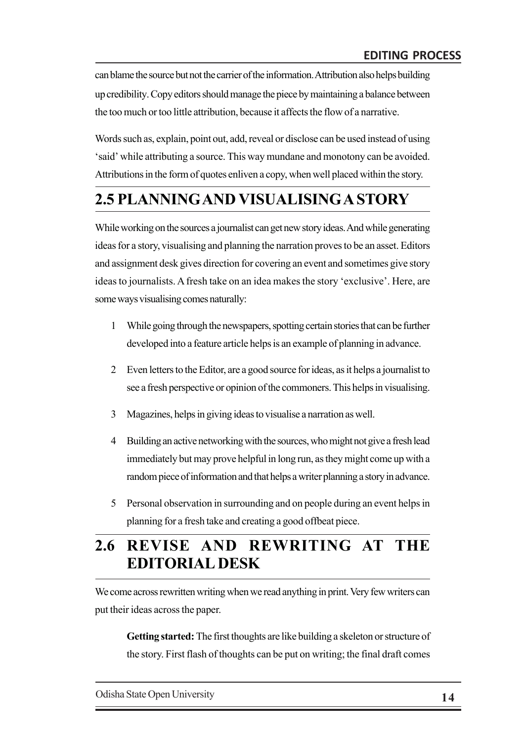can blame the source but not the carrier of the information. Attribution also helps building up credibility. Copy editors should manage the piece by maintaining a balance between the too much or too little attribution, because it affects the flow of a narrative.

Words such as, explain, point out, add, reveal or disclose can be used instead of using 'said' while attributing a source. This way mundane and monotony can be avoided. Attributions in the form of quotes enliven a copy, when well placed within the story.

## 2.5 PLANNING AND VISUALISING A STORY

While working on the sources a journalist can get new story ideas. And while generating ideas for a story, visualising and planning the narration proves to be an asset. Editors and assignment desk gives direction for covering an event and sometimes give story ideas to journalists. A fresh take on an idea makes the story 'exclusive'. Here, are some ways visualising comes naturally:

1 While going through the newspapers, spotting certain stories that can be further developed into a feature article helps is an example of planning in advance.

2 Even letters to the Editor, are a good source for ideas, as it helps a journalist to see a fresh perspective or opinion of the commoners. This helps in visualising.

3 Magazines, helps in giving ideas to visualise a narration as well.

4 Building an active networking with the sources, who might not give a fresh lead immediately but may prove helpful in long run, as they might come up with a random piece of information and that helps a writer planning a story in advance.

5 Personal observation in surrounding and on people during an event helps in planning for a fresh take and creating a good offbeat piece.

## 2.6 REVISE AND REWRITING AT THE EDITORIAL DESK

We come across rewritten writing when we read anything in print. Very few writers can put their ideas across the paper.

**Getting started:** The first thoughts are like building a skeleton or structure of the story. First flash of thoughts can be put on writing; the final draft comes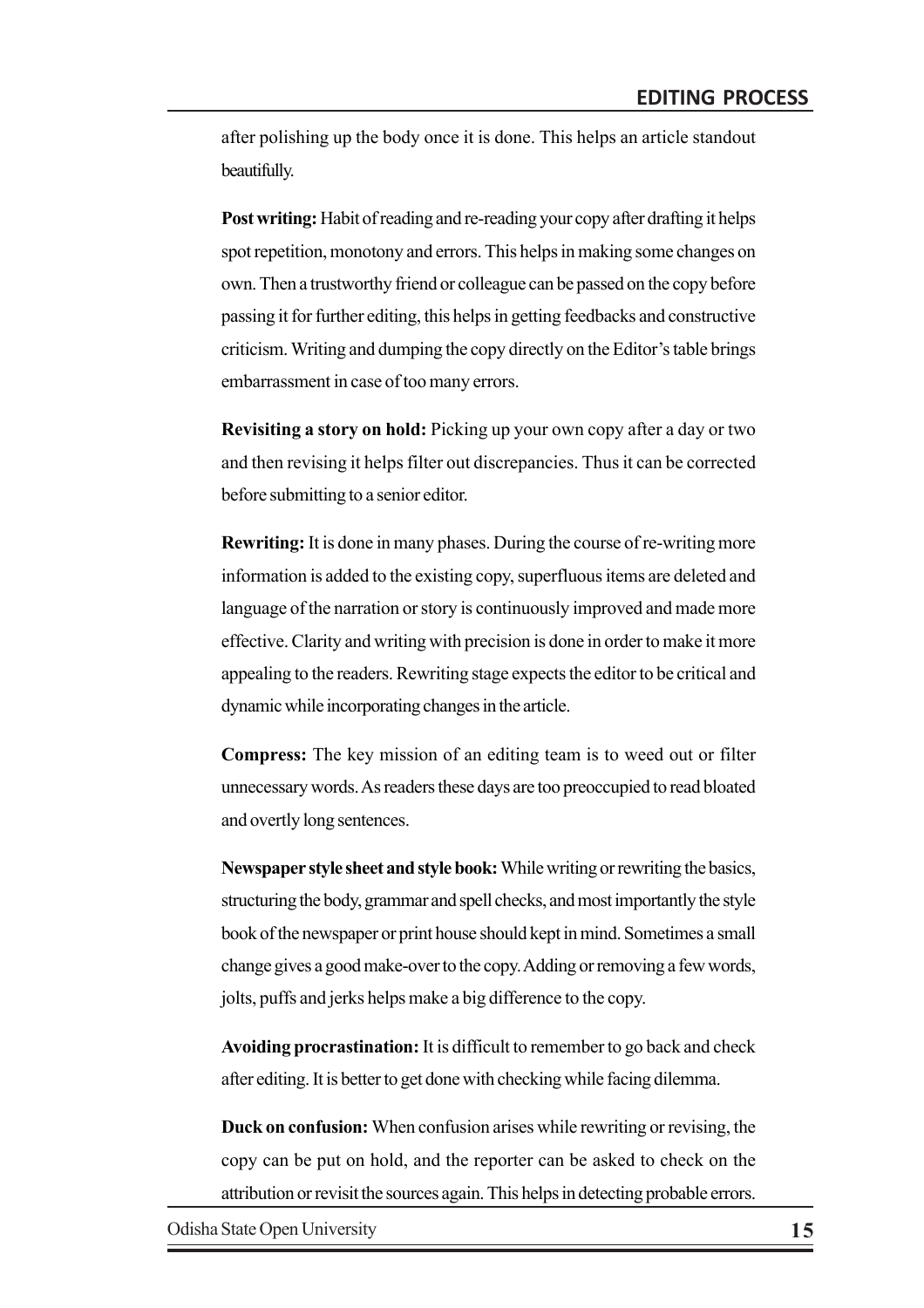after polishing up the body once it is done. This helps an article standout beautifully.

**Post writing:** Habit of reading and re-reading your copy after drafting it helps spot repetition, monotony and errors. This helps in making some changes on own. Then a trustworthy friend or colleague can be passed on the copy before passing it for further editing, this helps in getting feedbacks and constructive criticism. Writing and dumping the copy directly on the Editor's table brings embarrassment in case of too many errors.

**Revisiting a story on hold:** Picking up your own copy after a day or two and then revising it helps filter out discrepancies. Thus it can be corrected before submitting to a senior editor.

**Rewriting:** It is done in many phases. During the course of re-writing more information is added to the existing copy, superfluous items are deleted and language of the narration or story is continuously improved and made more effective. Clarity and writing with precision is done in order to make it more appealing to the readers. Rewriting stage expects the editor to be critical and dynamic while incorporating changes in the article.

**Compress:** The key mission of an editing team is to weed out or filter unnecessary words. As readers these days are too preoccupied to read bloated and overtly long sentences.

**Newspaper style sheet and style book:** While writing or rewriting the basics, structuring the body, grammar and spell checks, and most importantly the style book of the newspaper or print house should kept in mind. Sometimes a small change gives a good make-over to the copy. Adding or removing a few words, jolts, puffs and jerks helps make a big difference to the copy.

**Avoiding procrastination:** It is difficult to remember to go back and check after editing. It is better to get done with checking while facing dilemma.

**Duck on confusion:** When confusion arises while rewriting or revising, the copy can be put on hold, and the reporter can be asked to check on the attribution or revisit the sources again. This helps in detecting probable errors.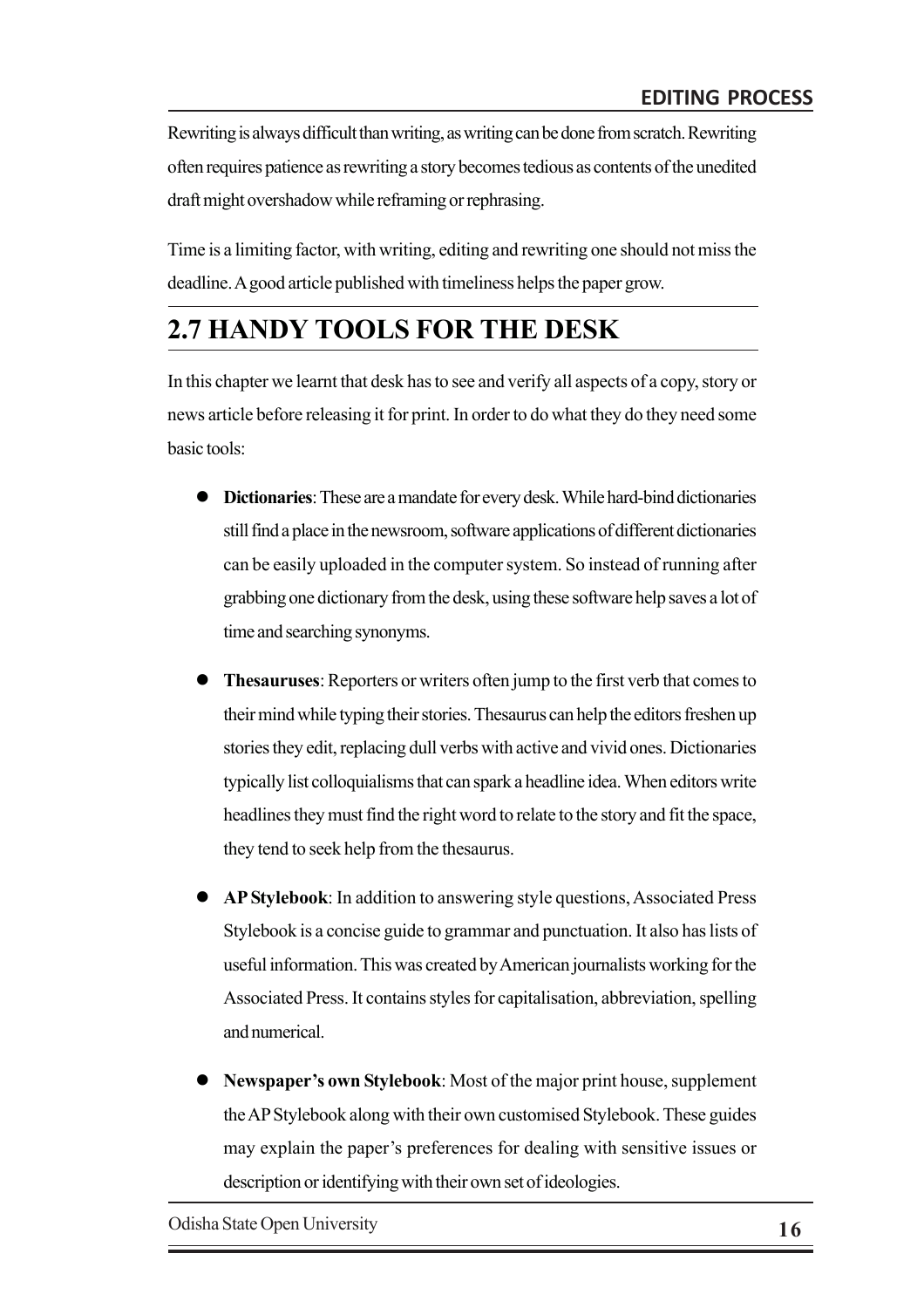Rewriting is always difficult than writing, as writing can be done from scratch. Rewriting often requires patience as rewriting a story becomes tedious as contents of the unedited draft might overshadow while reframing or rephrasing.

Time is a limiting factor, with writing, editing and rewriting one should not miss the deadline. A good article published with timeliness helps the paper grow.

## 2.7 HANDY TOOLS FOR THE DESK

In this chapter we learnt that desk has to see and verify all aspects of a copy, story or news article before releasing it for print. In order to do what they do they need some basic tools:

- **Dictionaries**: These are a mandate for every desk. While hard-bind dictionaries still find a place in the newsroom, software applications of different dictionaries can be easily uploaded in the computer system. So instead of running after grabbing one dictionary from the desk, using these software help saves a lot of time and searching synonyms.

- **Thesauruses**: Reporters or writers often jump to the first verb that comes to their mind while typing their stories. Thesaurus can help the editors freshen up stories they edit, replacing dull verbs with active and vivid ones. Dictionaries typically list colloquialisms that can spark a headline idea. When editors write headlines they must find the right word to relate to the story and fit the space, they tend to seek help from the thesaurus.

- **AP Stylebook**: In addition to answering style questions, Associated Press Stylebook is a concise guide to grammar and punctuation. It also has lists of useful information. This was created by American journalists working for the Associated Press. It contains styles for capitalisation, abbreviation, spelling and numerical.

- **Newspaper's own Stylebook**: Most of the major print house, supplement the AP Stylebook along with their own customised Stylebook. These guides may explain the paper's preferences for dealing with sensitive issues or description or identifying with their own set of ideologies.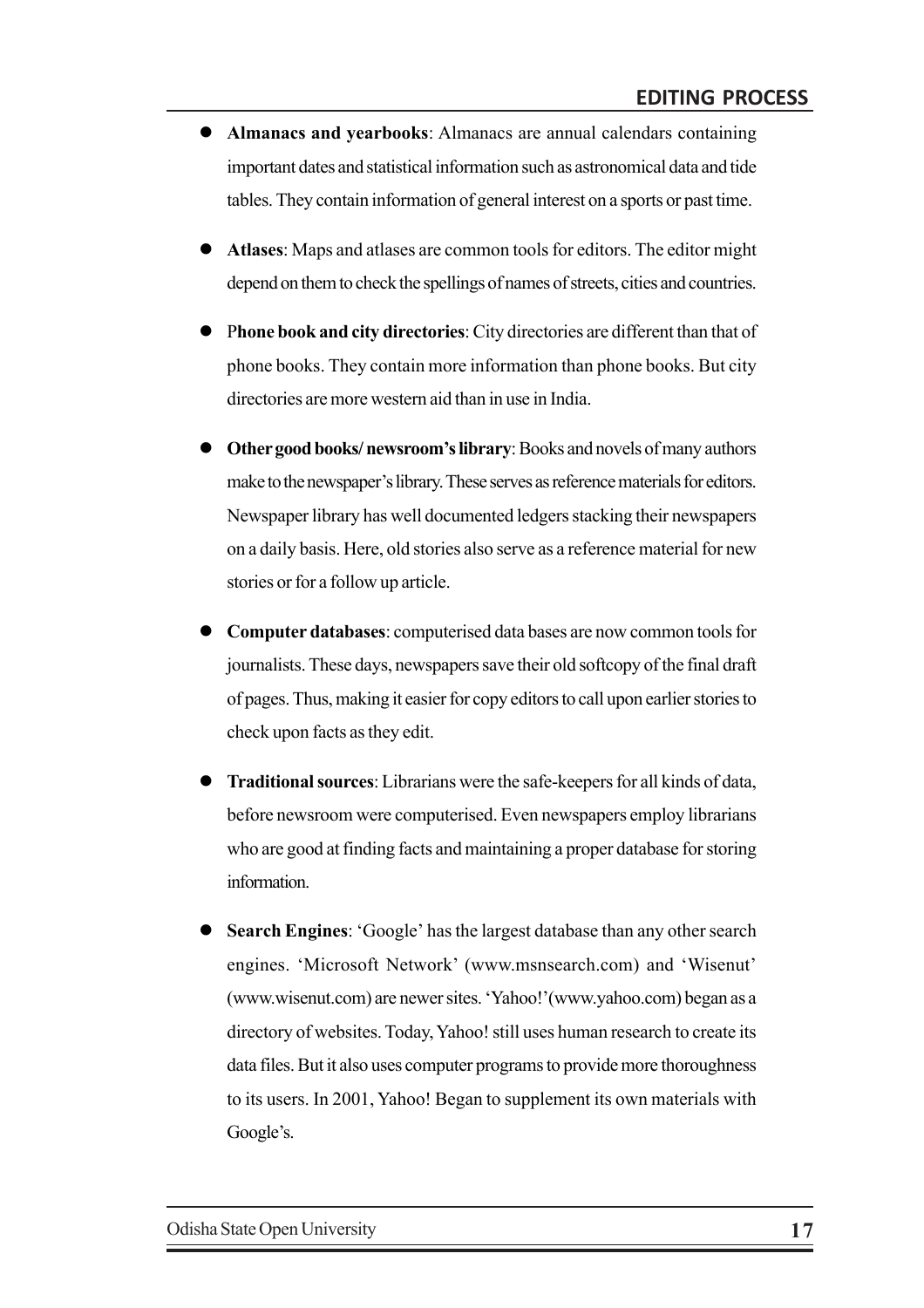- **Almanacs and yearbooks**: Almanacs are annual calendars containing important dates and statistical information such as astronomical data and tide tables. They contain information of general interest on a sports or past time.

- **Atlases**: Maps and atlases are common tools for editors. The editor might depend on them to check the spellings of names of streets, cities and countries.

- P**hone book and city directories**: City directories are different than that of phone books. They contain more information than phone books. But city directories are more western aid than in use in India.

- **Other good books/ newsroom's library**: Books and novels of many authors make to the newspaper's library. These serves as reference materials for editors. Newspaper library has well documented ledgers stacking their newspapers on a daily basis. Here, old stories also serve as a reference material for new stories or for a follow up article.

- **Computer databases**: computerised data bases are now common tools for journalists. These days, newspapers save their old softcopy of the final draft of pages. Thus, making it easier for copy editors to call upon earlier stories to check upon facts as they edit.

- **Traditional sources**: Librarians were the safe-keepers for all kinds of data, before newsroom were computerised. Even newspapers employ librarians who are good at finding facts and maintaining a proper database for storing information.

- **Search Engines**: 'Google' has the largest database than any other search engines. 'Microsoft Network' (www.msnsearch.com) and 'Wisenut' (www.wisenut.com) are newer sites. 'Yahoo!'(www.yahoo.com) began as a directory of websites. Today, Yahoo! still uses human research to create its data files. But it also uses computer programs to provide more thoroughness to its users. In 2001, Yahoo! Began to supplement its own materials with Google's.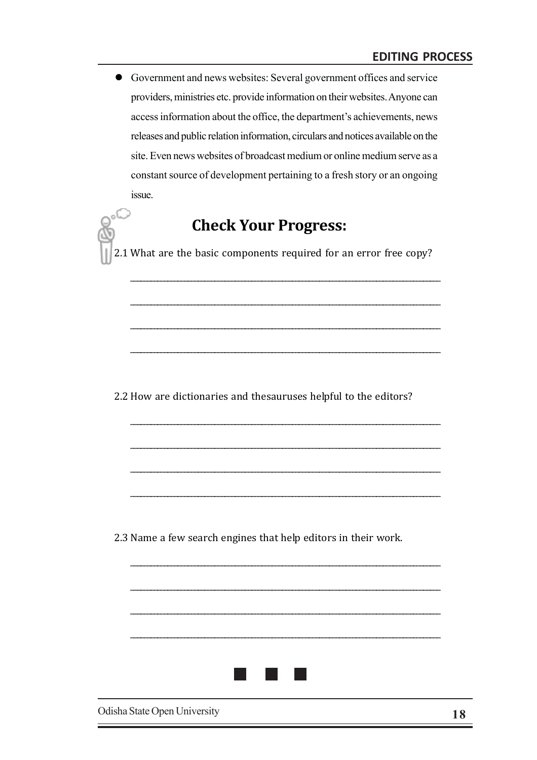- Government and news websites: Several government offices and service providers, ministries etc. provide information on their websites. Anyone can access information about the office, the department's achievements, news releases and public relation information, circulars and notices available on the site. Even news websites of broadcast medium or online medium serve as a constant source of development pertaining to a fresh story or an ongoing issue.

## Check Your Progress:

2.1 What are the basic components required for an error free copy?

_______________________________________________

_______________________________________________

_______________________________________________

_______________________________________________

2.2 How are dictionaries and thesauruses helpful to the editors?

_______________________________________________

_______________________________________________

_______________________________________________

_______________________________________________

2.3 Name a few search engines that help editors in their work.

_______________________________________________

_______________________________________________

_______________________________________________

_______________________________________________

■ ■ ■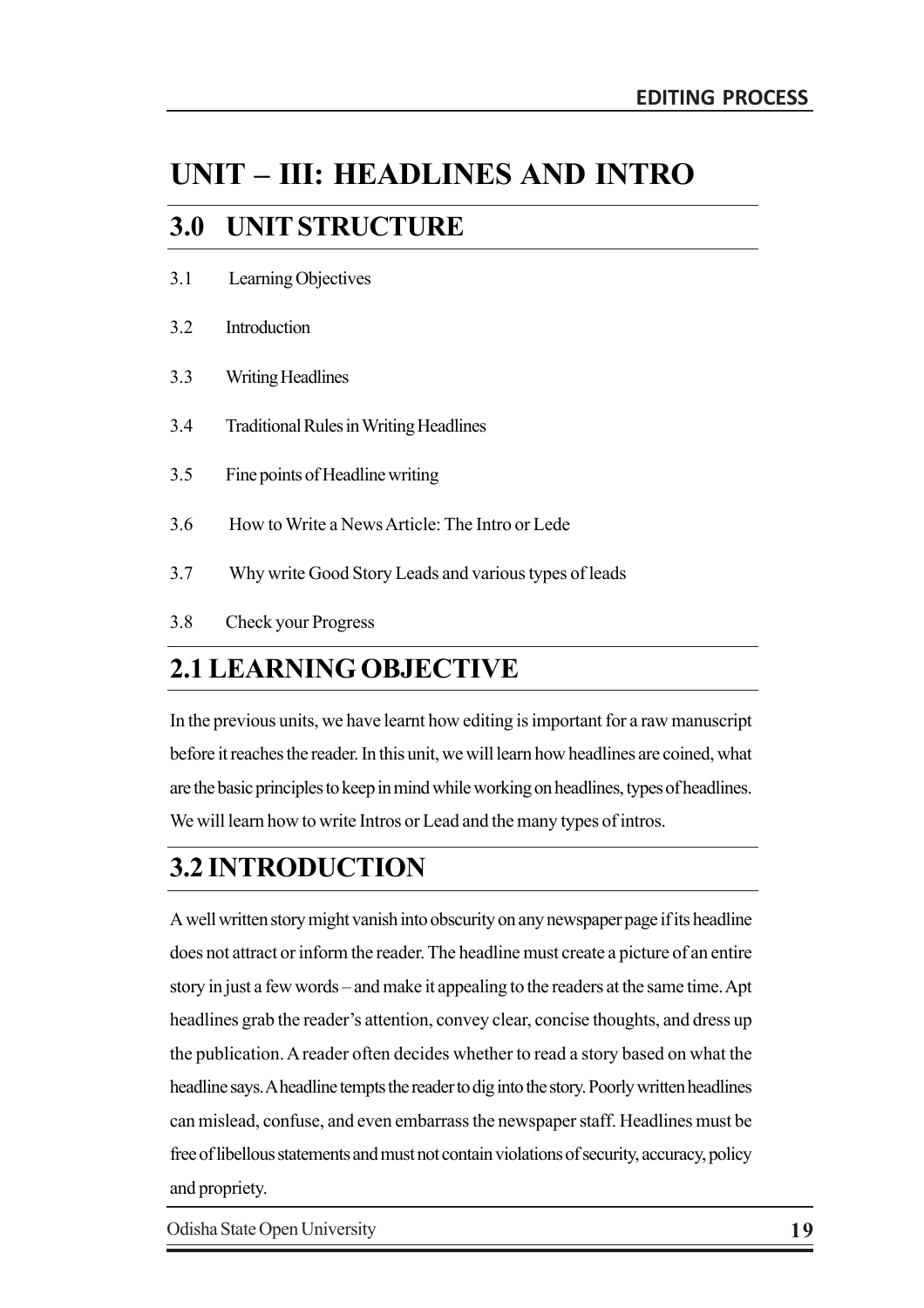# UNIT – III: HEADLINES AND INTRO

## 3.0 UNIT STRUCTURE

3.1 Learning Objectives

3.2 Introduction

3.3 Writing Headlines

3.4 Traditional Rules in Writing Headlines

3.5 Fine points of Headline writing

3.6 How to Write a News Article: The Intro or Lede

3.7 Why write Good Story Leads and various types of leads

3.8 Check your Progress

## 2.1 LEARNING OBJECTIVE

In the previous units, we have learnt how editing is important for a raw manuscript before it reaches the reader. In this unit, we will learn how headlines are coined, what are the basic principles to keep in mind while working on headlines, types of headlines. We will learn how to write Intros or Lead and the many types of intros.

## 3.2 INTRODUCTION

A well written story might vanish into obscurity on any newspaper page if its headline does not attract or inform the reader. The headline must create a picture of an entire story in just a few words – and make it appealing to the readers at the same time. Apt headlines grab the reader's attention, convey clear, concise thoughts, and dress up the publication. A reader often decides whether to read a story based on what the headline says. A headline tempts the reader to dig into the story. Poorly written headlines can mislead, confuse, and even embarrass the newspaper staff. Headlines must be free of libellous statements and must not contain violations of security, accuracy, policy and propriety.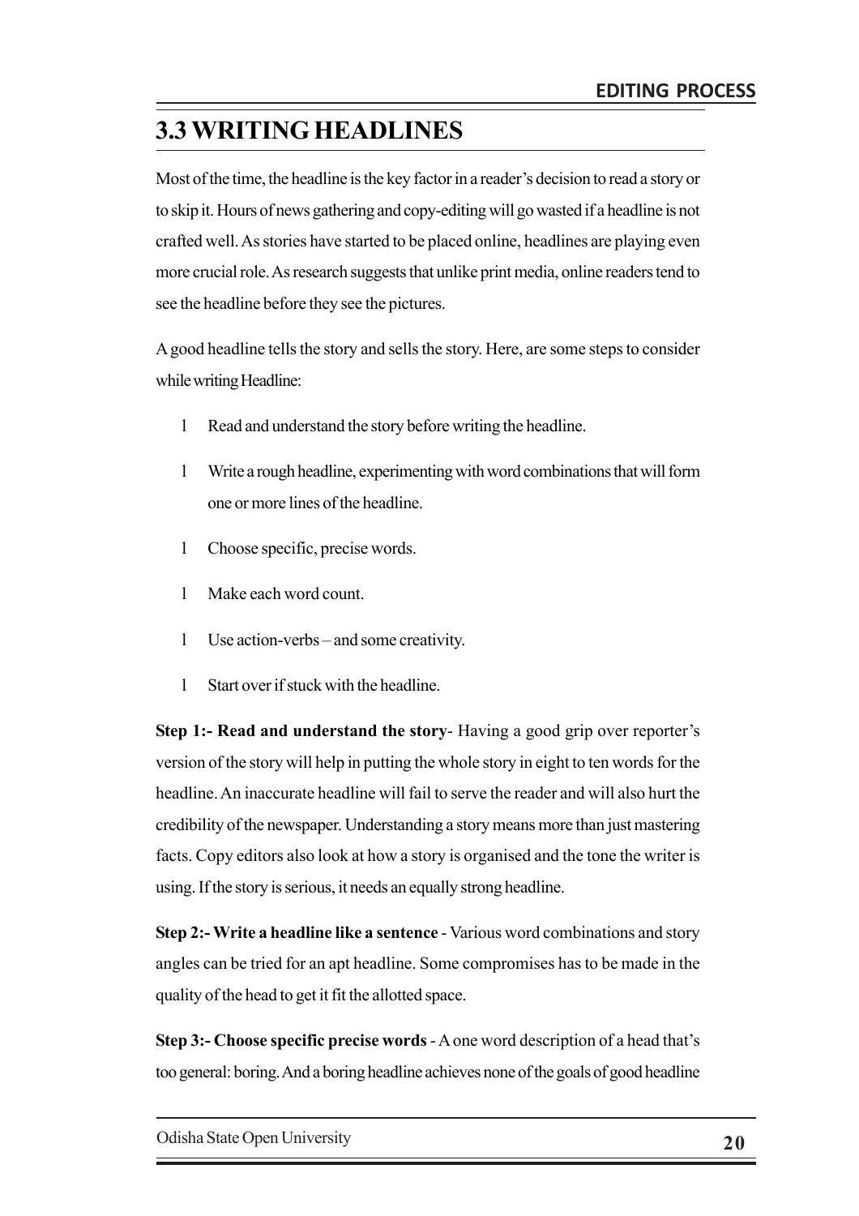## 3.3 WRITING HEADLINES

Most of the time, the headline is the key factor in a reader's decision to read a story or to skip it. Hours of news gathering and copy-editing will go wasted if a headline is not crafted well. As stories have started to be placed online, headlines are playing even more crucial role. As research suggests that unlike print media, online readers tend to see the headline before they see the pictures.

A good headline tells the story and sells the story. Here, are some steps to consider while writing Headline:

- Read and understand the story before writing the headline.
- Write a rough headline, experimenting with word combinations that will form one or more lines of the headline.
- Choose specific, precise words.
- Make each word count.
- Use action-verbs – and some creativity.
- Start over if stuck with the headline.

**Step 1:- Read and understand the story**- Having a good grip over reporter's version of the story will help in putting the whole story in eight to ten words for the headline. An inaccurate headline will fail to serve the reader and will also hurt the credibility of the newspaper. Understanding a story means more than just mastering facts. Copy editors also look at how a story is organised and the tone the writer is using. If the story is serious, it needs an equally strong headline.

**Step 2:- Write a headline like a sentence** - Various word combinations and story angles can be tried for an apt headline. Some compromises has to be made in the quality of the head to get it fit the allotted space.

**Step 3:- Choose specific precise words** - A one word description of a head that's too general: boring. And a boring headline achieves none of the goals of good headline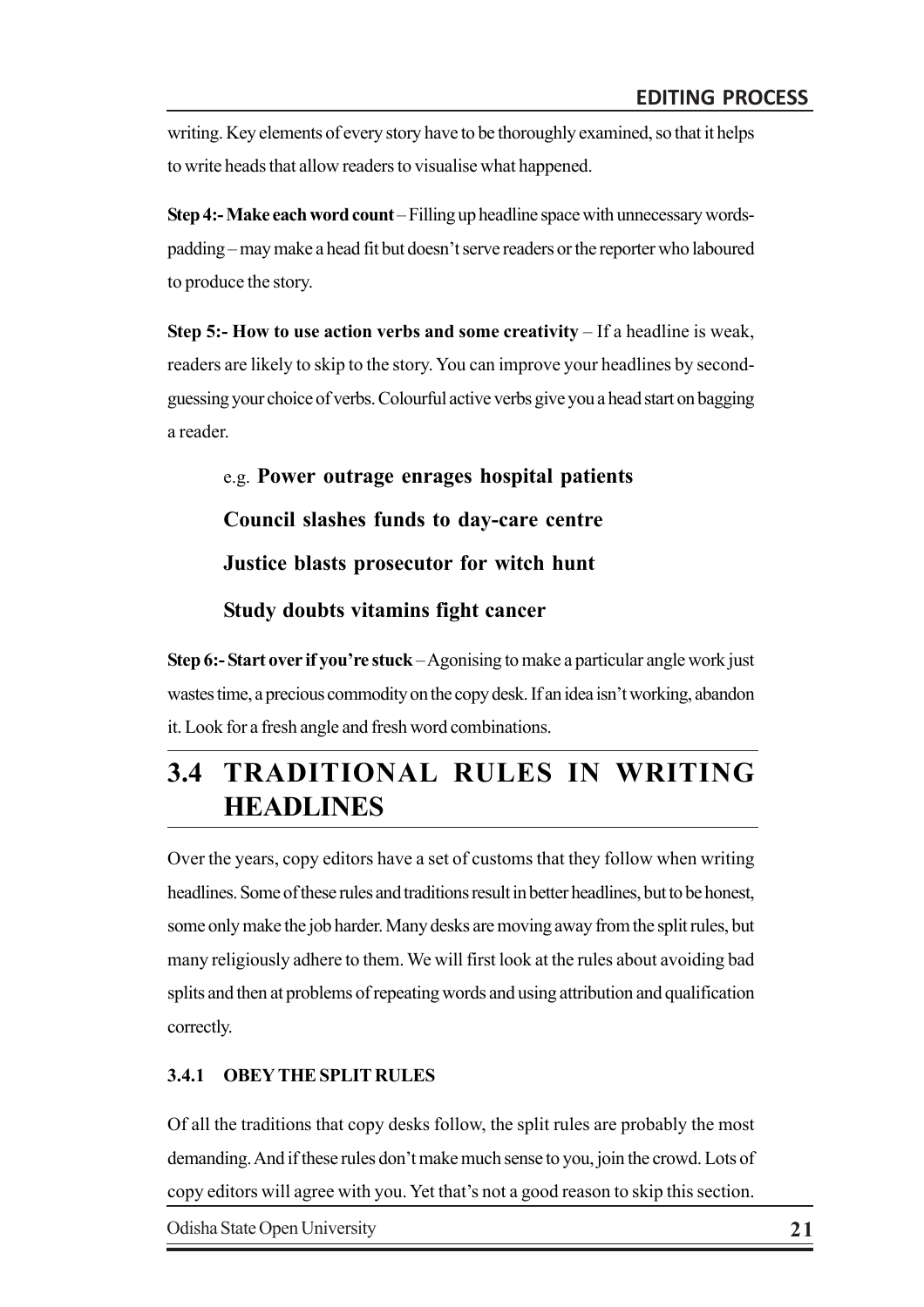writing. Key elements of every story have to be thoroughly examined, so that it helps to write heads that allow readers to visualise what happened.

**Step 4:- Make each word count** – Filling up headline space with unnecessary words-padding – may make a head fit but doesn't serve readers or the reporter who laboured to produce the story.

**Step 5:- How to use action verbs and some creativity** – If a headline is weak, readers are likely to skip to the story. You can improve your headlines by second-guessing your choice of verbs. Colourful active verbs give you a head start on bagging a reader.

e.g. **Power outrage enrages hospital patients**

**Council slashes funds to day-care centre**

**Justice blasts prosecutor for witch hunt**

**Study doubts vitamins fight cancer**

**Step 6:- Start over if you're stuck** – Agonising to make a particular angle work just wastes time, a precious commodity on the copy desk. If an idea isn't working, abandon it. Look for a fresh angle and fresh word combinations.

## 3.4 TRADITIONAL RULES IN WRITING HEADLINES

Over the years, copy editors have a set of customs that they follow when writing headlines. Some of these rules and traditions result in better headlines, but to be honest, some only make the job harder. Many desks are moving away from the split rules, but many religiously adhere to them. We will first look at the rules about avoiding bad splits and then at problems of repeating words and using attribution and qualification correctly.

### 3.4.1 OBEY THE SPLIT RULES

Of all the traditions that copy desks follow, the split rules are probably the most demanding. And if these rules don't make much sense to you, join the crowd. Lots of copy editors will agree with you. Yet that's not a good reason to skip this section.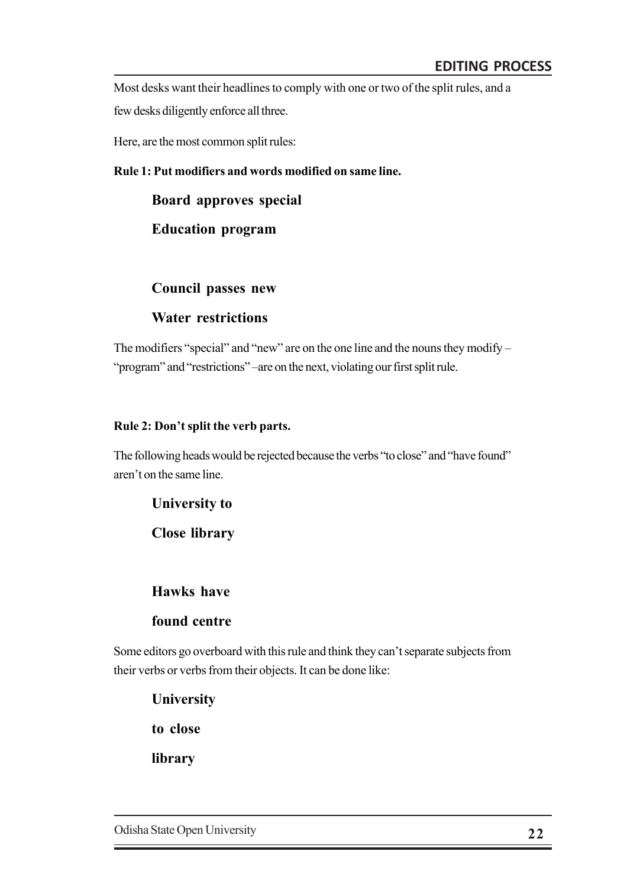Most desks want their headlines to comply with one or two of the split rules, and a few desks diligently enforce all three.

Here, are the most common split rules:

**Rule 1: Put modifiers and words modified on same line.**

**Board approves special**

**Education program**

**Council passes new**

**Water restrictions**

The modifiers "special" and "new" are on the one line and the nouns they modify – "program" and "restrictions" –are on the next, violating our first split rule.

**Rule 2: Don't split the verb parts.**

The following heads would be rejected because the verbs "to close" and "have found" aren't on the same line.

**University to**

**Close library**

**Hawks have**

**found centre**

Some editors go overboard with this rule and think they can't separate subjects from their verbs or verbs from their objects. It can be done like:

**University**

**to close**

**library**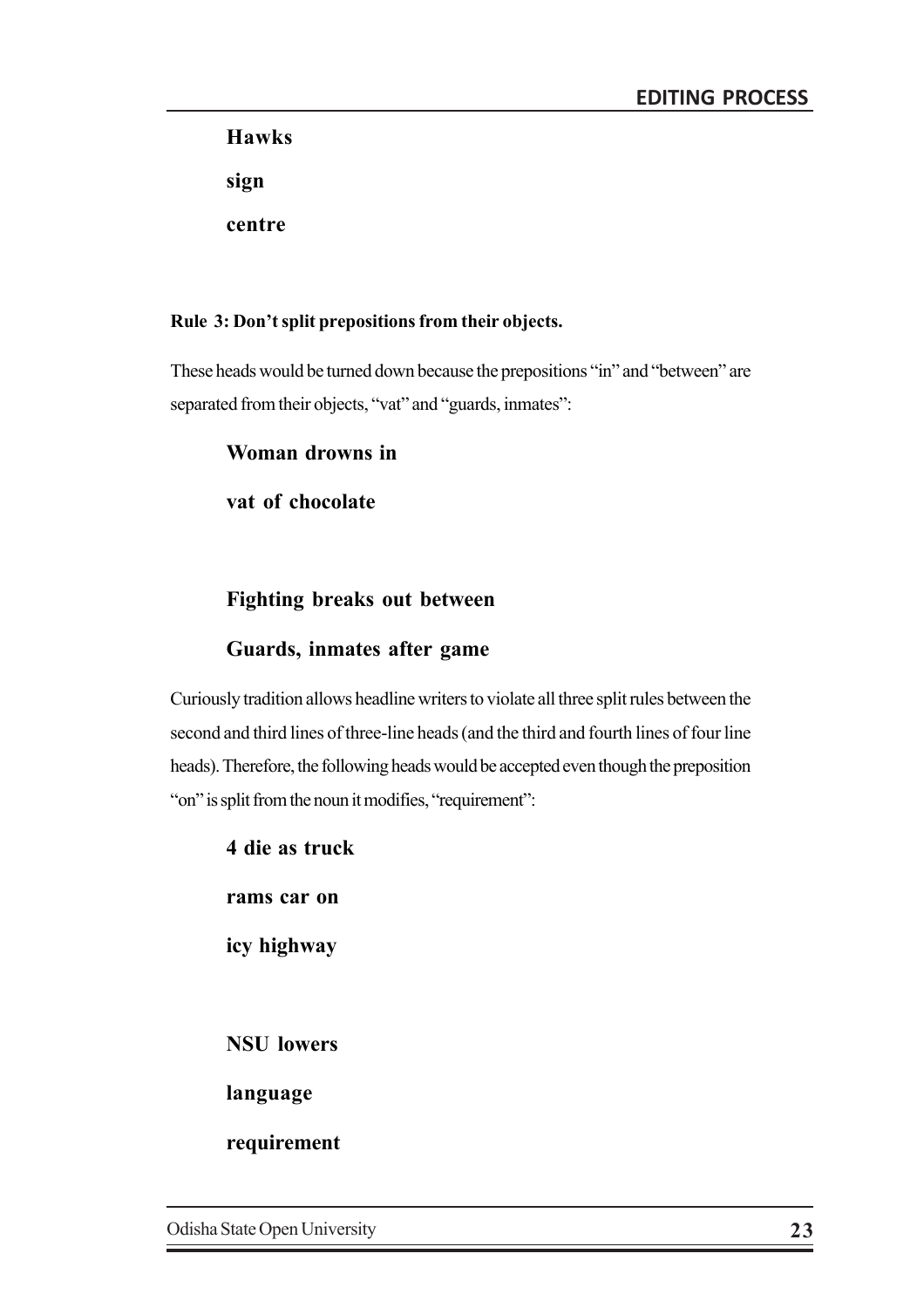**Hawks**

**sign**

**centre**

**Rule 3: Don't split prepositions from their objects.**

These heads would be turned down because the prepositions "in" and "between" are separated from their objects, "vat" and "guards, inmates":

**Woman drowns in**

**vat of chocolate**

**Fighting breaks out between**

**Guards, inmates after game**

Curiously tradition allows headline writers to violate all three split rules between the second and third lines of three-line heads (and the third and fourth lines of four line heads). Therefore, the following heads would be accepted even though the preposition "on" is split from the noun it modifies, "requirement":

**4 die as truck**

**rams car on**

**icy highway**

**NSU lowers**

**language**

**requirement**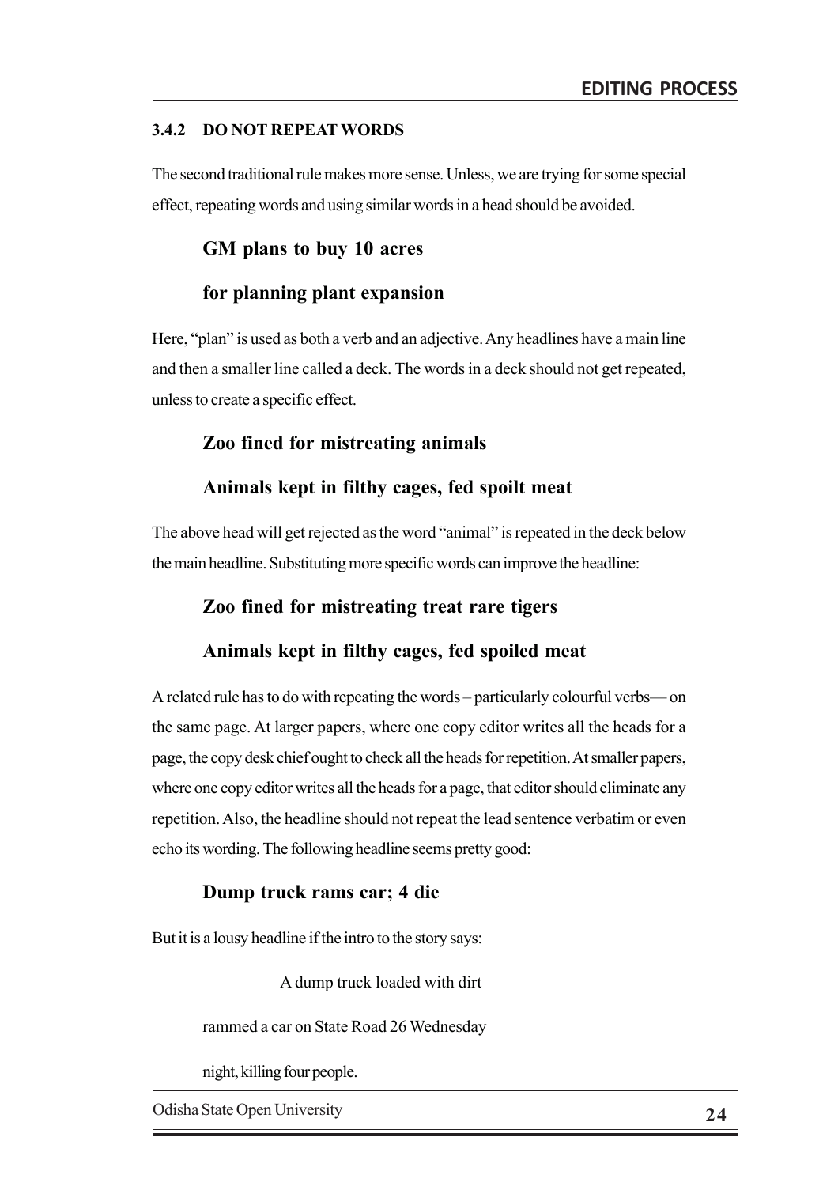### 3.4.2 DO NOT REPEAT WORDS

The second traditional rule makes more sense. Unless, we are trying for some special effect, repeating words and using similar words in a head should be avoided.

**GM plans to buy 10 acres**

**for planning plant expansion**

Here, "plan" is used as both a verb and an adjective. Any headlines have a main line and then a smaller line called a deck. The words in a deck should not get repeated, unless to create a specific effect.

**Zoo fined for mistreating animals**

**Animals kept in filthy cages, fed spoilt meat**

The above head will get rejected as the word "animal" is repeated in the deck below the main headline. Substituting more specific words can improve the headline:

**Zoo fined for mistreating treat rare tigers**

**Animals kept in filthy cages, fed spoiled meat**

A related rule has to do with repeating the words – particularly colourful verbs— on the same page. At larger papers, where one copy editor writes all the heads for a page, the copy desk chief ought to check all the heads for repetition. At smaller papers, where one copy editor writes all the heads for a page, that editor should eliminate any repetition. Also, the headline should not repeat the lead sentence verbatim or even echo its wording. The following headline seems pretty good:

**Dump truck rams car; 4 die**

But it is a lousy headline if the intro to the story says:

A dump truck loaded with dirt

rammed a car on State Road 26 Wednesday

night, killing four people.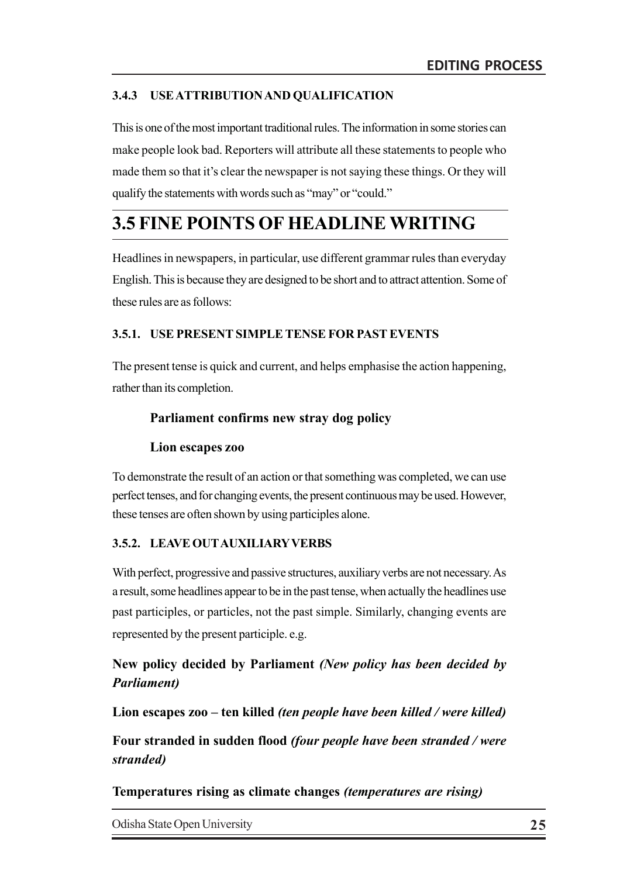### 3.4.3 USE ATTRIBUTION AND QUALIFICATION

This is one of the most important traditional rules. The information in some stories can make people look bad. Reporters will attribute all these statements to people who made them so that it's clear the newspaper is not saying these things. Or they will qualify the statements with words such as "may" or "could."

## 3.5 FINE POINTS OF HEADLINE WRITING

Headlines in newspapers, in particular, use different grammar rules than everyday English. This is because they are designed to be short and to attract attention. Some of these rules are as follows:

### 3.5.1. USE PRESENT SIMPLE TENSE FOR PAST EVENTS

The present tense is quick and current, and helps emphasise the action happening, rather than its completion.

**Parliament confirms new stray dog policy**

**Lion escapes zoo**

To demonstrate the result of an action or that something was completed, we can use perfect tenses, and for changing events, the present continuous may be used. However, these tenses are often shown by using participles alone.

### 3.5.2. LEAVE OUT AUXILIARY VERBS

With perfect, progressive and passive structures, auxiliary verbs are not necessary. As a result, some headlines appear to be in the past tense, when actually the headlines use past participles, or particles, not the past simple. Similarly, changing events are represented by the present participle. e.g.

**New policy decided by Parliament** ***(New policy has been decided by Parliament)***

**Lion escapes zoo – ten killed** ***(ten people have been killed / were killed)***

**Four stranded in sudden flood** ***(four people have been stranded / were stranded)***

**Temperatures rising as climate changes** ***(temperatures are rising)***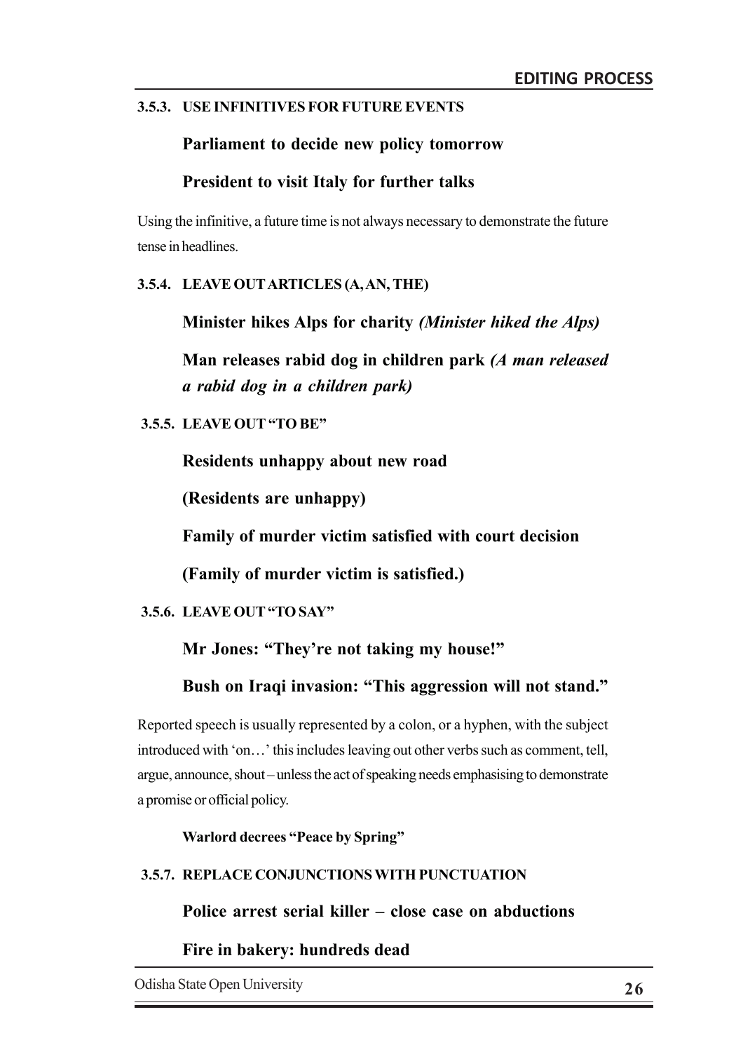### 3.5.3. USE INFINITIVES FOR FUTURE EVENTS

**Parliament to decide new policy tomorrow**

**President to visit Italy for further talks**

Using the infinitive, a future time is not always necessary to demonstrate the future tense in headlines.

### 3.5.4. LEAVE OUT ARTICLES (A, AN, THE)

**Minister hikes Alps for charity** ***(Minister hiked the Alps)***

**Man releases rabid dog in children park** ***(A man released a rabid dog in a children park)***

### 3.5.5. LEAVE OUT "TO BE"

**Residents unhappy about new road**

**(Residents are unhappy)**

**Family of murder victim satisfied with court decision**

**(Family of murder victim is satisfied.)**

### 3.5.6. LEAVE OUT "TO SAY"

**Mr Jones: "They're not taking my house!"**

**Bush on Iraqi invasion: "This aggression will not stand."**

Reported speech is usually represented by a colon, or a hyphen, with the subject introduced with 'on…' this includes leaving out other verbs such as comment, tell, argue, announce, shout – unless the act of speaking needs emphasising to demonstrate a promise or official policy.

**Warlord decrees "Peace by Spring"**

### 3.5.7. REPLACE CONJUNCTIONS WITH PUNCTUATION

**Police arrest serial killer – close case on abductions**

**Fire in bakery: hundreds dead**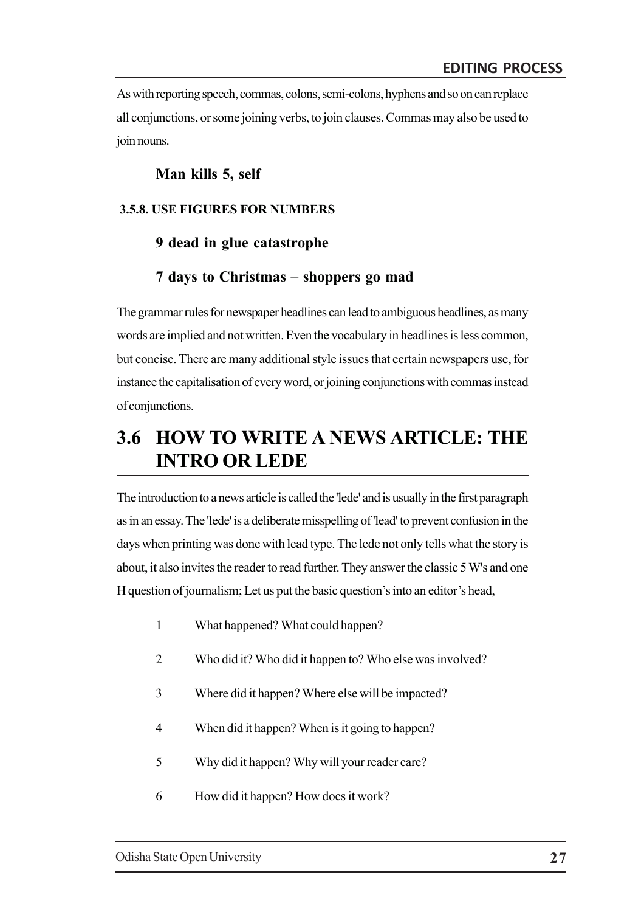As with reporting speech, commas, colons, semi-colons, hyphens and so on can replace all conjunctions, or some joining verbs, to join clauses. Commas may also be used to join nouns.

**Man kills 5, self**

#### 3.5.8. USE FIGURES FOR NUMBERS

**9 dead in glue catastrophe**

**7 days to Christmas – shoppers go mad**

The grammar rules for newspaper headlines can lead to ambiguous headlines, as many words are implied and not written. Even the vocabulary in headlines is less common, but concise. There are many additional style issues that certain newspapers use, for instance the capitalisation of every word, or joining conjunctions with commas instead of conjunctions.

## 3.6 HOW TO WRITE A NEWS ARTICLE: THE INTRO OR LEDE

The introduction to a news article is called the 'lede' and is usually in the first paragraph as in an essay. The 'lede' is a deliberate misspelling of 'lead' to prevent confusion in the days when printing was done with lead type. The lede not only tells what the story is about, it also invites the reader to read further. They answer the classic 5 W's and one H question of journalism; Let us put the basic question's into an editor's head,

1 What happened? What could happen?

2 Who did it? Who did it happen to? Who else was involved?

3 Where did it happen? Where else will be impacted?

4 When did it happen? When is it going to happen?

5 Why did it happen? Why will your reader care?

6 How did it happen? How does it work?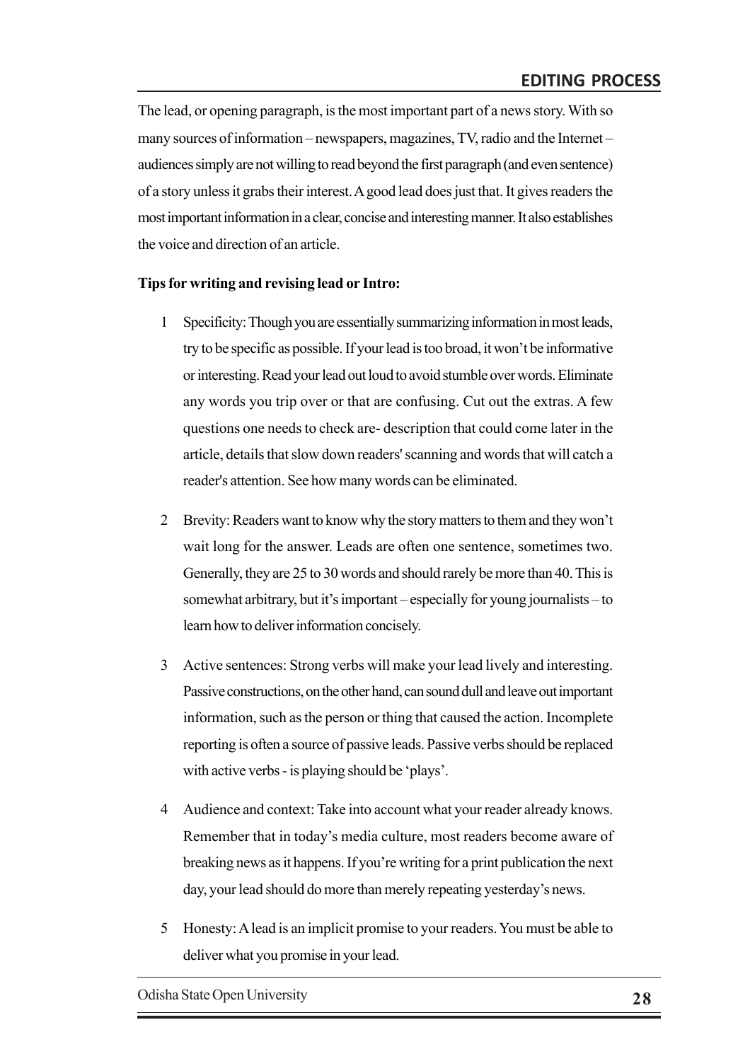The lead, or opening paragraph, is the most important part of a news story. With so many sources of information – newspapers, magazines, TV, radio and the Internet – audiences simply are not willing to read beyond the first paragraph (and even sentence) of a story unless it grabs their interest. A good lead does just that. It gives readers the most important information in a clear, concise and interesting manner. It also establishes the voice and direction of an article.

**Tips for writing and revising lead or Intro:**

1 Specificity: Though you are essentially summarizing information in most leads, try to be specific as possible. If your lead is too broad, it won't be informative or interesting. Read your lead out loud to avoid stumble over words. Eliminate any words you trip over or that are confusing. Cut out the extras. A few questions one needs to check are- description that could come later in the article, details that slow down readers' scanning and words that will catch a reader's attention. See how many words can be eliminated.

2 Brevity: Readers want to know why the story matters to them and they won't wait long for the answer. Leads are often one sentence, sometimes two. Generally, they are 25 to 30 words and should rarely be more than 40. This is somewhat arbitrary, but it's important – especially for young journalists – to learn how to deliver information concisely.

3 Active sentences: Strong verbs will make your lead lively and interesting. Passive constructions, on the other hand, can sound dull and leave out important information, such as the person or thing that caused the action. Incomplete reporting is often a source of passive leads. Passive verbs should be replaced with active verbs - is playing should be 'plays'.

4 Audience and context: Take into account what your reader already knows. Remember that in today's media culture, most readers become aware of breaking news as it happens. If you're writing for a print publication the next day, your lead should do more than merely repeating yesterday's news.

5 Honesty: A lead is an implicit promise to your readers. You must be able to deliver what you promise in your lead.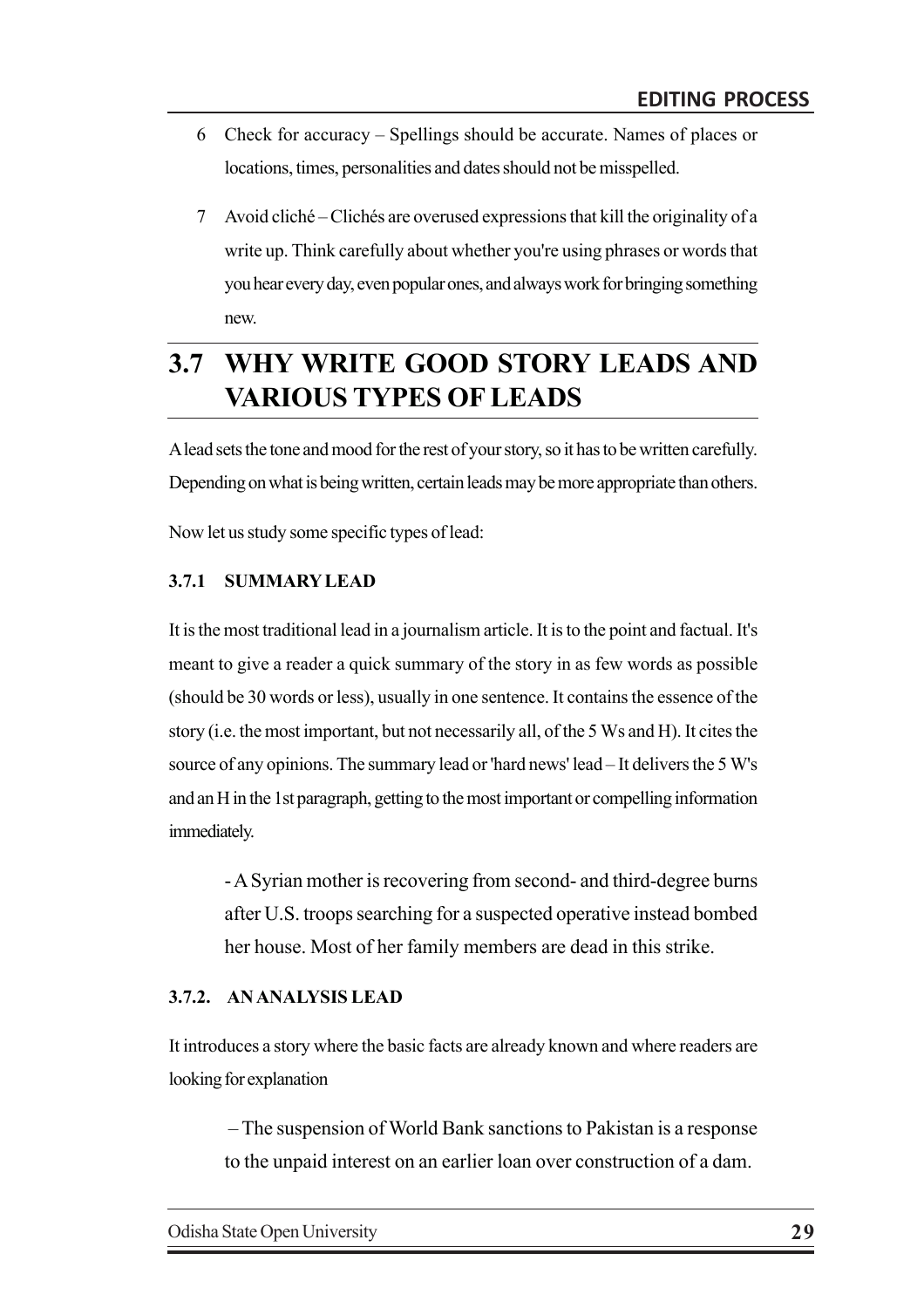6 Check for accuracy – Spellings should be accurate. Names of places or locations, times, personalities and dates should not be misspelled.

7 Avoid cliché – Clichés are overused expressions that kill the originality of a write up. Think carefully about whether you're using phrases or words that you hear every day, even popular ones, and always work for bringing something new.

## 3.7 WHY WRITE GOOD STORY LEADS AND VARIOUS TYPES OF LEADS

A lead sets the tone and mood for the rest of your story, so it has to be written carefully. Depending on what is being written, certain leads may be more appropriate than others.

Now let us study some specific types of lead:

### 3.7.1 SUMMARY LEAD

It is the most traditional lead in a journalism article. It is to the point and factual. It's meant to give a reader a quick summary of the story in as few words as possible (should be 30 words or less), usually in one sentence. It contains the essence of the story (i.e. the most important, but not necessarily all, of the 5 Ws and H). It cites the source of any opinions. The summary lead or 'hard news' lead – It delivers the 5 W's and an H in the 1st paragraph, getting to the most important or compelling information immediately.

> - A Syrian mother is recovering from second- and third-degree burns after U.S. troops searching for a suspected operative instead bombed her house. Most of her family members are dead in this strike.

### 3.7.2. AN ANALYSIS LEAD

It introduces a story where the basic facts are already known and where readers are looking for explanation

> – The suspension of World Bank sanctions to Pakistan is a response to the unpaid interest on an earlier loan over construction of a dam.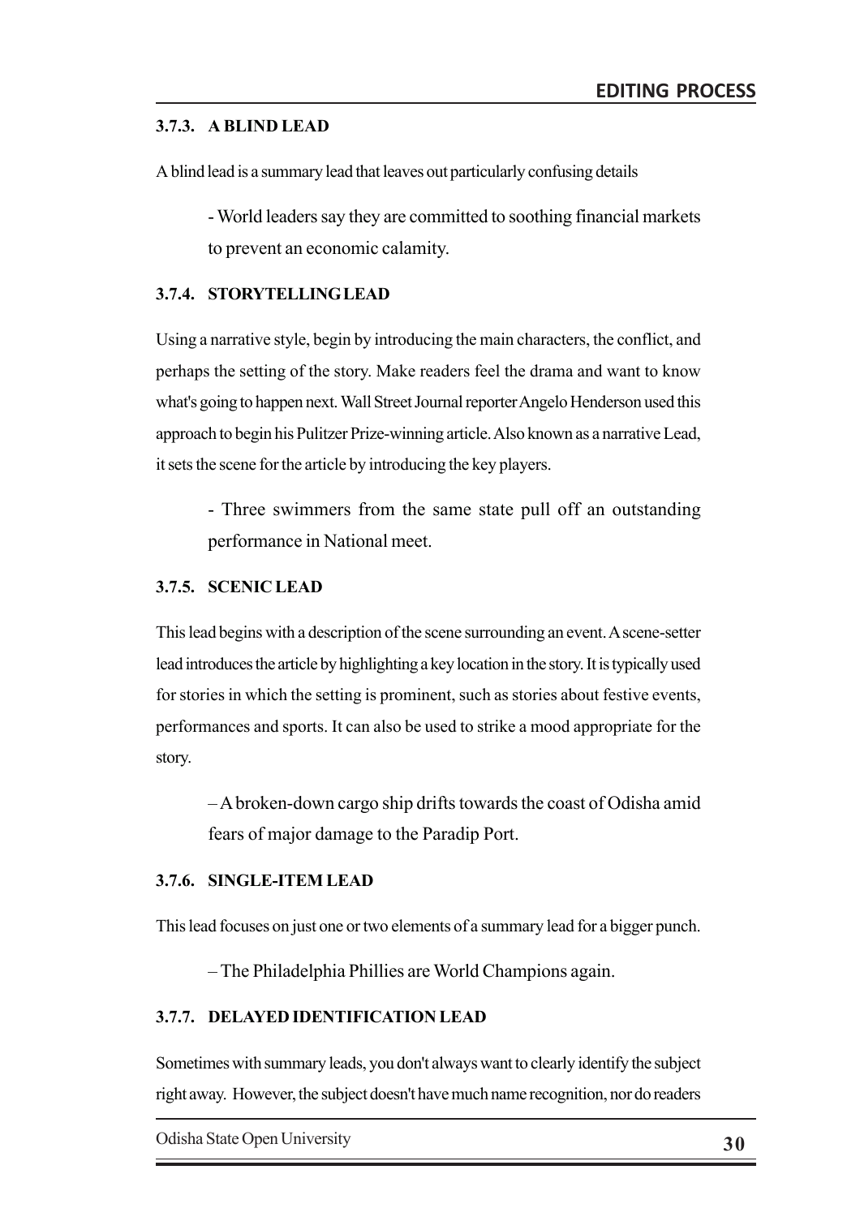### 3.7.3. A BLIND LEAD

A blind lead is a summary lead that leaves out particularly confusing details

- World leaders say they are committed to soothing financial markets to prevent an economic calamity.

### 3.7.4. STORYTELLING LEAD

Using a narrative style, begin by introducing the main characters, the conflict, and perhaps the setting of the story. Make readers feel the drama and want to know what's going to happen next. Wall Street Journal reporter Angelo Henderson used this approach to begin his Pulitzer Prize-winning article. Also known as a narrative Lead, it sets the scene for the article by introducing the key players.

- Three swimmers from the same state pull off an outstanding performance in National meet.

### 3.7.5. SCENIC LEAD

This lead begins with a description of the scene surrounding an event. A scene-setter lead introduces the article by highlighting a key location in the story. It is typically used for stories in which the setting is prominent, such as stories about festive events, performances and sports. It can also be used to strike a mood appropriate for the story.

– A broken-down cargo ship drifts towards the coast of Odisha amid fears of major damage to the Paradip Port.

### 3.7.6. SINGLE-ITEM LEAD

This lead focuses on just one or two elements of a summary lead for a bigger punch.

– The Philadelphia Phillies are World Champions again.

### 3.7.7. DELAYED IDENTIFICATION LEAD

Sometimes with summary leads, you don't always want to clearly identify the subject right away. However, the subject doesn't have much name recognition, nor do readers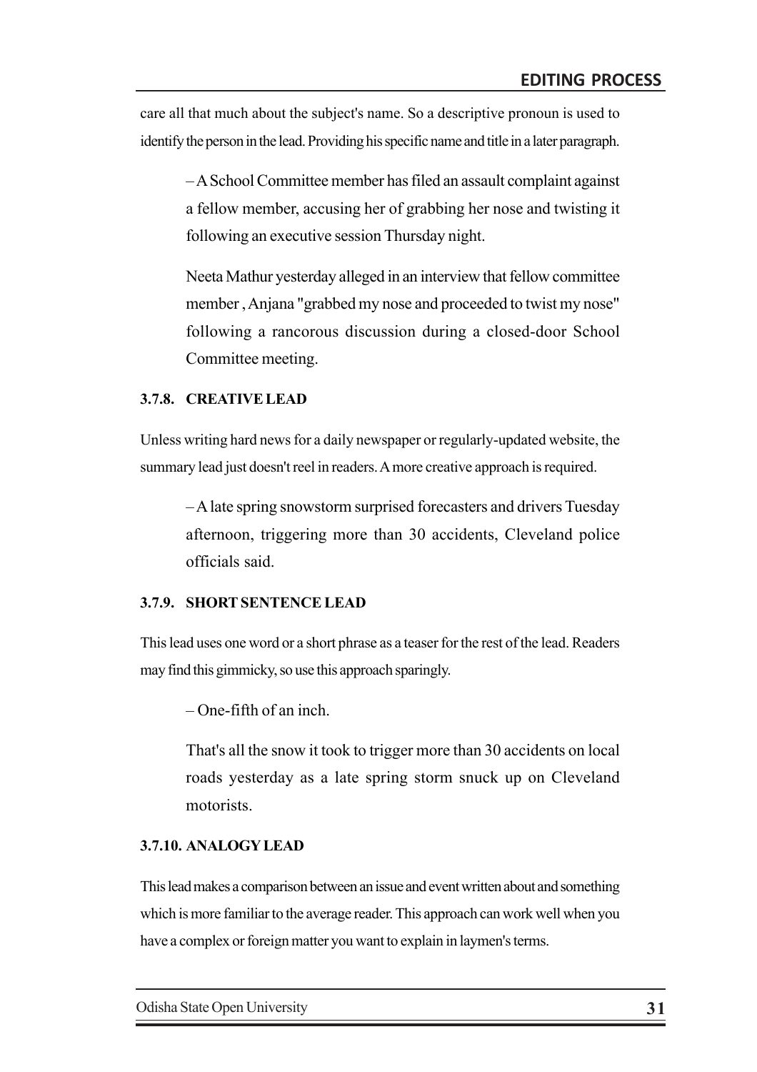care all that much about the subject's name. So a descriptive pronoun is used to identify the person in the lead. Providing his specific name and title in a later paragraph.

> – A School Committee member has filed an assault complaint against a fellow member, accusing her of grabbing her nose and twisting it following an executive session Thursday night.
>
> Neeta Mathur yesterday alleged in an interview that fellow committee member , Anjana "grabbed my nose and proceeded to twist my nose" following a rancorous discussion during a closed-door School Committee meeting.

### 3.7.8. CREATIVE LEAD

Unless writing hard news for a daily newspaper or regularly-updated website, the summary lead just doesn't reel in readers. A more creative approach is required.

> – A late spring snowstorm surprised forecasters and drivers Tuesday afternoon, triggering more than 30 accidents, Cleveland police officials said.

### 3.7.9. SHORT SENTENCE LEAD

This lead uses one word or a short phrase as a teaser for the rest of the lead. Readers may find this gimmicky, so use this approach sparingly.

> – One-fifth of an inch.
>
> That's all the snow it took to trigger more than 30 accidents on local roads yesterday as a late spring storm snuck up on Cleveland motorists.

### 3.7.10. ANALOGY LEAD

This lead makes a comparison between an issue and event written about and something which is more familiar to the average reader. This approach can work well when you have a complex or foreign matter you want to explain in laymen's terms.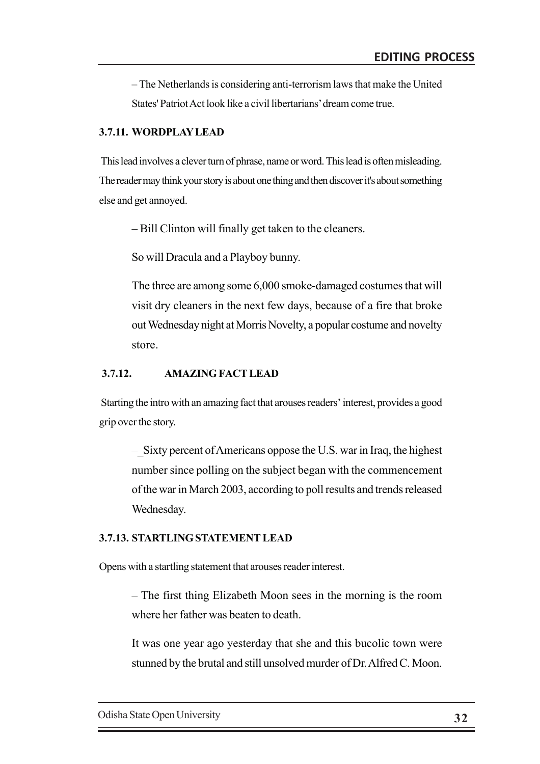– The Netherlands is considering anti-terrorism laws that make the United States' Patriot Act look like a civil libertarians' dream come true.

### 3.7.11. WORDPLAY LEAD

This lead involves a clever turn of phrase, name or word. This lead is often misleading. The reader may think your story is about one thing and then discover it's about something else and get annoyed.

– Bill Clinton will finally get taken to the cleaners.

So will Dracula and a Playboy bunny.

The three are among some 6,000 smoke-damaged costumes that will visit dry cleaners in the next few days, because of a fire that broke out Wednesday night at Morris Novelty, a popular costume and novelty store.

### 3.7.12. AMAZING FACT LEAD

Starting the intro with an amazing fact that arouses readers' interest, provides a good grip over the story.

–_Sixty percent of Americans oppose the U.S. war in Iraq, the highest number since polling on the subject began with the commencement of the war in March 2003, according to poll results and trends released Wednesday.

### 3.7.13. STARTLING STATEMENT LEAD

Opens with a startling statement that arouses reader interest.

– The first thing Elizabeth Moon sees in the morning is the room where her father was beaten to death.

It was one year ago yesterday that she and this bucolic town were stunned by the brutal and still unsolved murder of Dr. Alfred C. Moon.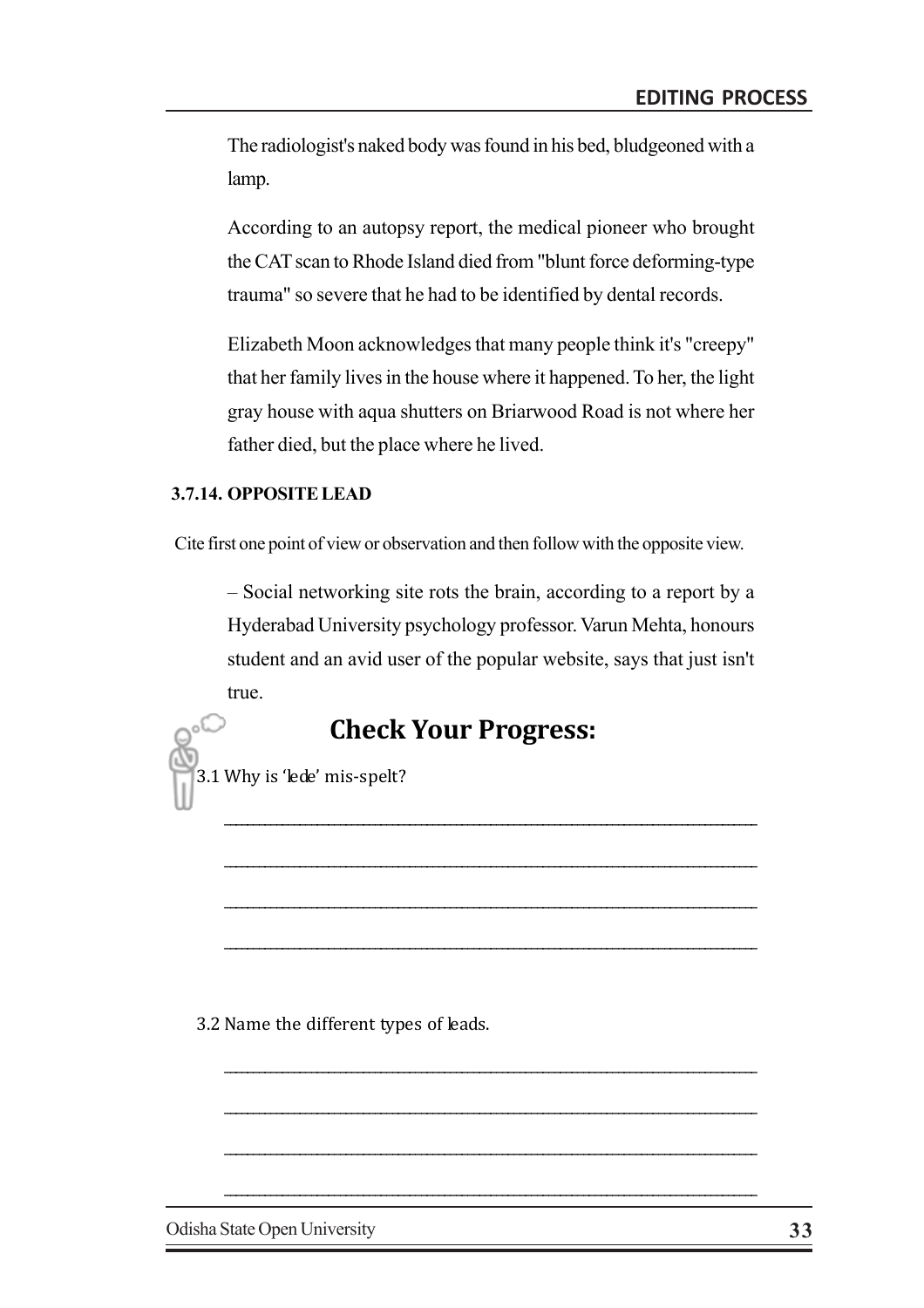The radiologist's naked body was found in his bed, bludgeoned with a lamp.

According to an autopsy report, the medical pioneer who brought the CAT scan to Rhode Island died from "blunt force deforming-type trauma" so severe that he had to be identified by dental records.

Elizabeth Moon acknowledges that many people think it's "creepy" that her family lives in the house where it happened. To her, the light gray house with aqua shutters on Briarwood Road is not where her father died, but the place where he lived.

### 3.7.14. OPPOSITE LEAD

Cite first one point of view or observation and then follow with the opposite view.

– Social networking site rots the brain, according to a report by a Hyderabad University psychology professor. Varun Mehta, honours student and an avid user of the popular website, says that just isn't true.

## Check Your Progress:

3.1 Why is 'lede' mis-spelt?

_______________________________________________________________

_______________________________________________________________

_______________________________________________________________

_______________________________________________________________

3.2 Name the different types of leads.

_______________________________________________________________

_______________________________________________________________

_______________________________________________________________

_______________________________________________________________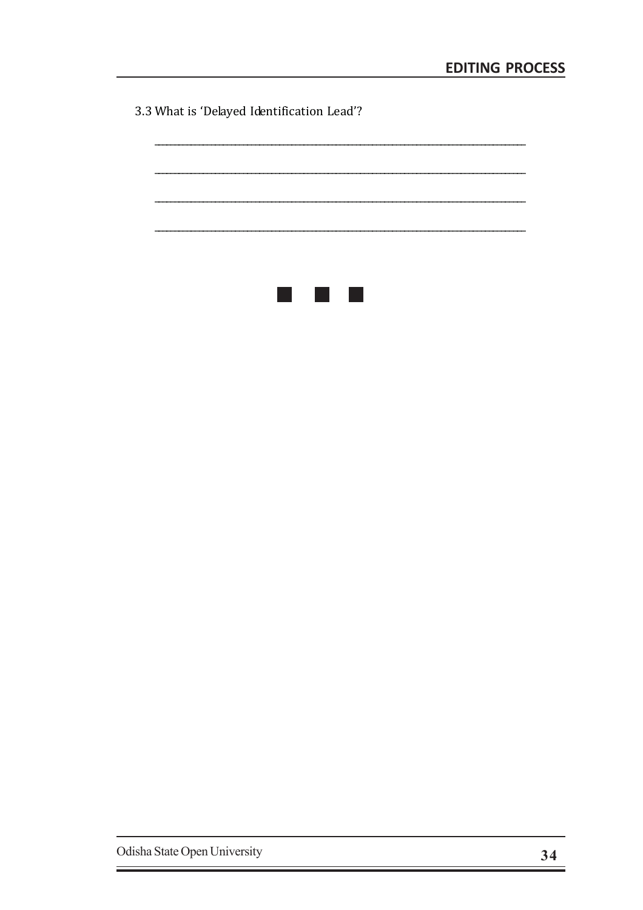3.3 What is 'Delayed Identification Lead'?

______________________________________________________________________________

______________________________________________________________________________

______________________________________________________________________________

______________________________________________________________________________

■ ■ ■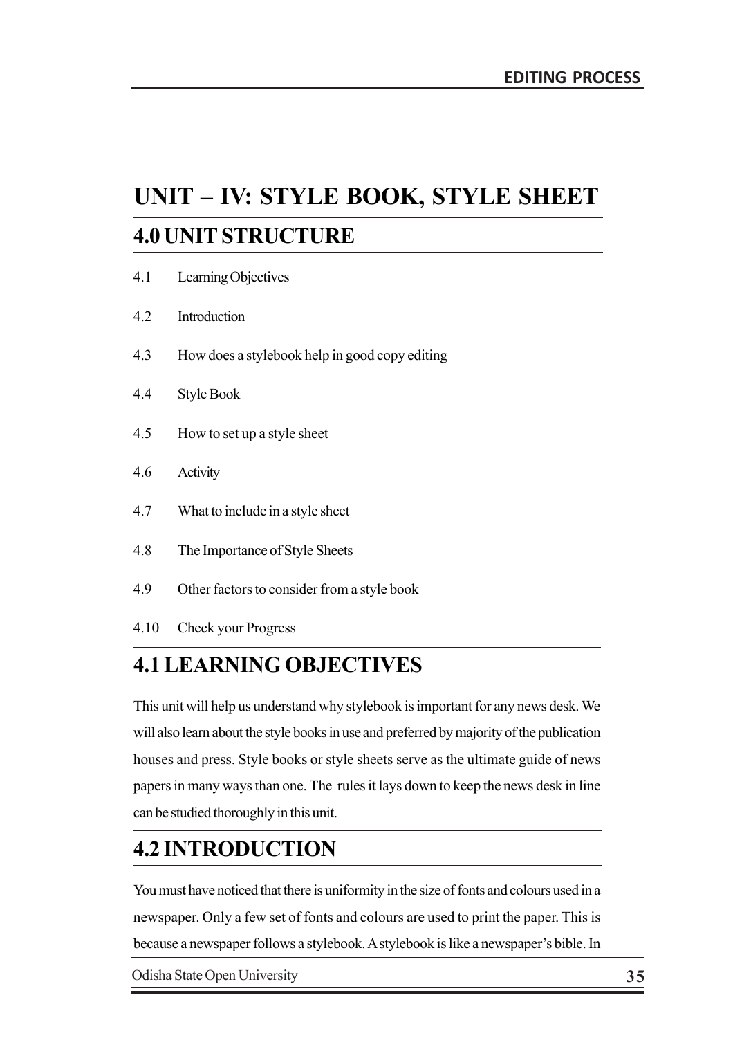# UNIT – IV: STYLE BOOK, STYLE SHEET

## 4.0 UNIT STRUCTURE

4.1 Learning Objectives

4.2 Introduction

4.3 How does a stylebook help in good copy editing

4.4 Style Book

4.5 How to set up a style sheet

4.6 Activity

4.7 What to include in a style sheet

4.8 The Importance of Style Sheets

4.9 Other factors to consider from a style book

4.10 Check your Progress

## 4.1 LEARNING OBJECTIVES

This unit will help us understand why stylebook is important for any news desk. We will also learn about the style books in use and preferred by majority of the publication houses and press. Style books or style sheets serve as the ultimate guide of news papers in many ways than one. The rules it lays down to keep the news desk in line can be studied thoroughly in this unit.

## 4.2 INTRODUCTION

You must have noticed that there is uniformity in the size of fonts and colours used in a newspaper. Only a few set of fonts and colours are used to print the paper. This is because a newspaper follows a stylebook. A stylebook is like a newspaper's bible. In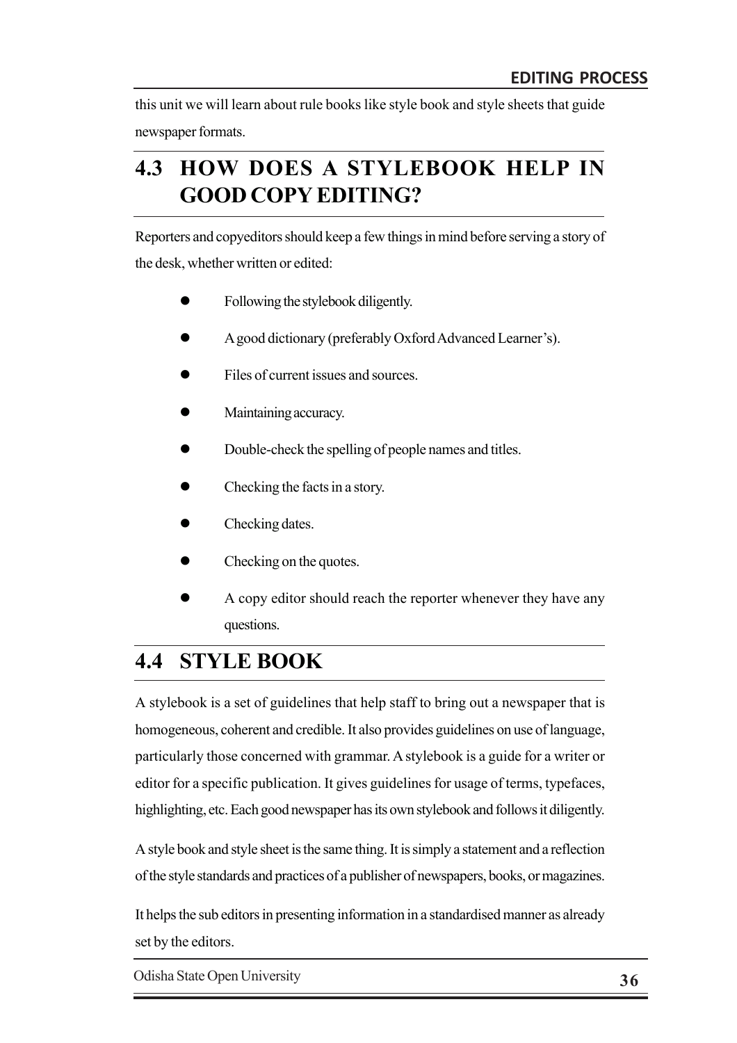this unit we will learn about rule books like style book and style sheets that guide newspaper formats.

## 4.3 HOW DOES A STYLEBOOK HELP IN GOOD COPY EDITING?

Reporters and copyeditors should keep a few things in mind before serving a story of the desk, whether written or edited:

- Following the stylebook diligently.
- A good dictionary (preferably Oxford Advanced Learner's).
- Files of current issues and sources.
- Maintaining accuracy.
- Double-check the spelling of people names and titles.
- Checking the facts in a story.
- Checking dates.
- Checking on the quotes.
- A copy editor should reach the reporter whenever they have any questions.

## 4.4 STYLE BOOK

A stylebook is a set of guidelines that help staff to bring out a newspaper that is homogeneous, coherent and credible. It also provides guidelines on use of language, particularly those concerned with grammar. A stylebook is a guide for a writer or editor for a specific publication. It gives guidelines for usage of terms, typefaces, highlighting, etc. Each good newspaper has its own stylebook and follows it diligently.

A style book and style sheet is the same thing. It is simply a statement and a reflection of the style standards and practices of a publisher of newspapers, books, or magazines.

It helps the sub editors in presenting information in a standardised manner as already set by the editors.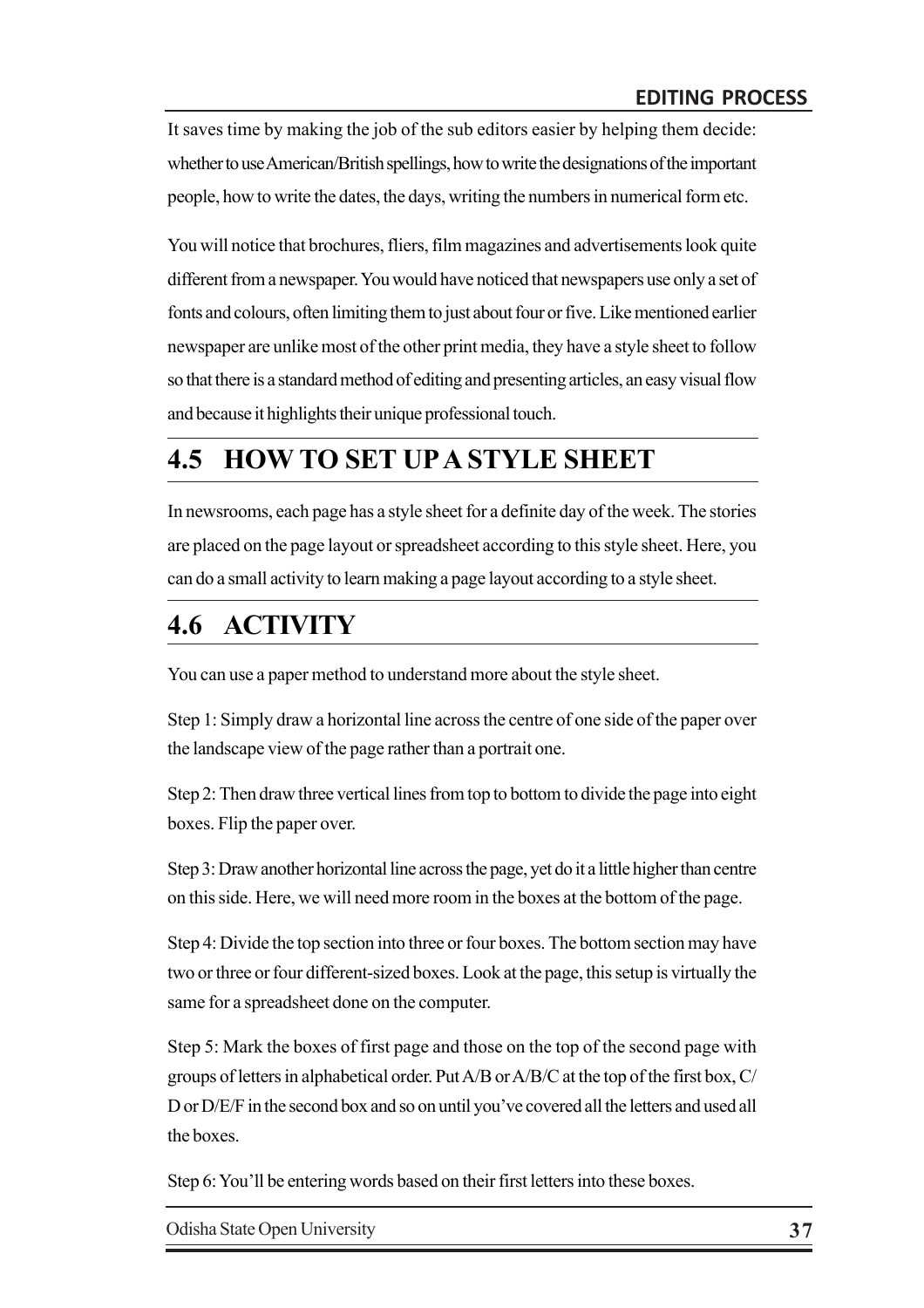It saves time by making the job of the sub editors easier by helping them decide: whether to use American/British spellings, how to write the designations of the important people, how to write the dates, the days, writing the numbers in numerical form etc.

You will notice that brochures, fliers, film magazines and advertisements look quite different from a newspaper. You would have noticed that newspapers use only a set of fonts and colours, often limiting them to just about four or five. Like mentioned earlier newspaper are unlike most of the other print media, they have a style sheet to follow so that there is a standard method of editing and presenting articles, an easy visual flow and because it highlights their unique professional touch.

## 4.5 HOW TO SET UP A STYLE SHEET

In newsrooms, each page has a style sheet for a definite day of the week. The stories are placed on the page layout or spreadsheet according to this style sheet. Here, you can do a small activity to learn making a page layout according to a style sheet.

## 4.6 ACTIVITY

You can use a paper method to understand more about the style sheet.

Step 1: Simply draw a horizontal line across the centre of one side of the paper over the landscape view of the page rather than a portrait one.

Step 2: Then draw three vertical lines from top to bottom to divide the page into eight boxes. Flip the paper over.

Step 3: Draw another horizontal line across the page, yet do it a little higher than centre on this side. Here, we will need more room in the boxes at the bottom of the page.

Step 4: Divide the top section into three or four boxes. The bottom section may have two or three or four different-sized boxes. Look at the page, this setup is virtually the same for a spreadsheet done on the computer.

Step 5: Mark the boxes of first page and those on the top of the second page with groups of letters in alphabetical order. Put A/B or A/B/C at the top of the first box, C/D or D/E/F in the second box and so on until you've covered all the letters and used all the boxes.

Step 6: You'll be entering words based on their first letters into these boxes.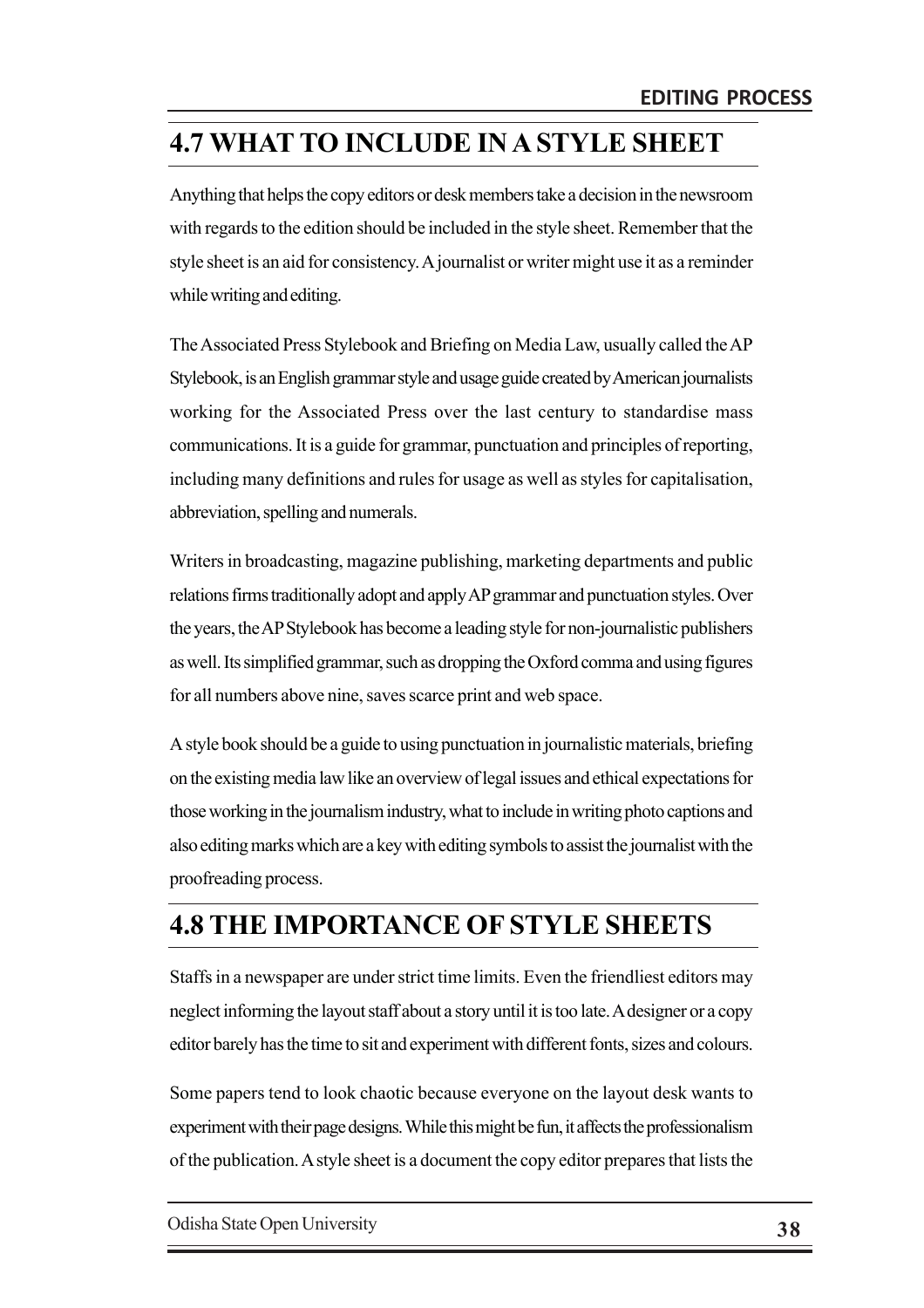## 4.7 WHAT TO INCLUDE IN A STYLE SHEET

Anything that helps the copy editors or desk members take a decision in the newsroom with regards to the edition should be included in the style sheet. Remember that the style sheet is an aid for consistency. A journalist or writer might use it as a reminder while writing and editing.

The Associated Press Stylebook and Briefing on Media Law, usually called the AP Stylebook, is an English grammar style and usage guide created by American journalists working for the Associated Press over the last century to standardise mass communications. It is a guide for grammar, punctuation and principles of reporting, including many definitions and rules for usage as well as styles for capitalisation, abbreviation, spelling and numerals.

Writers in broadcasting, magazine publishing, marketing departments and public relations firms traditionally adopt and apply AP grammar and punctuation styles. Over the years, the AP Stylebook has become a leading style for non-journalistic publishers as well. Its simplified grammar, such as dropping the Oxford comma and using figures for all numbers above nine, saves scarce print and web space.

A style book should be a guide to using punctuation in journalistic materials, briefing on the existing media law like an overview of legal issues and ethical expectations for those working in the journalism industry, what to include in writing photo captions and also editing marks which are a key with editing symbols to assist the journalist with the proofreading process.

## 4.8 THE IMPORTANCE OF STYLE SHEETS

Staffs in a newspaper are under strict time limits. Even the friendliest editors may neglect informing the layout staff about a story until it is too late. A designer or a copy editor barely has the time to sit and experiment with different fonts, sizes and colours.

Some papers tend to look chaotic because everyone on the layout desk wants to experiment with their page designs. While this might be fun, it affects the professionalism of the publication. A style sheet is a document the copy editor prepares that lists the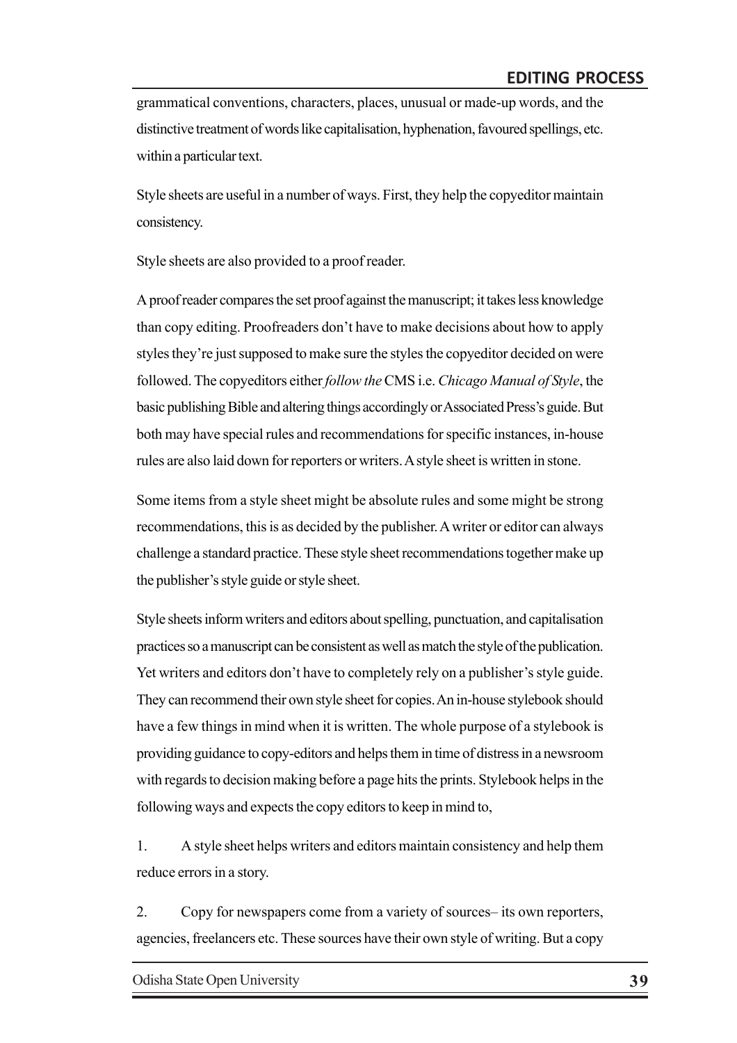grammatical conventions, characters, places, unusual or made-up words, and the distinctive treatment of words like capitalisation, hyphenation, favoured spellings, etc. within a particular text.

Style sheets are useful in a number of ways. First, they help the copyeditor maintain consistency.

Style sheets are also provided to a proof reader.

A proof reader compares the set proof against the manuscript; it takes less knowledge than copy editing. Proofreaders don't have to make decisions about how to apply styles they're just supposed to make sure the styles the copyeditor decided on were followed. The copyeditors either *follow the* CMS i.e. *Chicago Manual of Style*, the basic publishing Bible and altering things accordingly or Associated Press's guide. But both may have special rules and recommendations for specific instances, in-house rules are also laid down for reporters or writers. A style sheet is written in stone.

Some items from a style sheet might be absolute rules and some might be strong recommendations, this is as decided by the publisher. A writer or editor can always challenge a standard practice. These style sheet recommendations together make up the publisher's style guide or style sheet.

Style sheets inform writers and editors about spelling, punctuation, and capitalisation practices so a manuscript can be consistent as well as match the style of the publication. Yet writers and editors don't have to completely rely on a publisher's style guide. They can recommend their own style sheet for copies. An in-house stylebook should have a few things in mind when it is written. The whole purpose of a stylebook is providing guidance to copy-editors and helps them in time of distress in a newsroom with regards to decision making before a page hits the prints. Stylebook helps in the following ways and expects the copy editors to keep in mind to,

1. A style sheet helps writers and editors maintain consistency and help them reduce errors in a story.

2. Copy for newspapers come from a variety of sources– its own reporters, agencies, freelancers etc. These sources have their own style of writing. But a copy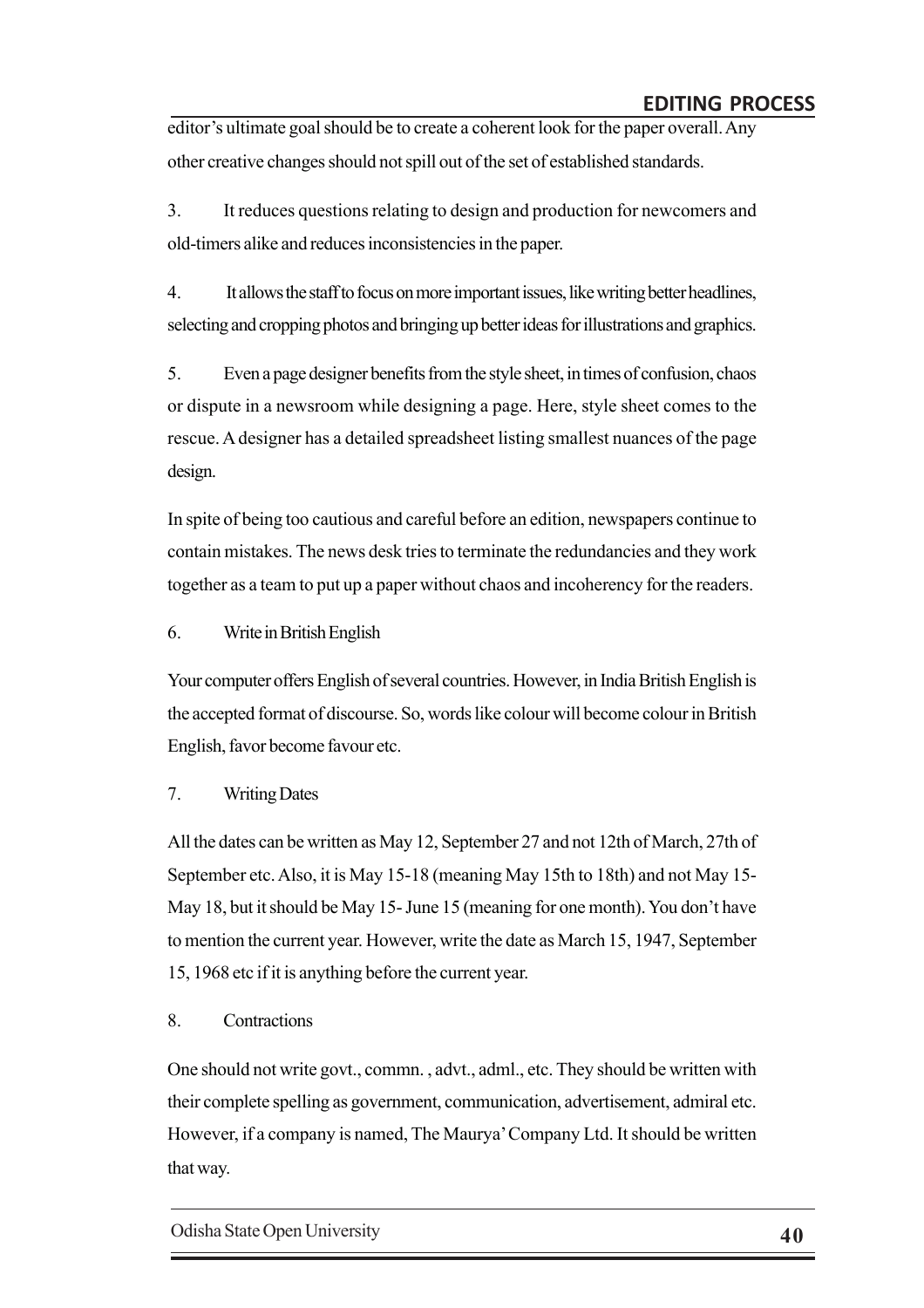editor's ultimate goal should be to create a coherent look for the paper overall. Any other creative changes should not spill out of the set of established standards.

3. It reduces questions relating to design and production for newcomers and old-timers alike and reduces inconsistencies in the paper.

4. It allows the staff to focus on more important issues, like writing better headlines, selecting and cropping photos and bringing up better ideas for illustrations and graphics.

5. Even a page designer benefits from the style sheet, in times of confusion, chaos or dispute in a newsroom while designing a page. Here, style sheet comes to the rescue. A designer has a detailed spreadsheet listing smallest nuances of the page design.

In spite of being too cautious and careful before an edition, newspapers continue to contain mistakes. The news desk tries to terminate the redundancies and they work together as a team to put up a paper without chaos and incoherency for the readers.

6. Write in British English

Your computer offers English of several countries. However, in India British English is the accepted format of discourse. So, words like colour will become colour in British English, favor become favour etc.

7. Writing Dates

All the dates can be written as May 12, September 27 and not 12th of March, 27th of September etc. Also, it is May 15-18 (meaning May 15th to 18th) and not May 15-May 18, but it should be May 15- June 15 (meaning for one month). You don't have to mention the current year. However, write the date as March 15, 1947, September 15, 1968 etc if it is anything before the current year.

8. Contractions

One should not write govt., commn. , advt., adml., etc. They should be written with their complete spelling as government, communication, advertisement, admiral etc. However, if a company is named, The Maurya' Company Ltd. It should be written that way.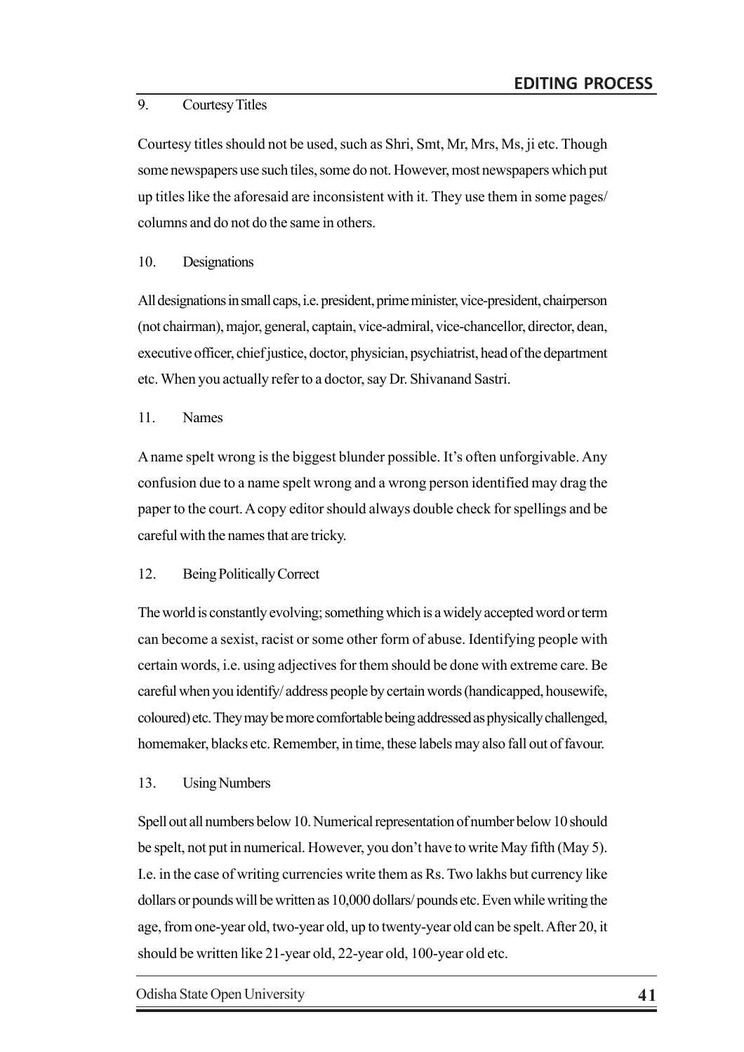9. Courtesy Titles

Courtesy titles should not be used, such as Shri, Smt, Mr, Mrs, Ms, ji etc. Though some newspapers use such tiles, some do not. However, most newspapers which put up titles like the aforesaid are inconsistent with it. They use them in some pages/ columns and do not do the same in others.

10. Designations

All designations in small caps, i.e. president, prime minister, vice-president, chairperson (not chairman), major, general, captain, vice-admiral, vice-chancellor, director, dean, executive officer, chief justice, doctor, physician, psychiatrist, head of the department etc. When you actually refer to a doctor, say Dr. Shivanand Sastri.

11. Names

A name spelt wrong is the biggest blunder possible. It's often unforgivable. Any confusion due to a name spelt wrong and a wrong person identified may drag the paper to the court. A copy editor should always double check for spellings and be careful with the names that are tricky.

12. Being Politically Correct

The world is constantly evolving; something which is a widely accepted word or term can become a sexist, racist or some other form of abuse. Identifying people with certain words, i.e. using adjectives for them should be done with extreme care. Be careful when you identify/ address people by certain words (handicapped, housewife, coloured) etc. They may be more comfortable being addressed as physically challenged, homemaker, blacks etc. Remember, in time, these labels may also fall out of favour.

13. Using Numbers

Spell out all numbers below 10. Numerical representation of number below 10 should be spelt, not put in numerical. However, you don't have to write May fifth (May 5). I.e. in the case of writing currencies write them as Rs. Two lakhs but currency like dollars or pounds will be written as 10,000 dollars/ pounds etc. Even while writing the age, from one-year old, two-year old, up to twenty-year old can be spelt. After 20, it should be written like 21-year old, 22-year old, 100-year old etc.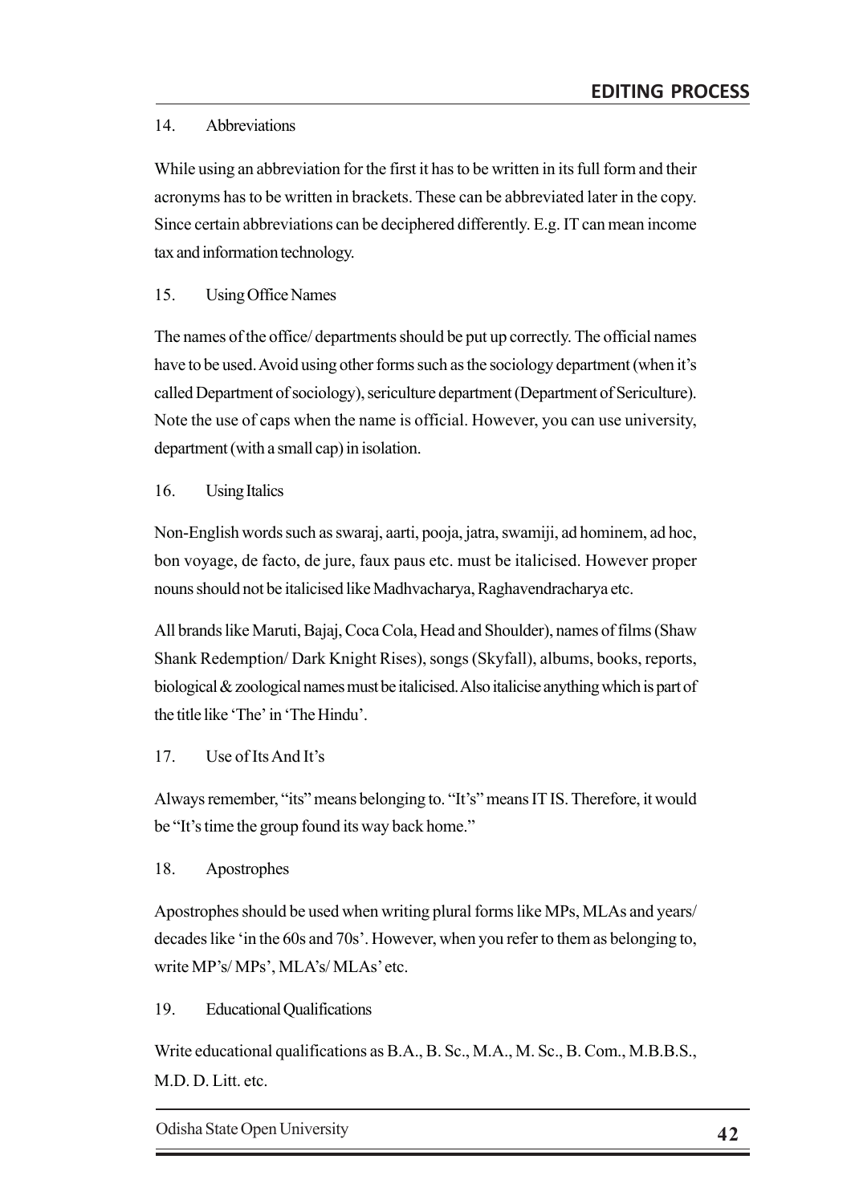14. Abbreviations

While using an abbreviation for the first it has to be written in its full form and their acronyms has to be written in brackets. These can be abbreviated later in the copy. Since certain abbreviations can be deciphered differently. E.g. IT can mean income tax and information technology.

15. Using Office Names

The names of the office/ departments should be put up correctly. The official names have to be used. Avoid using other forms such as the sociology department (when it's called Department of sociology), sericulture department (Department of Sericulture). Note the use of caps when the name is official. However, you can use university, department (with a small cap) in isolation.

16. Using Italics

Non-English words such as swaraj, aarti, pooja, jatra, swamiji, ad hominem, ad hoc, bon voyage, de facto, de jure, faux paus etc. must be italicised. However proper nouns should not be italicised like Madhvacharya, Raghavendracharya etc.

All brands like Maruti, Bajaj, Coca Cola, Head and Shoulder), names of films (Shaw Shank Redemption/ Dark Knight Rises), songs (Skyfall), albums, books, reports, biological & zoological names must be italicised. Also italicise anything which is part of the title like 'The' in 'The Hindu'.

17. Use of Its And It's

Always remember, "its" means belonging to. "It's" means IT IS. Therefore, it would be "It's time the group found its way back home."

18. Apostrophes

Apostrophes should be used when writing plural forms like MPs, MLAs and years/ decades like 'in the 60s and 70s'. However, when you refer to them as belonging to, write MP's/ MPs', MLA's/ MLAs' etc.

19. Educational Qualifications

Write educational qualifications as B.A., B. Sc., M.A., M. Sc., B. Com., M.B.B.S., M.D. D. Litt. etc.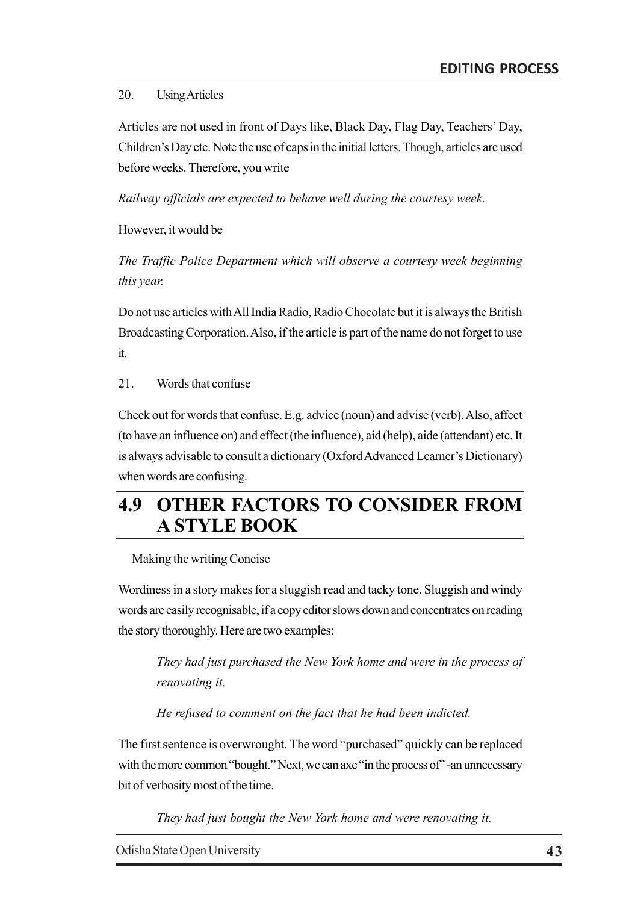20. Using Articles

Articles are not used in front of Days like, Black Day, Flag Day, Teachers' Day, Children's Day etc. Note the use of caps in the initial letters. Though, articles are used before weeks. Therefore, you write

*Railway officials are expected to behave well during the courtesy week.*

However, it would be

*The Traffic Police Department which will observe a courtesy week beginning this year.*

Do not use articles with All India Radio, Radio Chocolate but it is always the British Broadcasting Corporation. Also, if the article is part of the name do not forget to use it.

21. Words that confuse

Check out for words that confuse. E.g. advice (noun) and advise (verb). Also, affect (to have an influence on) and effect (the influence), aid (help), aide (attendant) etc. It is always advisable to consult a dictionary (Oxford Advanced Learner's Dictionary) when words are confusing.

## 4.9 OTHER FACTORS TO CONSIDER FROM A STYLE BOOK

Making the writing Concise

Wordiness in a story makes for a sluggish read and tacky tone. Sluggish and windy words are easily recognisable, if a copy editor slows down and concentrates on reading the story thoroughly. Here are two examples:

> *They had just purchased the New York home and were in the process of renovating it.*
>
> *He refused to comment on the fact that he had been indicted.*

The first sentence is overwrought. The word "purchased" quickly can be replaced with the more common "bought." Next, we can axe "in the process of" -an unnecessary bit of verbosity most of the time.

> *They had just bought the New York home and were renovating it.*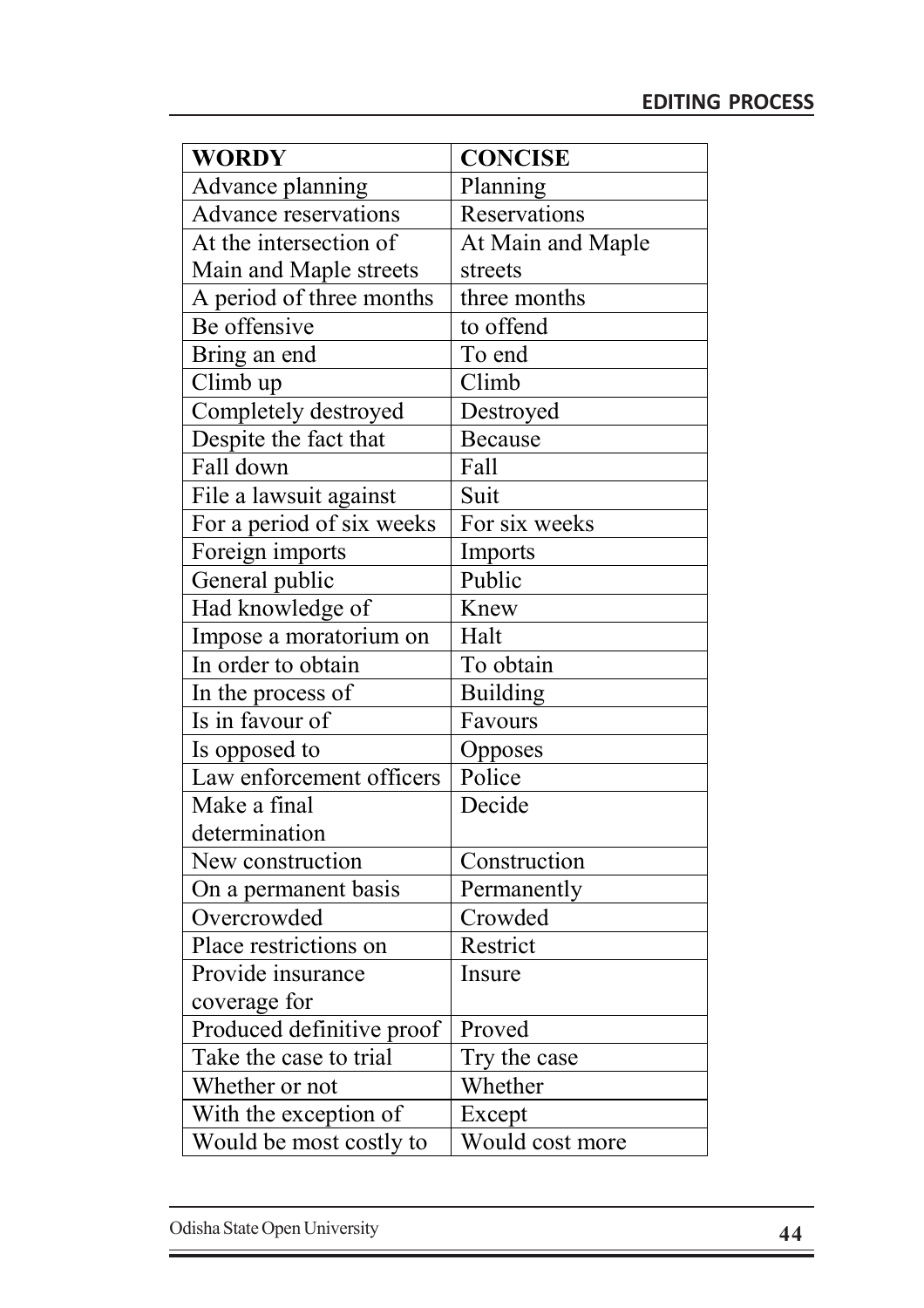| WORDY | CONCISE |
|---|---|
| Advance planning | Planning |
| Advance reservations | Reservations |
| At the intersection of Main and Maple streets | At Main and Maple streets |
| A period of three months | three months |
| Be offensive | to offend |
| Bring an end | To end |
| Climb up | Climb |
| Completely destroyed | Destroyed |
| Despite the fact that | Because |
| Fall down | Fall |
| File a lawsuit against | Suit |
| For a period of six weeks | For six weeks |
| Foreign imports | Imports |
| General public | Public |
| Had knowledge of | Knew |
| Impose a moratorium on | Halt |
| In order to obtain | To obtain |
| In the process of | Building |
| Is in favour of | Favours |
| Is opposed to | Opposes |
| Law enforcement officers | Police |
| Make a final determination | Decide |
| New construction | Construction |
| On a permanent basis | Permanently |
| Overcrowded | Crowded |
| Place restrictions on | Restrict |
| Provide insurance coverage for | Insure |
| Produced definitive proof | Proved |
| Take the case to trial | Try the case |
| Whether or not | Whether |
| With the exception of | Except |
| Would be most costly to | Would cost more |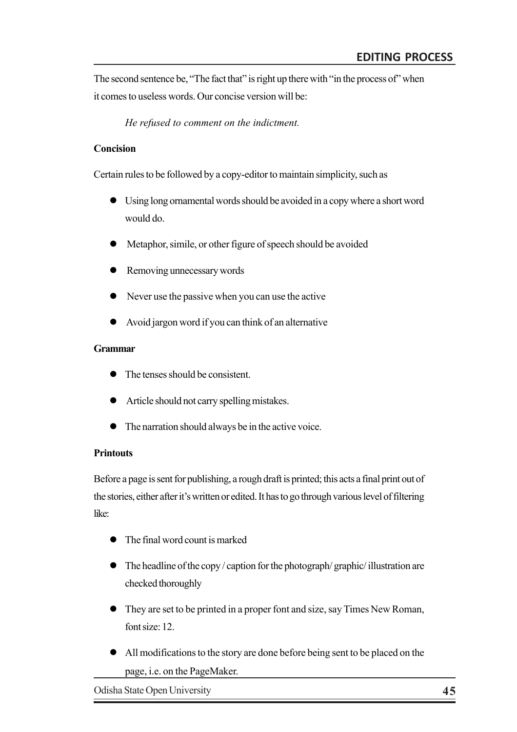The second sentence be, “The fact that” is right up there with “in the process of” when it comes to useless words. Our concise version will be:

*He refused to comment on the indictment.*

**Concision**

Certain rules to be followed by a copy-editor to maintain simplicity, such as

- Using long ornamental words should be avoided in a copy where a short word would do.
- Metaphor, simile, or other figure of speech should be avoided
- Removing unnecessary words
- Never use the passive when you can use the active
- Avoid jargon word if you can think of an alternative

**Grammar**

- The tenses should be consistent.
- Article should not carry spelling mistakes.
- The narration should always be in the active voice.

**Printouts**

Before a page is sent for publishing, a rough draft is printed; this acts a final print out of the stories, either after it’s written or edited. It has to go through various level of filtering like:

- The final word count is marked
- The headline of the copy / caption for the photograph/ graphic/ illustration are checked thoroughly
- They are set to be printed in a proper font and size, say Times New Roman, font size: 12.
- All modifications to the story are done before being sent to be placed on the page, i.e. on the PageMaker.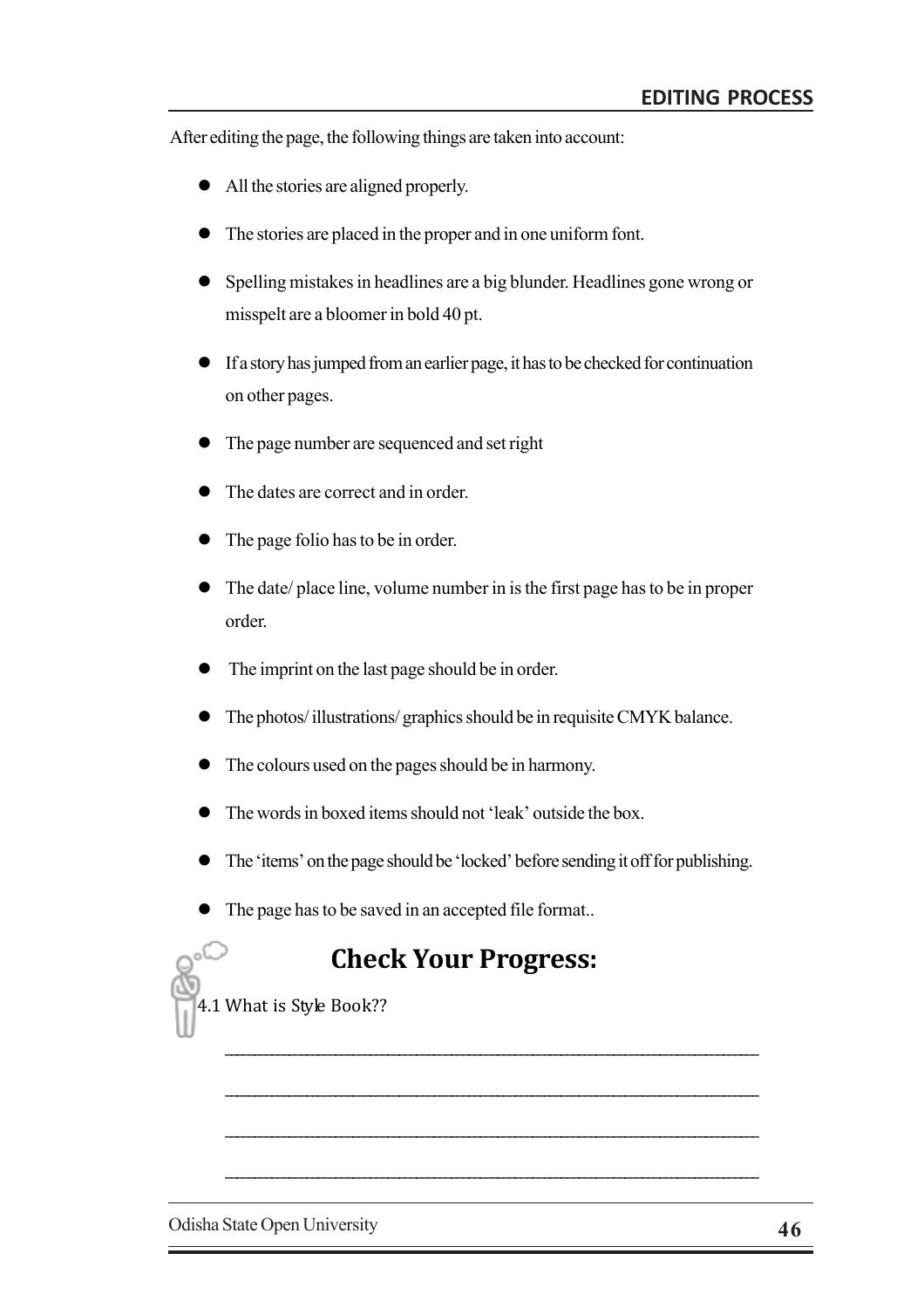After editing the page, the following things are taken into account:

- All the stories are aligned properly.
- The stories are placed in the proper and in one uniform font.
- Spelling mistakes in headlines are a big blunder. Headlines gone wrong or misspelt are a bloomer in bold 40 pt.
- If a story has jumped from an earlier page, it has to be checked for continuation on other pages.
- The page number are sequenced and set right
- The dates are correct and in order.
- The page folio has to be in order.
- The date/ place line, volume number in is the first page has to be in proper order.
- The imprint on the last page should be in order.
- The photos/ illustrations/ graphics should be in requisite CMYK balance.
- The colours used on the pages should be in harmony.
- The words in boxed items should not 'leak' outside the box.
- The 'items' on the page should be 'locked' before sending it off for publishing.
- The page has to be saved in an accepted file format..

## Check Your Progress:

4.1 What is Style Book??

\_\_\_\_\_\_\_\_\_\_\_\_\_\_\_\_\_\_\_\_\_\_\_\_\_\_\_\_\_\_\_\_\_\_\_\_\_\_\_\_\_\_\_\_\_\_\_\_\_\_\_\_\_\_\_\_\_\_\_\_\_\_\_\_\_\_\_\_

\_\_\_\_\_\_\_\_\_\_\_\_\_\_\_\_\_\_\_\_\_\_\_\_\_\_\_\_\_\_\_\_\_\_\_\_\_\_\_\_\_\_\_\_\_\_\_\_\_\_\_\_\_\_\_\_\_\_\_\_\_\_\_\_\_\_\_\_

\_\_\_\_\_\_\_\_\_\_\_\_\_\_\_\_\_\_\_\_\_\_\_\_\_\_\_\_\_\_\_\_\_\_\_\_\_\_\_\_\_\_\_\_\_\_\_\_\_\_\_\_\_\_\_\_\_\_\_\_\_\_\_\_\_\_\_\_

\_\_\_\_\_\_\_\_\_\_\_\_\_\_\_\_\_\_\_\_\_\_\_\_\_\_\_\_\_\_\_\_\_\_\_\_\_\_\_\_\_\_\_\_\_\_\_\_\_\_\_\_\_\_\_\_\_\_\_\_\_\_\_\_\_\_\_\_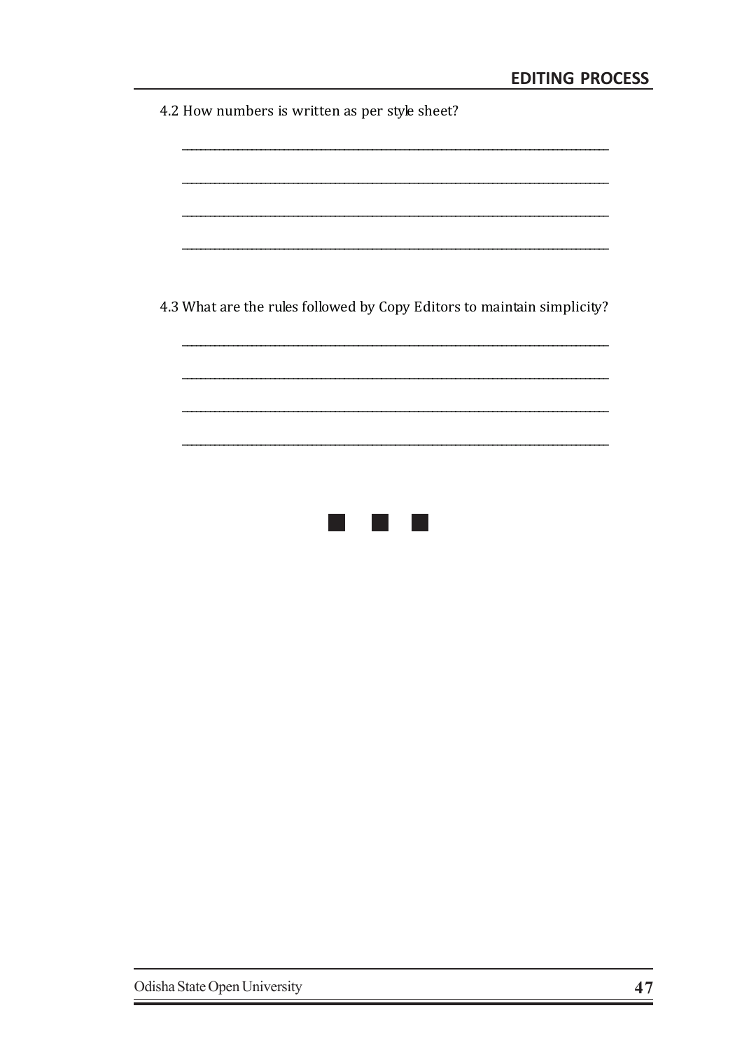4.2 How numbers is written as per style sheet?

_______________________________________________________________________________

_______________________________________________________________________________

_______________________________________________________________________________

_______________________________________________________________________________

4.3 What are the rules followed by Copy Editors to maintain simplicity?

_______________________________________________________________________________

_______________________________________________________________________________

_______________________________________________________________________________

_______________________________________________________________________________

■ ■ ■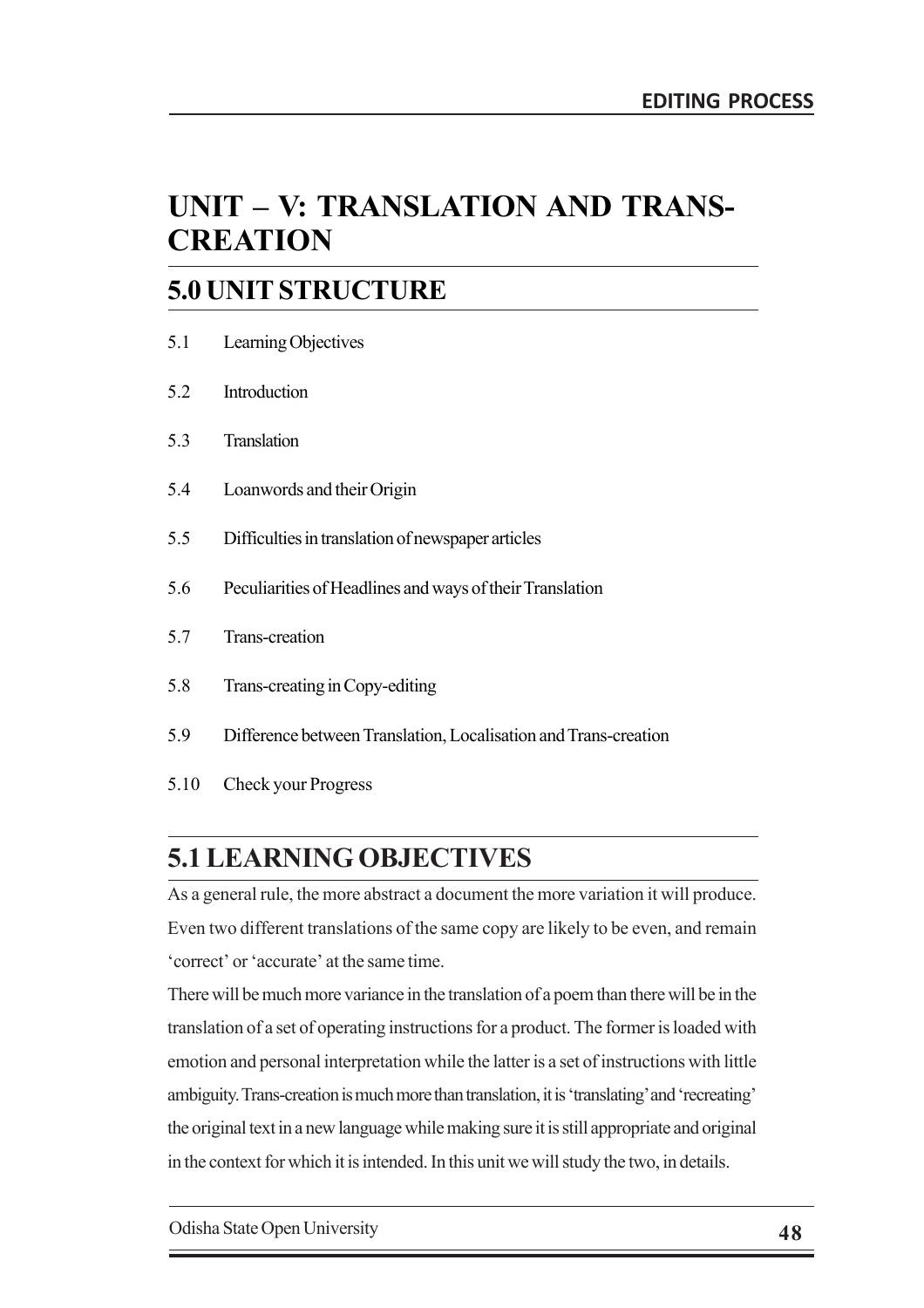# UNIT – V: TRANSLATION AND TRANS-CREATION

## 5.0 UNIT STRUCTURE

5.1 Learning Objectives

5.2 Introduction

5.3 Translation

5.4 Loanwords and their Origin

5.5 Difficulties in translation of newspaper articles

5.6 Peculiarities of Headlines and ways of their Translation

5.7 Trans-creation

5.8 Trans-creating in Copy-editing

5.9 Difference between Translation, Localisation and Trans-creation

5.10 Check your Progress

## 5.1 LEARNING OBJECTIVES

As a general rule, the more abstract a document the more variation it will produce. Even two different translations of the same copy are likely to be even, and remain 'correct' or 'accurate' at the same time.

There will be much more variance in the translation of a poem than there will be in the translation of a set of operating instructions for a product. The former is loaded with emotion and personal interpretation while the latter is a set of instructions with little ambiguity. Trans-creation is much more than translation, it is 'translating' and 'recreating' the original text in a new language while making sure it is still appropriate and original in the context for which it is intended. In this unit we will study the two, in details.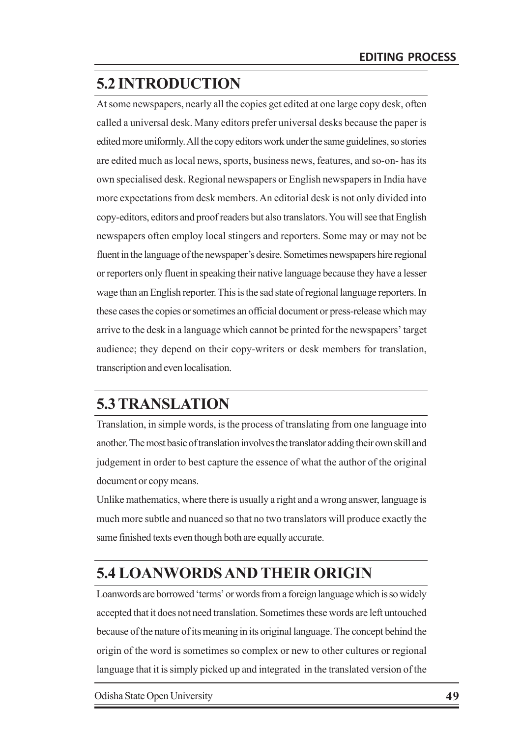## 5.2 INTRODUCTION

At some newspapers, nearly all the copies get edited at one large copy desk, often called a universal desk. Many editors prefer universal desks because the paper is edited more uniformly. All the copy editors work under the same guidelines, so stories are edited much as local news, sports, business news, features, and so-on- has its own specialised desk. Regional newspapers or English newspapers in India have more expectations from desk members. An editorial desk is not only divided into copy-editors, editors and proof readers but also translators. You will see that English newspapers often employ local stingers and reporters. Some may or may not be fluent in the language of the newspaper's desire. Sometimes newspapers hire regional or reporters only fluent in speaking their native language because they have a lesser wage than an English reporter. This is the sad state of regional language reporters. In these cases the copies or sometimes an official document or press-release which may arrive to the desk in a language which cannot be printed for the newspapers' target audience; they depend on their copy-writers or desk members for translation, transcription and even localisation.

## 5.3 TRANSLATION

Translation, in simple words, is the process of translating from one language into another. The most basic of translation involves the translator adding their own skill and judgement in order to best capture the essence of what the author of the original document or copy means.

Unlike mathematics, where there is usually a right and a wrong answer, language is much more subtle and nuanced so that no two translators will produce exactly the same finished texts even though both are equally accurate.

## 5.4 LOANWORDS AND THEIR ORIGIN

Loanwords are borrowed 'terms' or words from a foreign language which is so widely accepted that it does not need translation. Sometimes these words are left untouched because of the nature of its meaning in its original language. The concept behind the origin of the word is sometimes so complex or new to other cultures or regional language that it is simply picked up and integrated in the translated version of the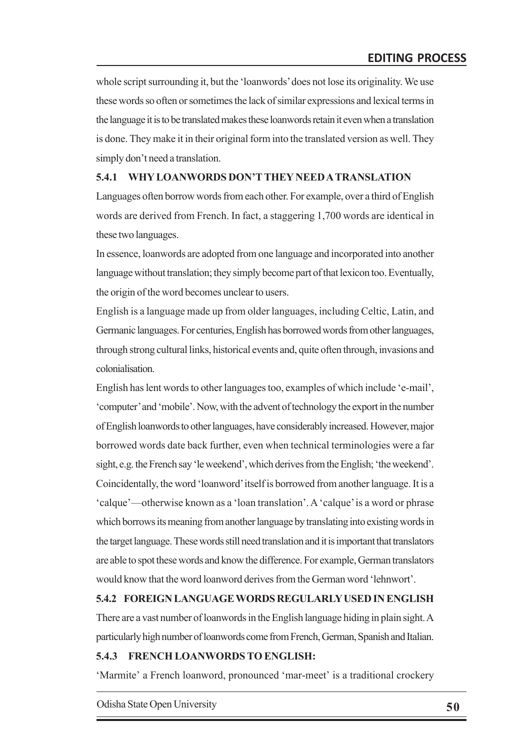whole script surrounding it, but the 'loanwords' does not lose its originality. We use these words so often or sometimes the lack of similar expressions and lexical terms in the language it is to be translated makes these loanwords retain it even when a translation is done. They make it in their original form into the translated version as well. They simply don't need a translation.

### 5.4.1 WHY LOANWORDS DON'T THEY NEED A TRANSLATION

Languages often borrow words from each other. For example, over a third of English words are derived from French. In fact, a staggering 1,700 words are identical in these two languages.

In essence, loanwords are adopted from one language and incorporated into another language without translation; they simply become part of that lexicon too. Eventually, the origin of the word becomes unclear to users.

English is a language made up from older languages, including Celtic, Latin, and Germanic languages. For centuries, English has borrowed words from other languages, through strong cultural links, historical events and, quite often through, invasions and colonialisation.

English has lent words to other languages too, examples of which include 'e-mail', 'computer' and 'mobile'. Now, with the advent of technology the export in the number of English loanwords to other languages, have considerably increased. However, major borrowed words date back further, even when technical terminologies were a far sight, e.g. the French say 'le weekend', which derives from the English; 'the weekend'. Coincidentally, the word 'loanword' itself is borrowed from another language. It is a 'calque'—otherwise known as a 'loan translation'. A 'calque' is a word or phrase which borrows its meaning from another language by translating into existing words in the target language. These words still need translation and it is important that translators are able to spot these words and know the difference. For example, German translators would know that the word loanword derives from the German word 'lehnwort'.

### 5.4.2 FOREIGN LANGUAGE WORDS REGULARLY USED IN ENGLISH

There are a vast number of loanwords in the English language hiding in plain sight. A particularly high number of loanwords come from French, German, Spanish and Italian.

### 5.4.3 FRENCH LOANWORDS TO ENGLISH:

'Marmite' a French loanword, pronounced 'mar-meet' is a traditional crockery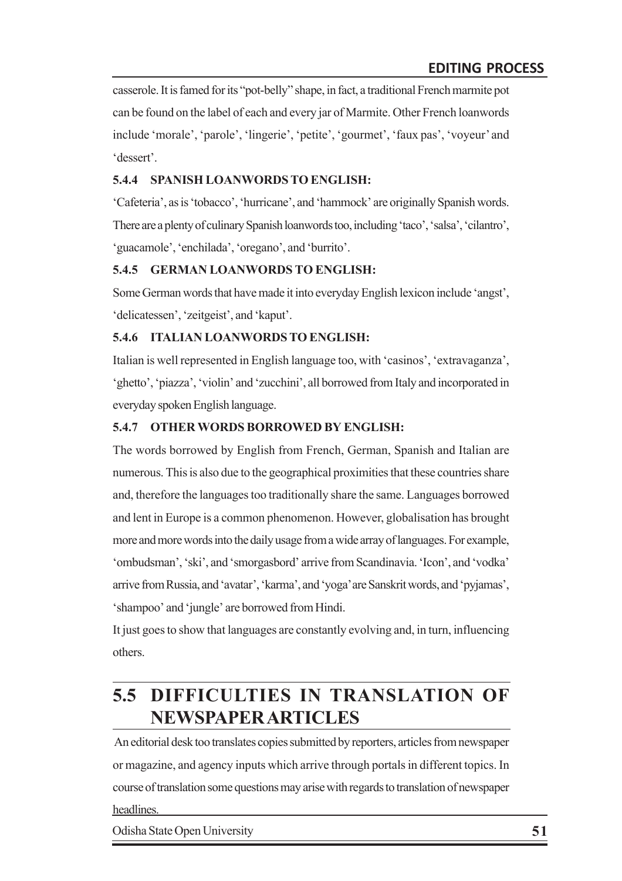casserole. It is famed for its "pot-belly" shape, in fact, a traditional French marmite pot can be found on the label of each and every jar of Marmite. Other French loanwords include 'morale', 'parole', 'lingerie', 'petite', 'gourmet', 'faux pas', 'voyeur' and 'dessert'.

### 5.4.4 SPANISH LOANWORDS TO ENGLISH:

'Cafeteria', as is 'tobacco', 'hurricane', and 'hammock' are originally Spanish words. There are a plenty of culinary Spanish loanwords too, including 'taco', 'salsa', 'cilantro', 'guacamole', 'enchilada', 'oregano', and 'burrito'.

### 5.4.5 GERMAN LOANWORDS TO ENGLISH:

Some German words that have made it into everyday English lexicon include 'angst', 'delicatessen', 'zeitgeist', and 'kaput'.

### 5.4.6 ITALIAN LOANWORDS TO ENGLISH:

Italian is well represented in English language too, with 'casinos', 'extravaganza', 'ghetto', 'piazza', 'violin' and 'zucchini', all borrowed from Italy and incorporated in everyday spoken English language.

### 5.4.7 OTHER WORDS BORROWED BY ENGLISH:

The words borrowed by English from French, German, Spanish and Italian are numerous. This is also due to the geographical proximities that these countries share and, therefore the languages too traditionally share the same. Languages borrowed and lent in Europe is a common phenomenon. However, globalisation has brought more and more words into the daily usage from a wide array of languages. For example, 'ombudsman', 'ski', and 'smorgasbord' arrive from Scandinavia. 'Icon', and 'vodka' arrive from Russia, and 'avatar', 'karma', and 'yoga' are Sanskrit words, and 'pyjamas', 'shampoo' and 'jungle' are borrowed from Hindi.

It just goes to show that languages are constantly evolving and, in turn, influencing others.

## 5.5 DIFFICULTIES IN TRANSLATION OF NEWSPAPER ARTICLES

An editorial desk too translates copies submitted by reporters, articles from newspaper or magazine, and agency inputs which arrive through portals in different topics. In course of translation some questions may arise with regards to translation of newspaper headlines.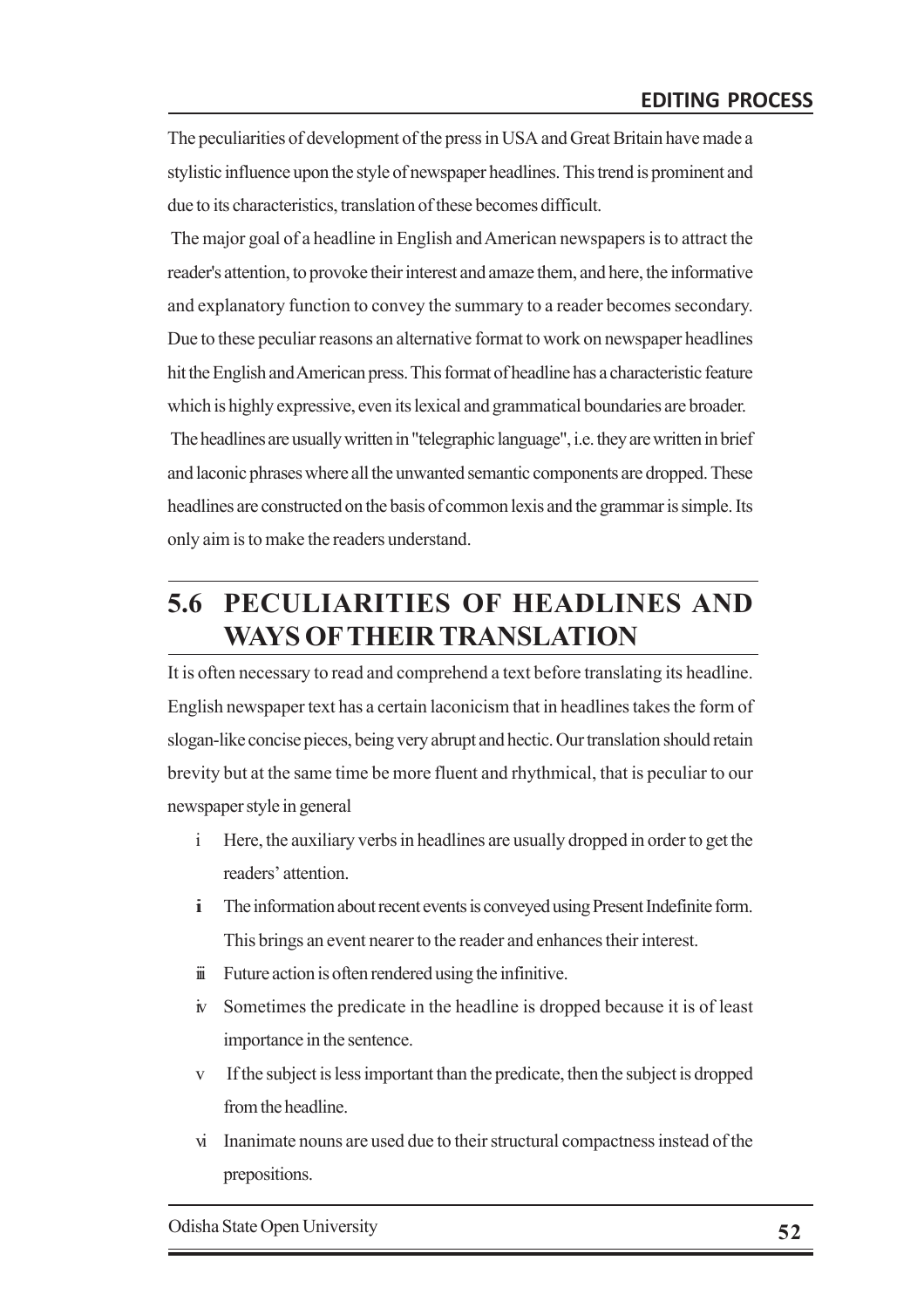The peculiarities of development of the press in USA and Great Britain have made a stylistic influence upon the style of newspaper headlines. This trend is prominent and due to its characteristics, translation of these becomes difficult.

The major goal of a headline in English and American newspapers is to attract the reader's attention, to provoke their interest and amaze them, and here, the informative and explanatory function to convey the summary to a reader becomes secondary. Due to these peculiar reasons an alternative format to work on newspaper headlines hit the English and American press. This format of headline has a characteristic feature which is highly expressive, even its lexical and grammatical boundaries are broader.

The headlines are usually written in "telegraphic language", i.e. they are written in brief and laconic phrases where all the unwanted semantic components are dropped. These headlines are constructed on the basis of common lexis and the grammar is simple. Its only aim is to make the readers understand.

## 5.6 PECULIARITIES OF HEADLINES AND WAYS OF THEIR TRANSLATION

It is often necessary to read and comprehend a text before translating its headline. English newspaper text has a certain laconicism that in headlines takes the form of slogan-like concise pieces, being very abrupt and hectic. Our translation should retain brevity but at the same time be more fluent and rhythmical, that is peculiar to our newspaper style in general

i Here, the auxiliary verbs in headlines are usually dropped in order to get the readers' attention.

ii The information about recent events is conveyed using Present Indefinite form. This brings an event nearer to the reader and enhances their interest.

iii Future action is often rendered using the infinitive.

iv Sometimes the predicate in the headline is dropped because it is of least importance in the sentence.

v If the subject is less important than the predicate, then the subject is dropped from the headline.

vi Inanimate nouns are used due to their structural compactness instead of the prepositions.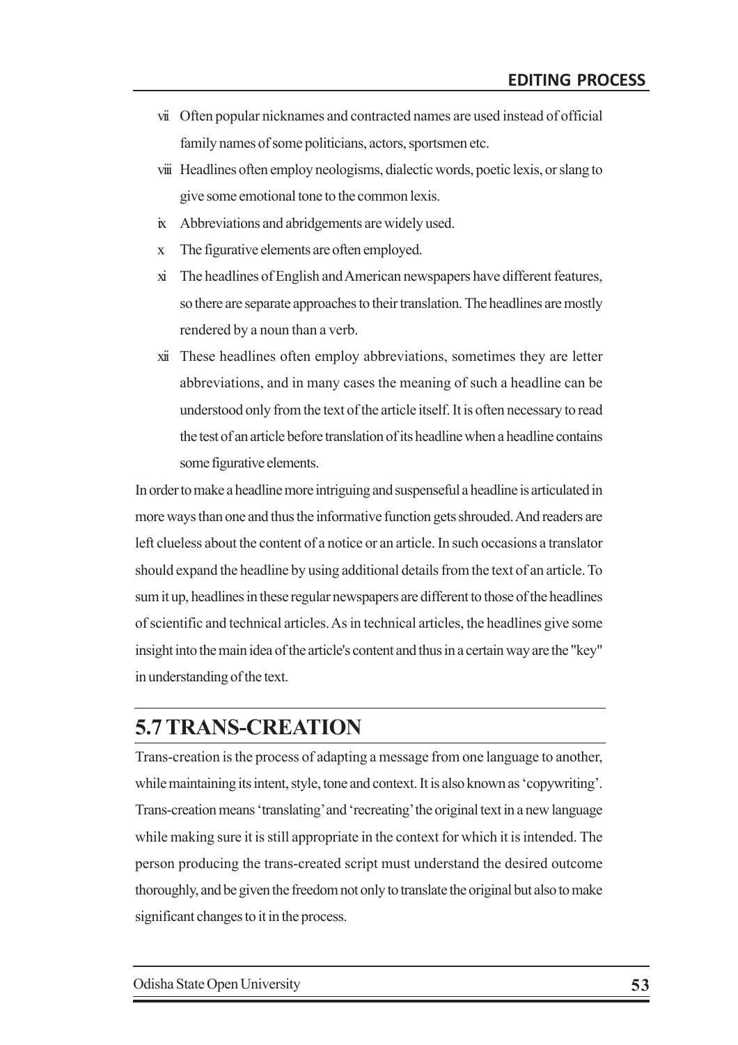vii Often popular nicknames and contracted names are used instead of official family names of some politicians, actors, sportsmen etc.

viii Headlines often employ neologisms, dialectic words, poetic lexis, or slang to give some emotional tone to the common lexis.

ix Abbreviations and abridgements are widely used.

x The figurative elements are often employed.

xi The headlines of English and American newspapers have different features, so there are separate approaches to their translation. The headlines are mostly rendered by a noun than a verb.

xii These headlines often employ abbreviations, sometimes they are letter abbreviations, and in many cases the meaning of such a headline can be understood only from the text of the article itself. It is often necessary to read the test of an article before translation of its headline when a headline contains some figurative elements.

In order to make a headline more intriguing and suspenseful a headline is articulated in more ways than one and thus the informative function gets shrouded. And readers are left clueless about the content of a notice or an article. In such occasions a translator should expand the headline by using additional details from the text of an article. To sum it up, headlines in these regular newspapers are different to those of the headlines of scientific and technical articles. As in technical articles, the headlines give some insight into the main idea of the article's content and thus in a certain way are the "key" in understanding of the text.

## 5.7 TRANS-CREATION

Trans-creation is the process of adapting a message from one language to another, while maintaining its intent, style, tone and context. It is also known as 'copywriting'. Trans-creation means 'translating' and 'recreating' the original text in a new language while making sure it is still appropriate in the context for which it is intended. The person producing the trans-created script must understand the desired outcome thoroughly, and be given the freedom not only to translate the original but also to make significant changes to it in the process.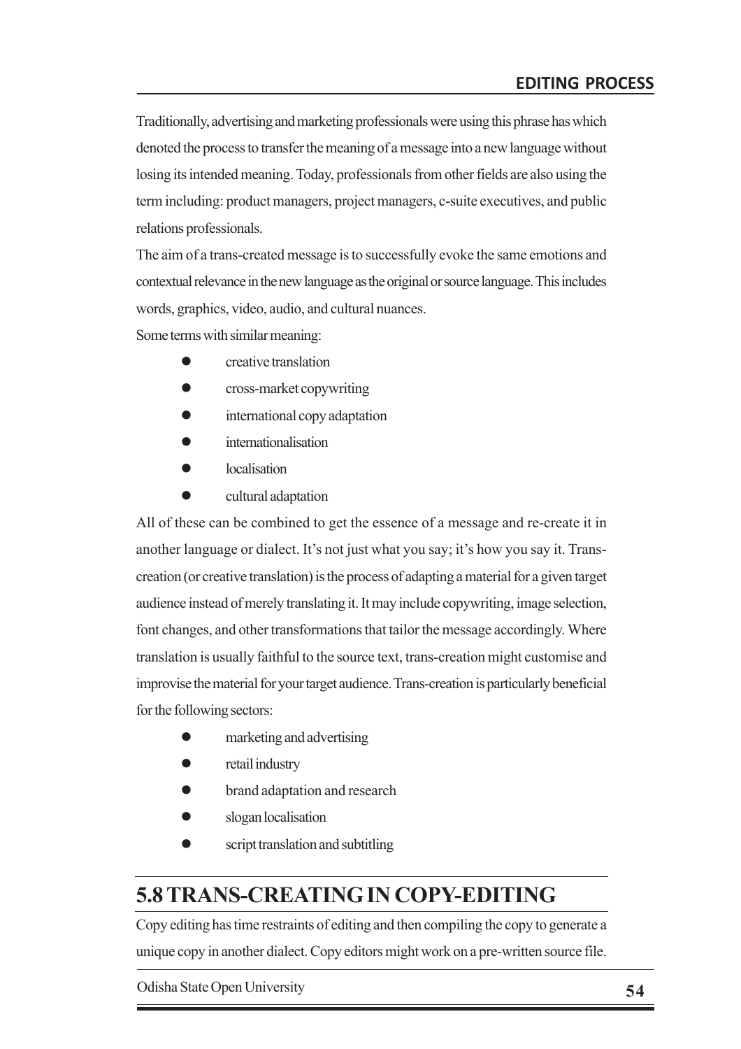Traditionally, advertising and marketing professionals were using this phrase has which denoted the process to transfer the meaning of a message into a new language without losing its intended meaning. Today, professionals from other fields are also using the term including: product managers, project managers, c-suite executives, and public relations professionals.

The aim of a trans-created message is to successfully evoke the same emotions and contextual relevance in the new language as the original or source language. This includes words, graphics, video, audio, and cultural nuances.

Some terms with similar meaning:

- creative translation
- cross-market copywriting
- international copy adaptation
- internationalisation
- localisation
- cultural adaptation

All of these can be combined to get the essence of a message and re-create it in another language or dialect. It's not just what you say; it's how you say it. Trans-creation (or creative translation) is the process of adapting a material for a given target audience instead of merely translating it. It may include copywriting, image selection, font changes, and other transformations that tailor the message accordingly. Where translation is usually faithful to the source text, trans-creation might customise and improvise the material for your target audience. Trans-creation is particularly beneficial for the following sectors:

- marketing and advertising
- retail industry
- brand adaptation and research
- slogan localisation
- script translation and subtitling

## 5.8 TRANS-CREATING IN COPY-EDITING

Copy editing has time restraints of editing and then compiling the copy to generate a unique copy in another dialect. Copy editors might work on a pre-written source file.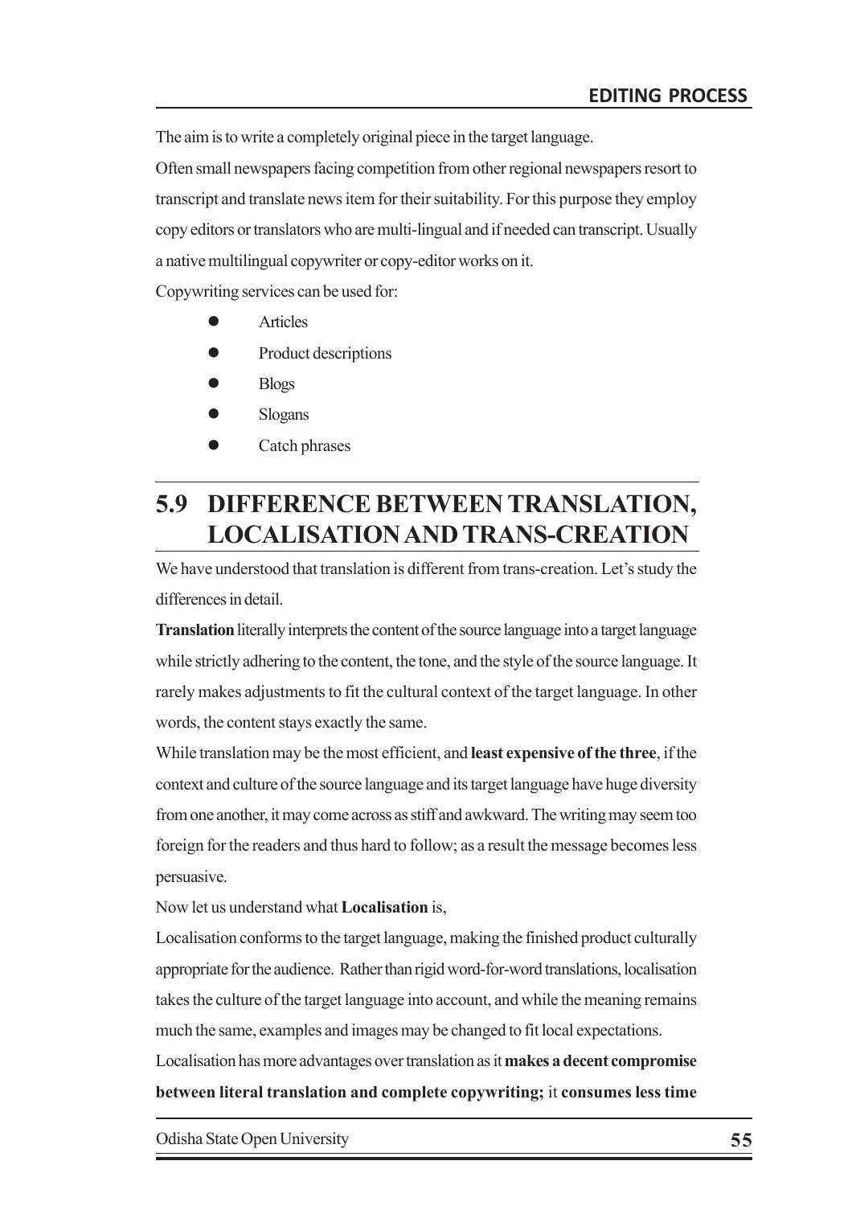The aim is to write a completely original piece in the target language.

Often small newspapers facing competition from other regional newspapers resort to transcript and translate news item for their suitability. For this purpose they employ copy editors or translators who are multi-lingual and if needed can transcript. Usually a native multilingual copywriter or copy-editor works on it.

Copywriting services can be used for:

- Articles
- Product descriptions
- Blogs
- Slogans
- Catch phrases

## 5.9 DIFFERENCE BETWEEN TRANSLATION, LOCALISATION AND TRANS-CREATION

We have understood that translation is different from trans-creation. Let's study the differences in detail.

**Translation** literally interprets the content of the source language into a target language while strictly adhering to the content, the tone, and the style of the source language. It rarely makes adjustments to fit the cultural context of the target language. In other words, the content stays exactly the same.

While translation may be the most efficient, and **least expensive of the three**, if the context and culture of the source language and its target language have huge diversity from one another, it may come across as stiff and awkward. The writing may seem too foreign for the readers and thus hard to follow; as a result the message becomes less persuasive.

Now let us understand what **Localisation** is,

Localisation conforms to the target language, making the finished product culturally appropriate for the audience. Rather than rigid word-for-word translations, localisation takes the culture of the target language into account, and while the meaning remains much the same, examples and images may be changed to fit local expectations.

Localisation has more advantages over translation as it **makes a decent compromise between literal translation and complete copywriting;** it **consumes less time**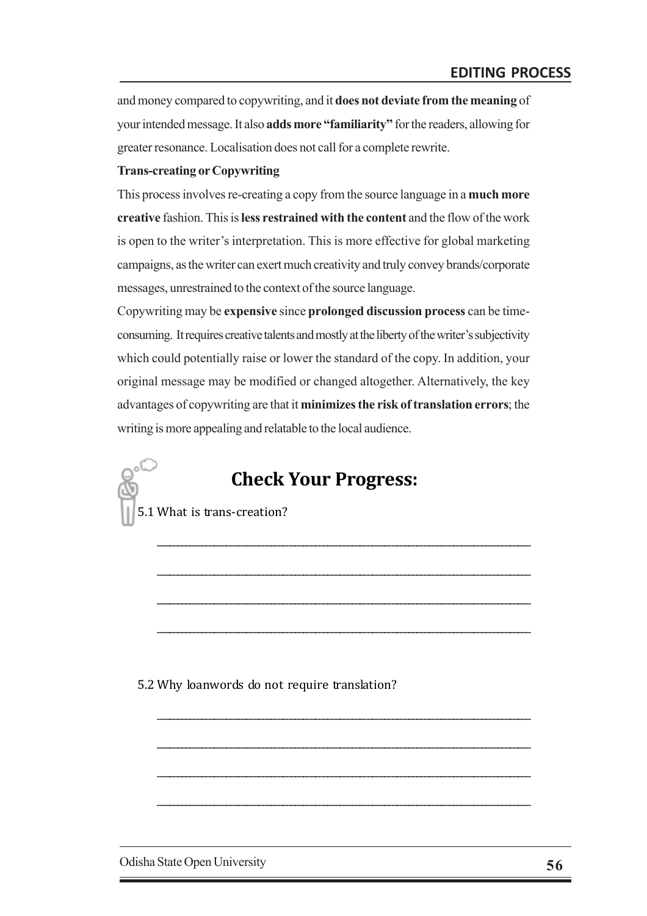and money compared to copywriting, and it **does not deviate from the meaning** of your intended message. It also **adds more "familiarity"** for the readers, allowing for greater resonance. Localisation does not call for a complete rewrite.

**Trans-creating or Copywriting**

This process involves re-creating a copy from the source language in a **much more creative** fashion. This is **less restrained with the content** and the flow of the work is open to the writer's interpretation. This is more effective for global marketing campaigns, as the writer can exert much creativity and truly convey brands/corporate messages, unrestrained to the context of the source language.

Copywriting may be **expensive** since **prolonged discussion process** can be time-consuming. It requires creative talents and mostly at the liberty of the writer's subjectivity which could potentially raise or lower the standard of the copy. In addition, your original message may be modified or changed altogether. Alternatively, the key advantages of copywriting are that it **minimizes the risk of translation errors**; the writing is more appealing and relatable to the local audience.

## Check Your Progress:

5.1 What is trans-creation?

________________________________________________________________

________________________________________________________________

________________________________________________________________

________________________________________________________________

5.2 Why loanwords do not require translation?

________________________________________________________________

________________________________________________________________

________________________________________________________________

________________________________________________________________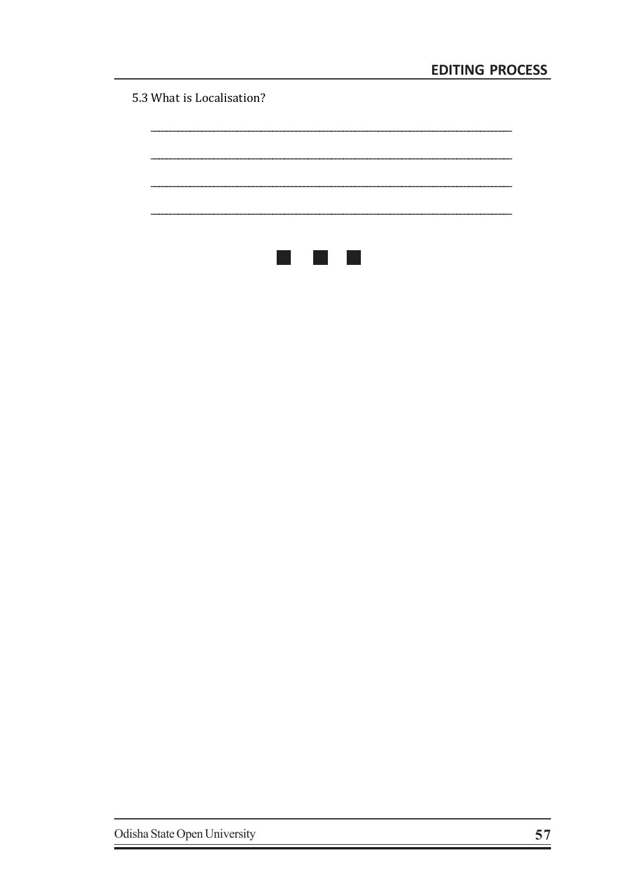5.3 What is Localisation?

_______________________________________________________________

_______________________________________________________________

_______________________________________________________________

_______________________________________________________________

■ ■ ■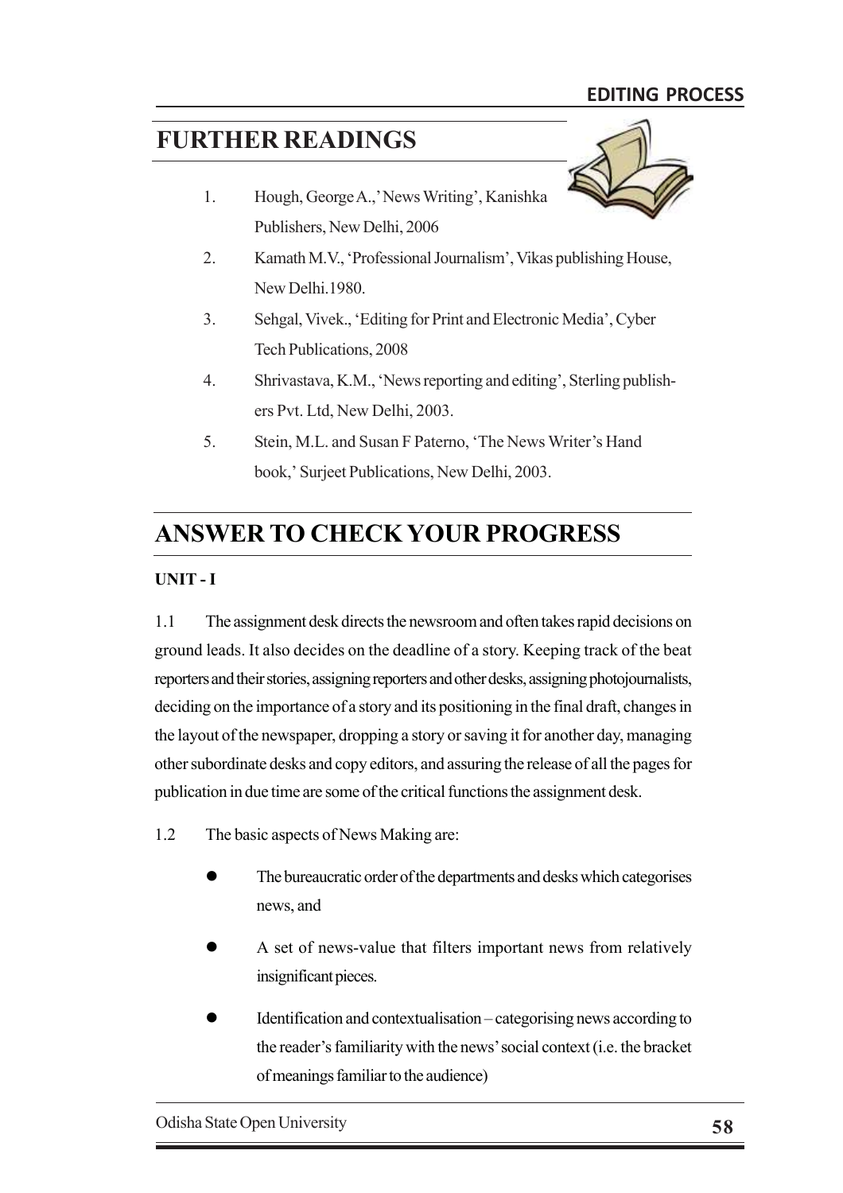## FURTHER READINGS

1. Hough, George A.,' News Writing', Kanishka Publishers, New Delhi, 2006
2. Kamath M.V., 'Professional Journalism', Vikas publishing House, New Delhi.1980.
3. Sehgal, Vivek., 'Editing for Print and Electronic Media', Cyber Tech Publications, 2008
4. Shrivastava, K.M., 'News reporting and editing', Sterling publishers Pvt. Ltd, New Delhi, 2003.
5. Stein, M.L. and Susan F Paterno, 'The News Writer's Hand book,' Surjeet Publications, New Delhi, 2003.

## ANSWER TO CHECK YOUR PROGRESS

**UNIT - I**

1.1 The assignment desk directs the newsroom and often takes rapid decisions on ground leads. It also decides on the deadline of a story. Keeping track of the beat reporters and their stories, assigning reporters and other desks, assigning photojournalists, deciding on the importance of a story and its positioning in the final draft, changes in the layout of the newspaper, dropping a story or saving it for another day, managing other subordinate desks and copy editors, and assuring the release of all the pages for publication in due time are some of the critical functions the assignment desk.

1.2 The basic aspects of News Making are:

- The bureaucratic order of the departments and desks which categorises news, and
- A set of news-value that filters important news from relatively insignificant pieces.
- Identification and contextualisation – categorising news according to the reader's familiarity with the news' social context (i.e. the bracket of meanings familiar to the audience)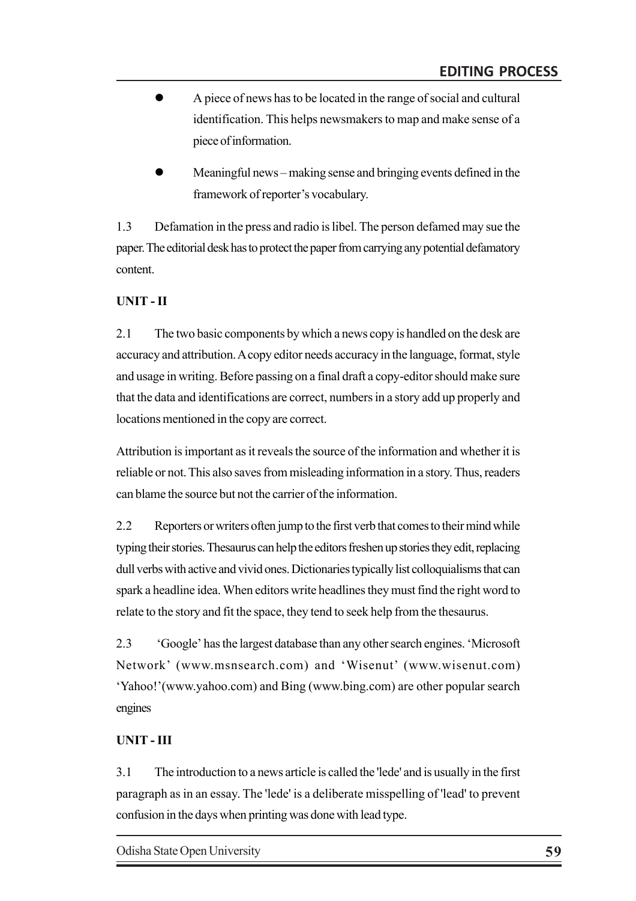- A piece of news has to be located in the range of social and cultural identification. This helps newsmakers to map and make sense of a piece of information.

- Meaningful news – making sense and bringing events defined in the framework of reporter's vocabulary.

1.3 Defamation in the press and radio is libel. The person defamed may sue the paper. The editorial desk has to protect the paper from carrying any potential defamatory content.

**UNIT - II**

2.1 The two basic components by which a news copy is handled on the desk are accuracy and attribution. A copy editor needs accuracy in the language, format, style and usage in writing. Before passing on a final draft a copy-editor should make sure that the data and identifications are correct, numbers in a story add up properly and locations mentioned in the copy are correct.

Attribution is important as it reveals the source of the information and whether it is reliable or not. This also saves from misleading information in a story. Thus, readers can blame the source but not the carrier of the information.

2.2 Reporters or writers often jump to the first verb that comes to their mind while typing their stories. Thesaurus can help the editors freshen up stories they edit, replacing dull verbs with active and vivid ones. Dictionaries typically list colloquialisms that can spark a headline idea. When editors write headlines they must find the right word to relate to the story and fit the space, they tend to seek help from the thesaurus.

2.3 'Google' has the largest database than any other search engines. 'Microsoft Network' (www.msnsearch.com) and 'Wisenut' (www.wisenut.com) 'Yahoo!'(www.yahoo.com) and Bing (www.bing.com) are other popular search engines

**UNIT - III**

3.1 The introduction to a news article is called the 'lede' and is usually in the first paragraph as in an essay. The 'lede' is a deliberate misspelling of 'lead' to prevent confusion in the days when printing was done with lead type.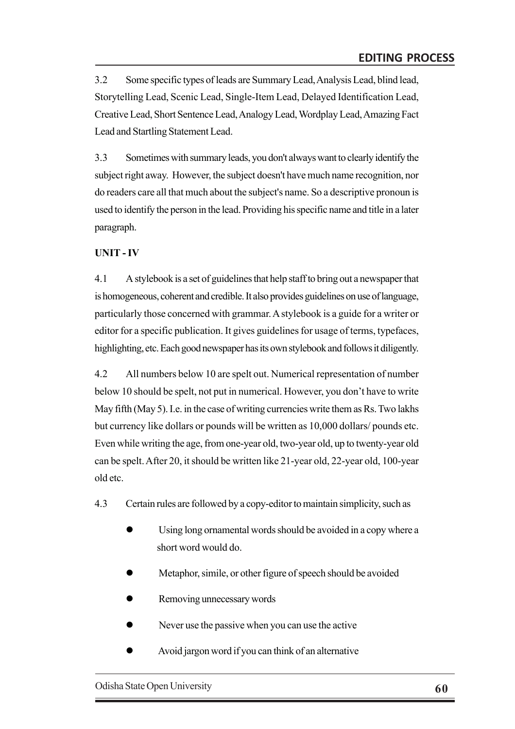3.2 Some specific types of leads are Summary Lead, Analysis Lead, blind lead, Storytelling Lead, Scenic Lead, Single-Item Lead, Delayed Identification Lead, Creative Lead, Short Sentence Lead, Analogy Lead, Wordplay Lead, Amazing Fact Lead and Startling Statement Lead.

3.3 Sometimes with summary leads, you don't always want to clearly identify the subject right away. However, the subject doesn't have much name recognition, nor do readers care all that much about the subject's name. So a descriptive pronoun is used to identify the person in the lead. Providing his specific name and title in a later paragraph.

**UNIT - IV**

4.1 A stylebook is a set of guidelines that help staff to bring out a newspaper that is homogeneous, coherent and credible. It also provides guidelines on use of language, particularly those concerned with grammar. A stylebook is a guide for a writer or editor for a specific publication. It gives guidelines for usage of terms, typefaces, highlighting, etc. Each good newspaper has its own stylebook and follows it diligently.

4.2 All numbers below 10 are spelt out. Numerical representation of number below 10 should be spelt, not put in numerical. However, you don't have to write May fifth (May 5). I.e. in the case of writing currencies write them as Rs. Two lakhs but currency like dollars or pounds will be written as 10,000 dollars/ pounds etc. Even while writing the age, from one-year old, two-year old, up to twenty-year old can be spelt. After 20, it should be written like 21-year old, 22-year old, 100-year old etc.

4.3 Certain rules are followed by a copy-editor to maintain simplicity, such as

- Using long ornamental words should be avoided in a copy where a short word would do.
- Metaphor, simile, or other figure of speech should be avoided
- Removing unnecessary words
- Never use the passive when you can use the active
- Avoid jargon word if you can think of an alternative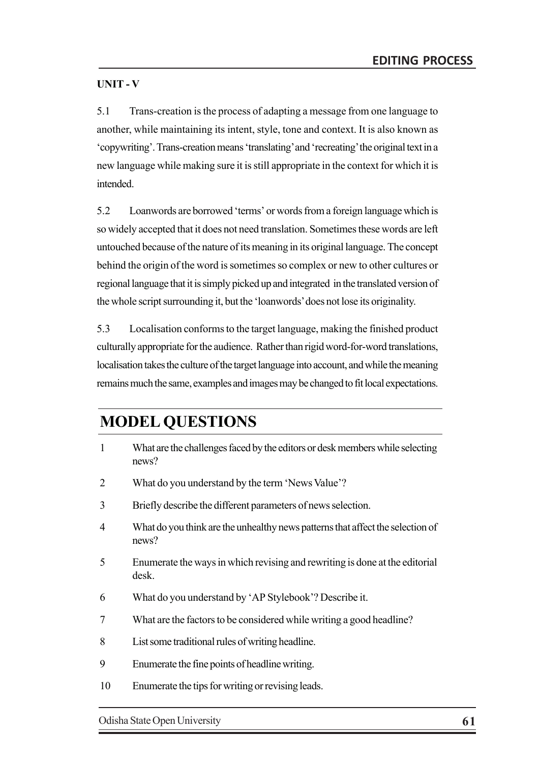**UNIT - V**

5.1 Trans-creation is the process of adapting a message from one language to another, while maintaining its intent, style, tone and context. It is also known as 'copywriting'. Trans-creation means 'translating' and 'recreating' the original text in a new language while making sure it is still appropriate in the context for which it is intended.

5.2 Loanwords are borrowed 'terms' or words from a foreign language which is so widely accepted that it does not need translation. Sometimes these words are left untouched because of the nature of its meaning in its original language. The concept behind the origin of the word is sometimes so complex or new to other cultures or regional language that it is simply picked up and integrated in the translated version of the whole script surrounding it, but the 'loanwords' does not lose its originality.

5.3 Localisation conforms to the target language, making the finished product culturally appropriate for the audience. Rather than rigid word-for-word translations, localisation takes the culture of the target language into account, and while the meaning remains much the same, examples and images may be changed to fit local expectations.

# MODEL QUESTIONS

1. What are the challenges faced by the editors or desk members while selecting news?
2. What do you understand by the term 'News Value'?
3. Briefly describe the different parameters of news selection.
4. What do you think are the unhealthy news patterns that affect the selection of news?
5. Enumerate the ways in which revising and rewriting is done at the editorial desk.
6. What do you understand by 'AP Stylebook'? Describe it.
7. What are the factors to be considered while writing a good headline?
8. List some traditional rules of writing headline.
9. Enumerate the fine points of headline writing.
10. Enumerate the tips for writing or revising leads.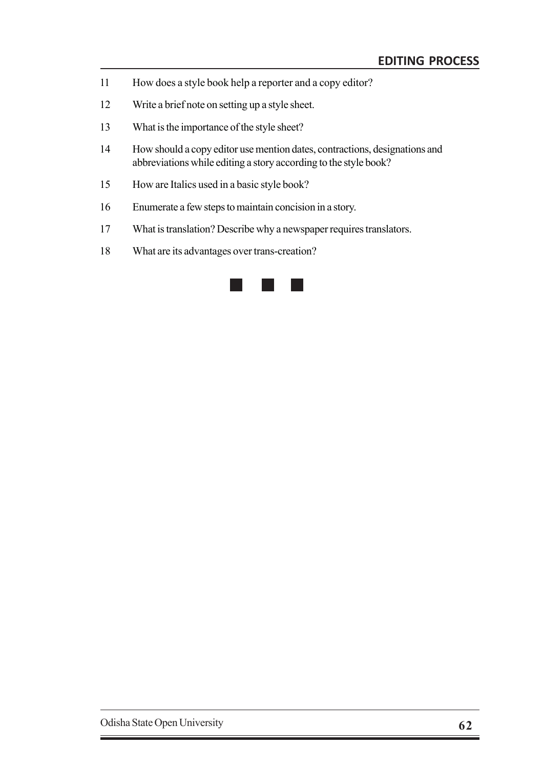11 How does a style book help a reporter and a copy editor?

12 Write a brief note on setting up a style sheet.

13 What is the importance of the style sheet?

14 How should a copy editor use mention dates, contractions, designations and abbreviations while editing a story according to the style book?

15 How are Italics used in a basic style book?

16 Enumerate a few steps to maintain concision in a story.

17 What is translation? Describe why a newspaper requires translators.

18 What are its advantages over trans-creation?

■ ■ ■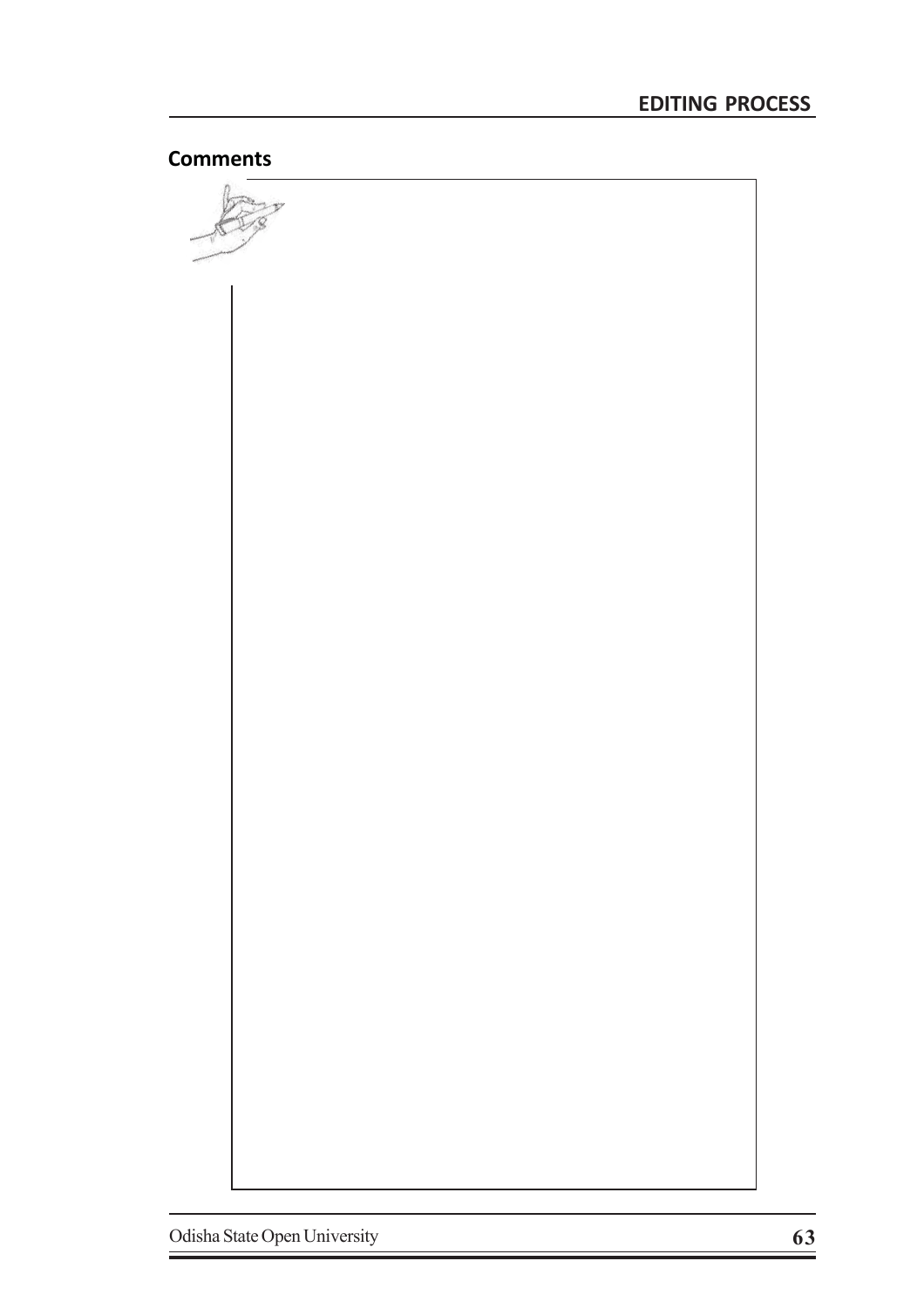**Comments**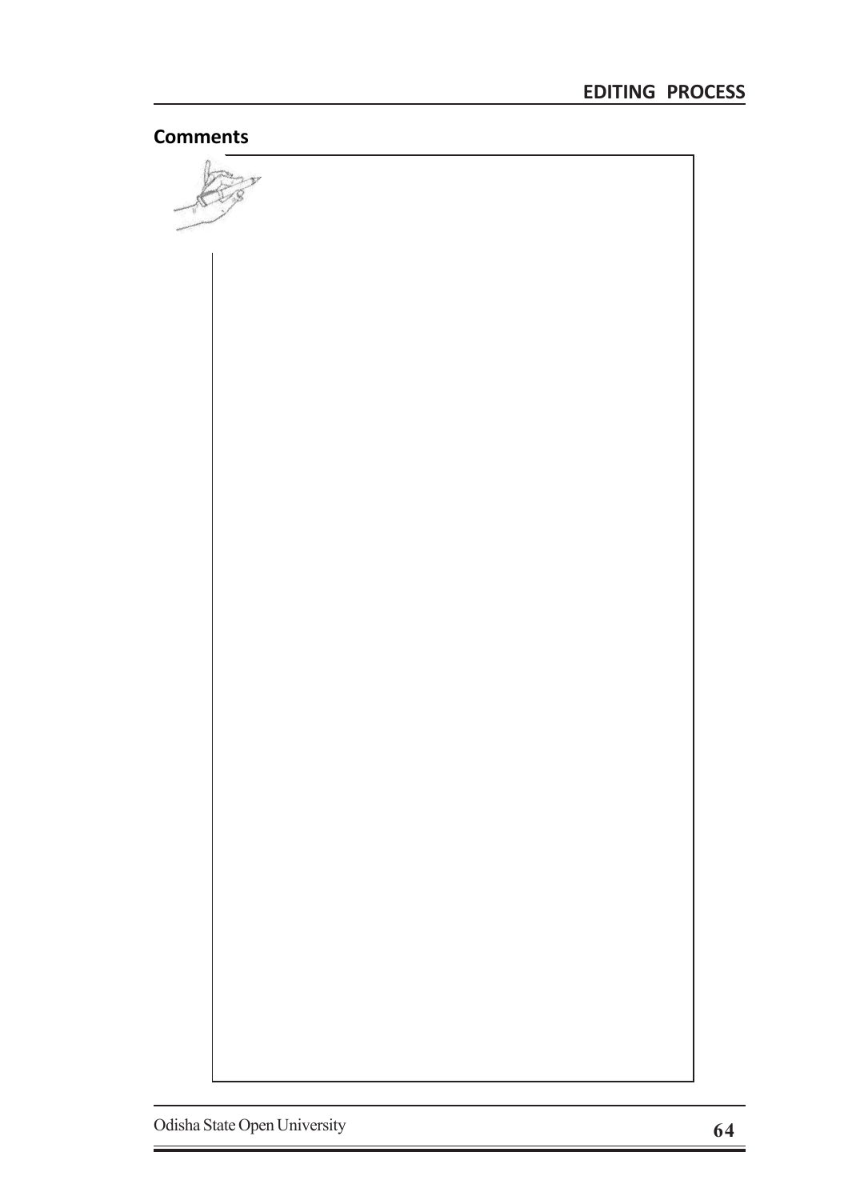**Comments**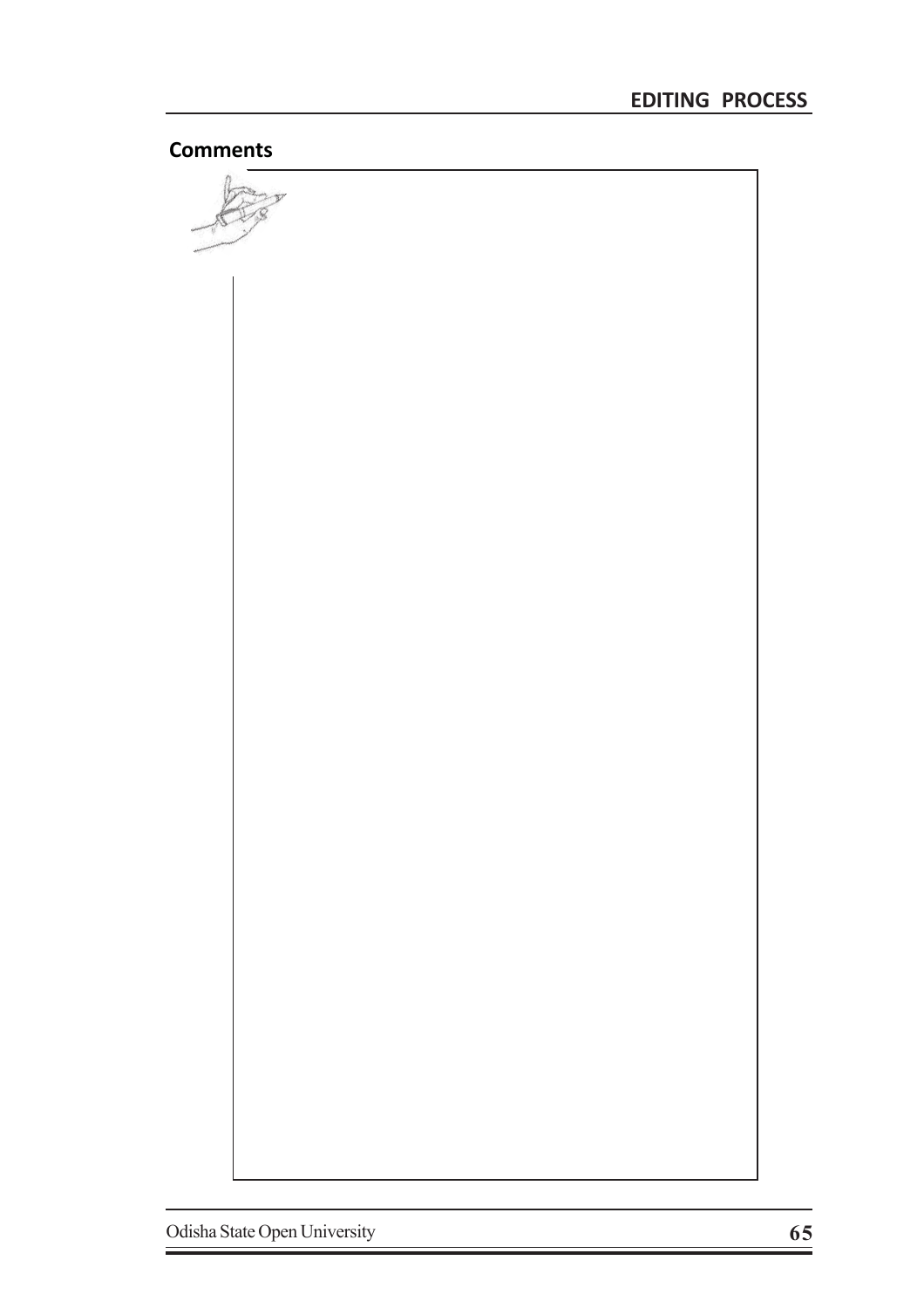**Comments**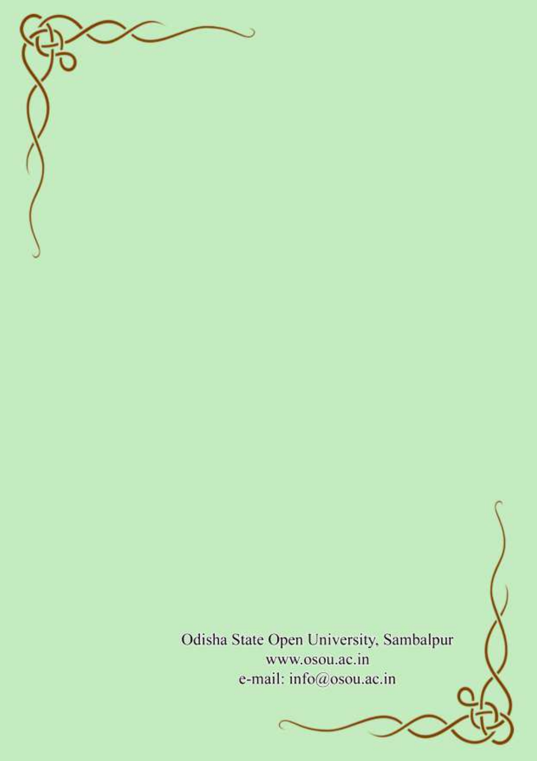Odisha State Open University, Sambalpur
www.osou.ac.in
e-mail: info@osou.ac.in